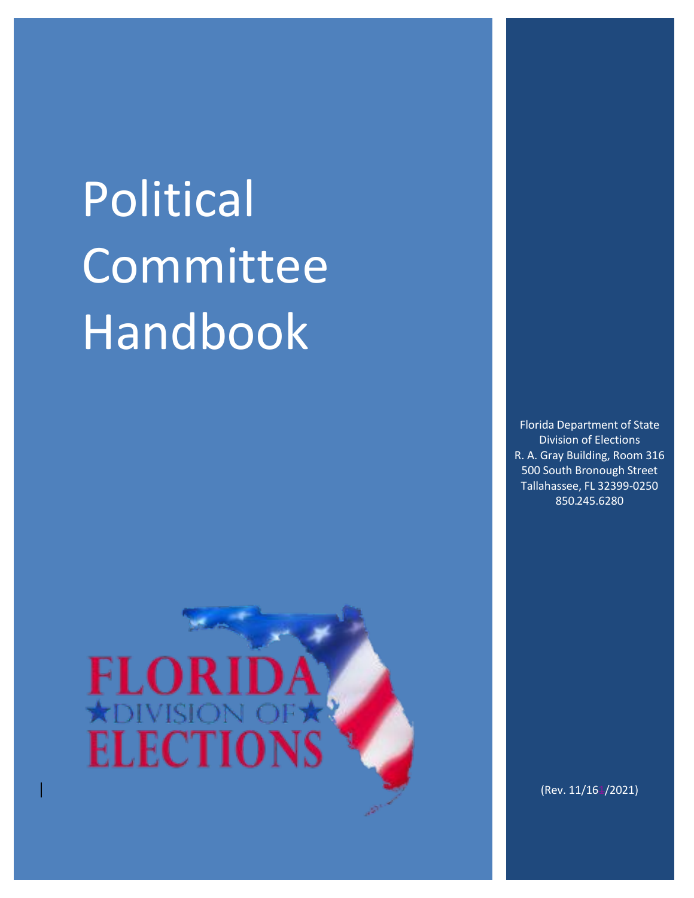# Political Committee Handbook

Florida Department of State
Division of Elections
R. A. Gray Building, Room 316
500 South Bronough Street
Tallahassee, FL 32399-0250
850.245.6280

FLORIDA
DIVISION OF
ELECTIONS

(Rev. 11/16/2021)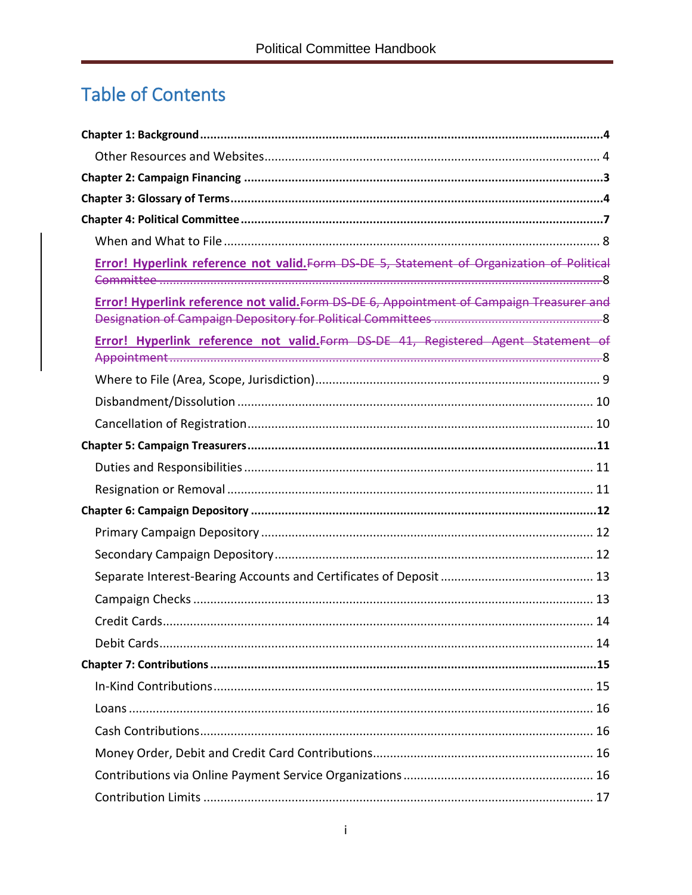# Table of Contents

**Chapter 1: Background** ....................................................................................................4

Other Resources and Websites.................................................................................... 4

**Chapter 2: Campaign Financing** ..........................................................................................3

**Chapter 3: Glossary of Terms**..............................................................................................4

**Chapter 4: Political Committee** ...........................................................................................7

When and What to File .................................................................................................. 8

**Error! Hyperlink reference not valid.**~~Form DS-DE 5, Statement of Organization of Political Committee~~ .......................................................................................................................8

**Error! Hyperlink reference not valid.**~~Form DS-DE 6, Appointment of Campaign Treasurer and Designation of Campaign Depository for Political Committees~~ .................................................8

**Error! Hyperlink reference not valid.**~~Form DS-DE 41, Registered Agent Statement of Appointment~~ ...............................................................................................................8

Where to File (Area, Scope, Jurisdiction)......................................................................... 9

Disbandment/Dissolution ............................................................................................. 10

Cancellation of Registration.......................................................................................... 10

**Chapter 5: Campaign Treasurers**........................................................................................11

Duties and Responsibilities .......................................................................................... 11

Resignation or Removal ............................................................................................... 11

**Chapter 6: Campaign Depository** .......................................................................................12

Primary Campaign Depository ...................................................................................... 12

Secondary Campaign Depository.................................................................................. 12

Separate Interest-Bearing Accounts and Certificates of Deposit ........................................ 13

Campaign Checks ....................................................................................................... 13

Credit Cards................................................................................................................. 14

Debit Cards.................................................................................................................. 14

**Chapter 7: Contributions** ...................................................................................................15

In-Kind Contributions................................................................................................... 15

Loans .......................................................................................................................... 16

Cash Contributions...................................................................................................... 16

Money Order, Debit and Credit Card Contributions.......................................................... 16

Contributions via Online Payment Service Organizations ................................................. 16

Contribution Limits ...................................................................................................... 17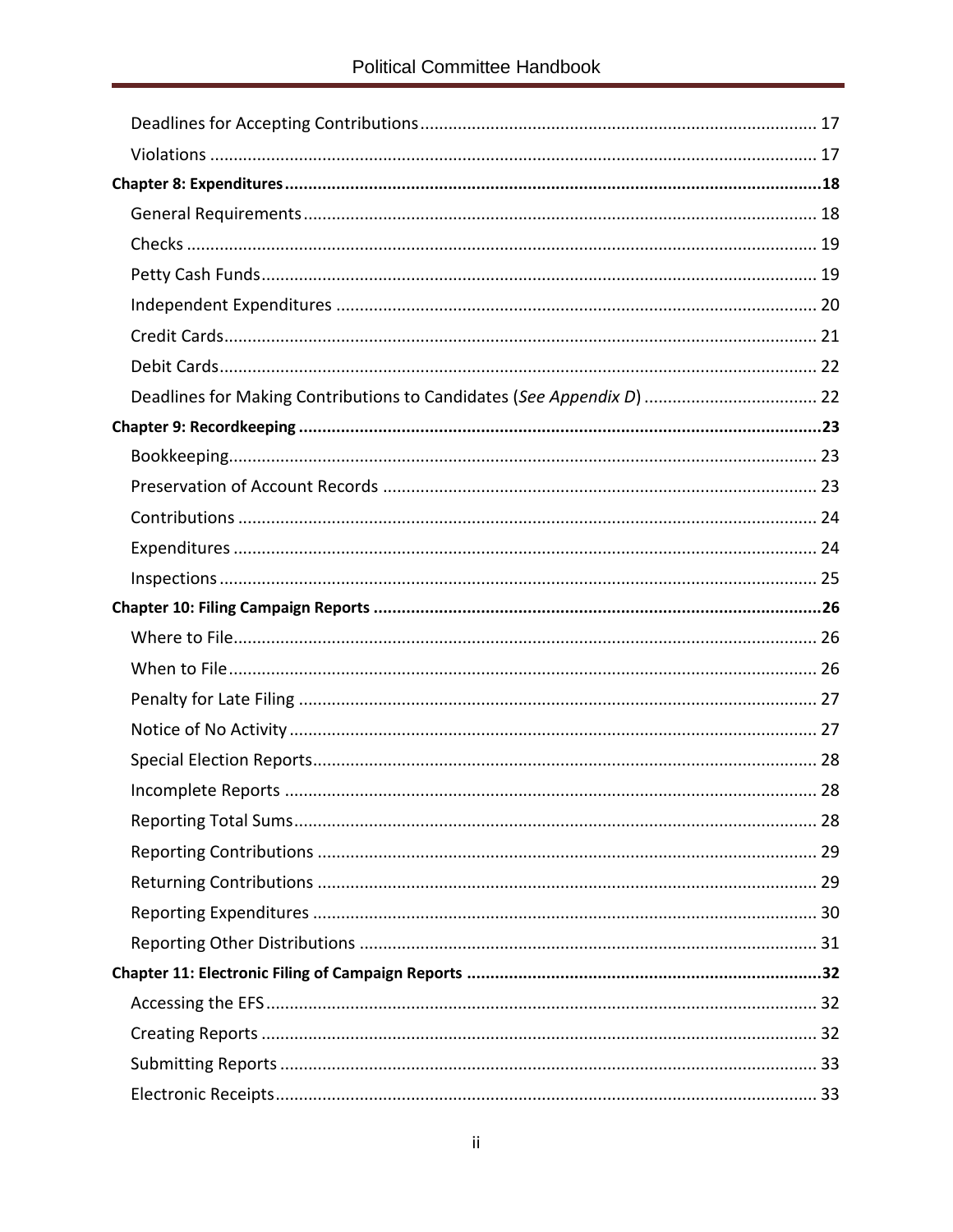Deadlines for Accepting Contributions ..................................................................................... 17
Violations ................................................................................................................................ 17

**Chapter 8: Expenditures ..................................................................................................................18**

General Requirements ............................................................................................................. 18
Checks ..................................................................................................................................... 19
Petty Cash Funds ..................................................................................................................... 19
Independent Expenditures ...................................................................................................... 20
Credit Cards ............................................................................................................................. 21
Debit Cards .............................................................................................................................. 22
Deadlines for Making Contributions to Candidates (*See Appendix D*) ..................................... 22

**Chapter 9: Recordkeeping ...............................................................................................................23**

Bookkeeping ............................................................................................................................ 23
Preservation of Account Records ............................................................................................ 23
Contributions .......................................................................................................................... 24
Expenditures ........................................................................................................................... 24
Inspections .............................................................................................................................. 25

**Chapter 10: Filing Campaign Reports ...............................................................................................26**

Where to File ........................................................................................................................... 26
When to File ............................................................................................................................ 26
Penalty for Late Filing ............................................................................................................. 27
Notice of No Activity ............................................................................................................... 27
Special Election Reports .......................................................................................................... 28
Incomplete Reports ................................................................................................................. 28
Reporting Total Sums ............................................................................................................... 28
Reporting Contributions ......................................................................................................... 29
Returning Contributions ......................................................................................................... 29
Reporting Expenditures ........................................................................................................... 30
Reporting Other Distributions ................................................................................................ 31

**Chapter 11: Electronic Filing of Campaign Reports ............................................................................32**

Accessing the EFS .................................................................................................................... 32
Creating Reports ..................................................................................................................... 32
Submitting Reports ................................................................................................................. 33
Electronic Receipts .................................................................................................................. 33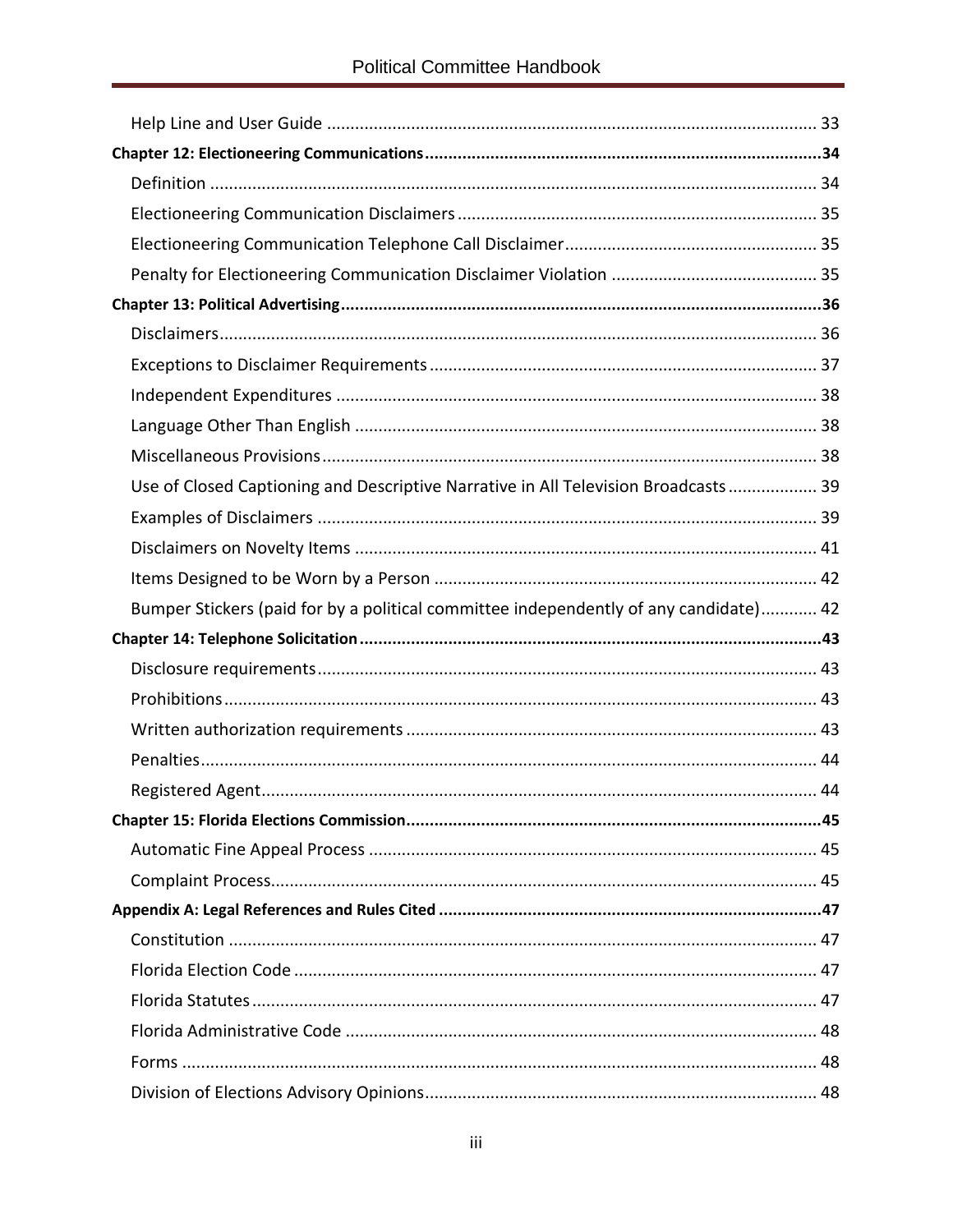Help Line and User Guide ........................................................................................................ 33

**Chapter 12: Electioneering Communications ....................................................................................34**

Definition ................................................................................................................................. 34

Electioneering Communication Disclaimers ............................................................................ 35

Electioneering Communication Telephone Call Disclaimer ..................................................... 35

Penalty for Electioneering Communication Disclaimer Violation ........................................... 35

**Chapter 13: Political Advertising ......................................................................................................36**

Disclaimers ............................................................................................................................... 36

Exceptions to Disclaimer Requirements .................................................................................. 37

Independent Expenditures ...................................................................................................... 38

Language Other Than English .................................................................................................. 38

Miscellaneous Provisions ......................................................................................................... 38

Use of Closed Captioning and Descriptive Narrative in All Television Broadcasts .................. 39

Examples of Disclaimers .......................................................................................................... 39

Disclaimers on Novelty Items .................................................................................................. 41

Items Designed to be Worn by a Person ................................................................................. 42

Bumper Stickers (paid for by a political committee independently of any candidate) ............ 42

**Chapter 14: Telephone Solicitation ..................................................................................................43**

Disclosure requirements .......................................................................................................... 43

Prohibitions ............................................................................................................................. 43

Written authorization requirements ....................................................................................... 43

Penalties .................................................................................................................................. 44

Registered Agent ...................................................................................................................... 44

**Chapter 15: Florida Elections Commission .......................................................................................45**

Automatic Fine Appeal Process ............................................................................................... 45

Complaint Process .................................................................................................................... 45

**Appendix A: Legal References and Rules Cited .................................................................................47**

Constitution ............................................................................................................................. 47

Florida Election Code ............................................................................................................... 47

Florida Statutes ........................................................................................................................ 47

Florida Administrative Code .................................................................................................... 48

Forms ....................................................................................................................................... 48

Division of Elections Advisory Opinions ................................................................................... 48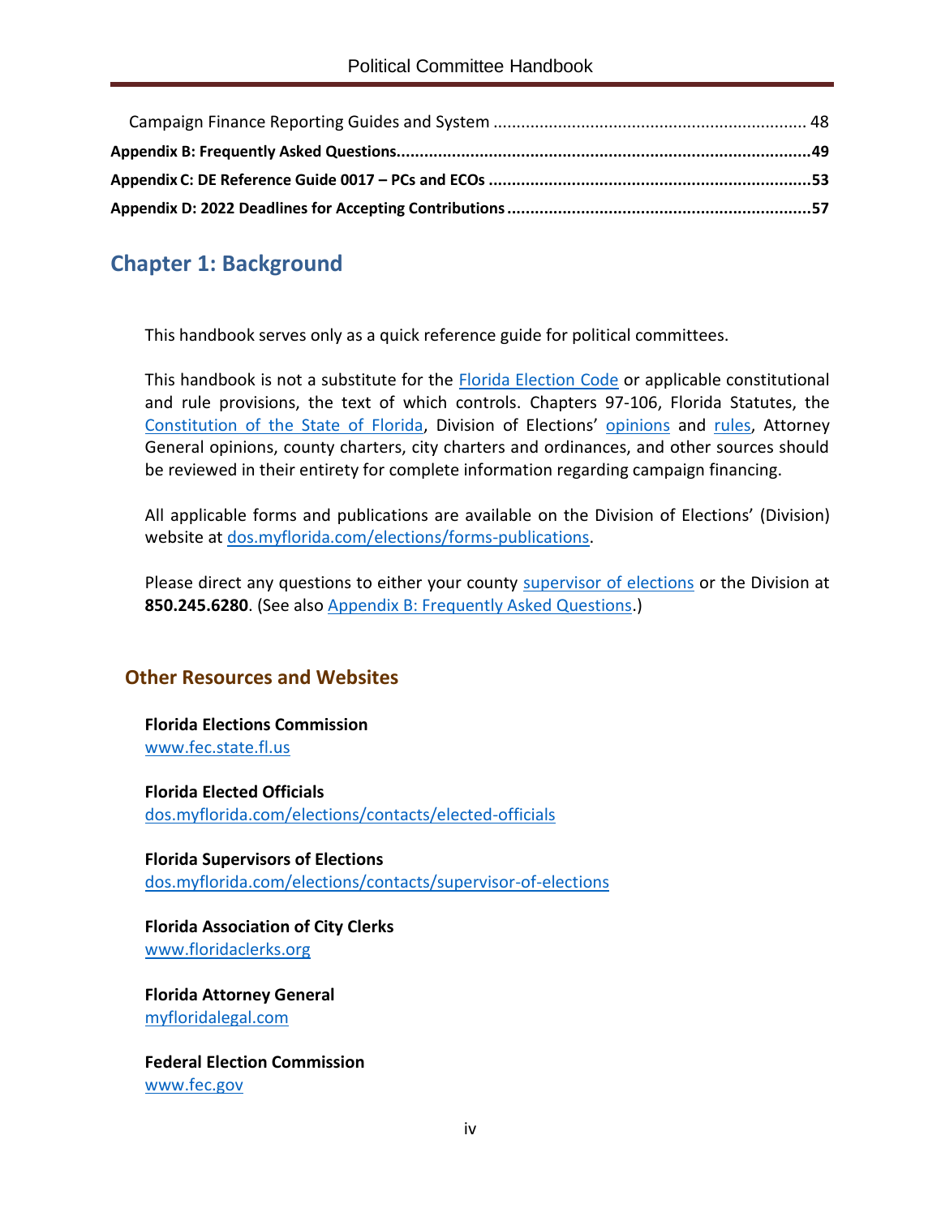Campaign Finance Reporting Guides and System .................................................................. 48

**Appendix B: Frequently Asked Questions.........................................................................................49**

**Appendix C: DE Reference Guide 0017 – PCs and ECOs .....................................................................53**

**Appendix D: 2022 Deadlines for Accepting Contributions .................................................................57**

# Chapter 1: Background

This handbook serves only as a quick reference guide for political committees.

This handbook is not a substitute for the Florida Election Code or applicable constitutional and rule provisions, the text of which controls. Chapters 97-106, Florida Statutes, the Constitution of the State of Florida, Division of Elections' opinions and rules, Attorney General opinions, county charters, city charters and ordinances, and other sources should be reviewed in their entirety for complete information regarding campaign financing.

All applicable forms and publications are available on the Division of Elections' (Division) website at dos.myflorida.com/elections/forms-publications.

Please direct any questions to either your county supervisor of elections or the Division at **850.245.6280**. (See also Appendix B: Frequently Asked Questions.)

## Other Resources and Websites

**Florida Elections Commission**
www.fec.state.fl.us

**Florida Elected Officials**
dos.myflorida.com/elections/contacts/elected-officials

**Florida Supervisors of Elections**
dos.myflorida.com/elections/contacts/supervisor-of-elections

**Florida Association of City Clerks**
www.floridaclerks.org

**Florida Attorney General**
myfloridalegal.com

**Federal Election Commission**
www.fec.gov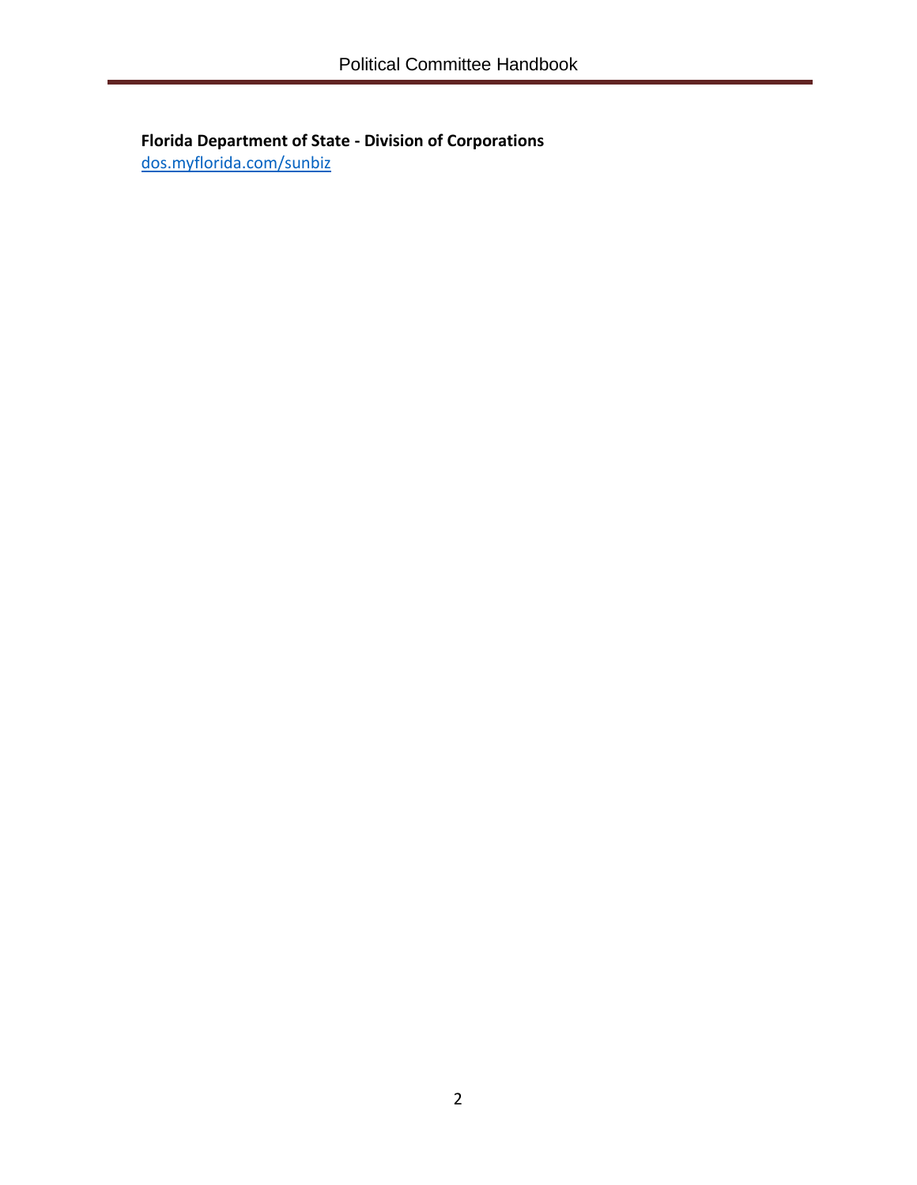**Florida Department of State - Division of Corporations**
[dos.myflorida.com/sunbiz](dos.myflorida.com/sunbiz)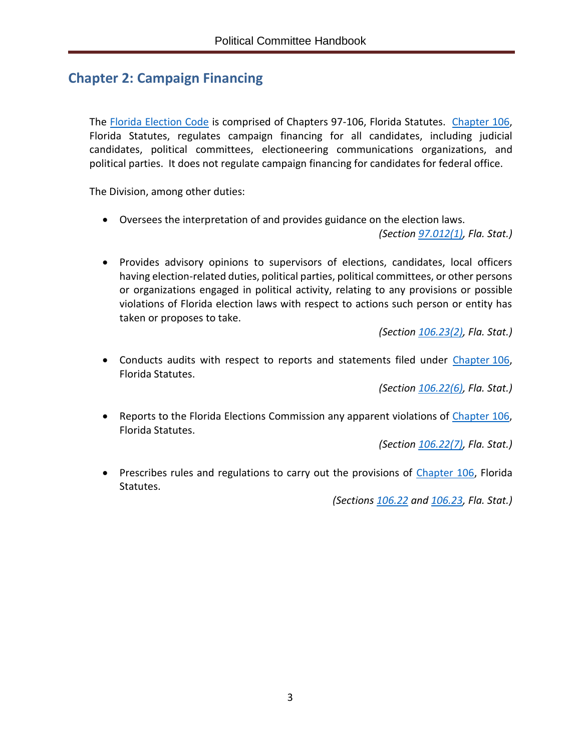## Chapter 2: Campaign Financing

The Florida Election Code is comprised of Chapters 97-106, Florida Statutes. Chapter 106, Florida Statutes, regulates campaign financing for all candidates, including judicial candidates, political committees, electioneering communications organizations, and political parties. It does not regulate campaign financing for candidates for federal office.

The Division, among other duties:

- Oversees the interpretation of and provides guidance on the election laws.

  *(Section 97.012(1), Fla. Stat.)*

- Provides advisory opinions to supervisors of elections, candidates, local officers having election-related duties, political parties, political committees, or other persons or organizations engaged in political activity, relating to any provisions or possible violations of Florida election laws with respect to actions such person or entity has taken or proposes to take.

  *(Section 106.23(2), Fla. Stat.)*

- Conducts audits with respect to reports and statements filed under Chapter 106, Florida Statutes.

  *(Section 106.22(6), Fla. Stat.)*

- Reports to the Florida Elections Commission any apparent violations of Chapter 106, Florida Statutes.

  *(Section 106.22(7), Fla. Stat.)*

- Prescribes rules and regulations to carry out the provisions of Chapter 106, Florida Statutes.

  *(Sections 106.22 and 106.23, Fla. Stat.)*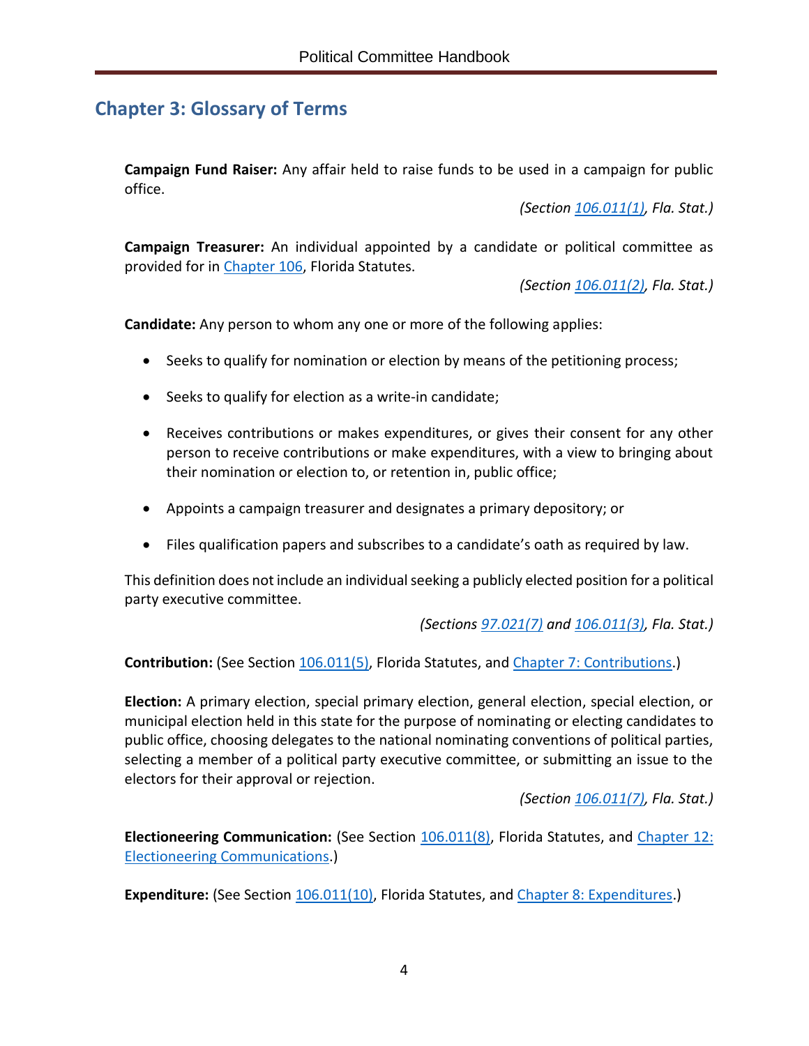## Chapter 3: Glossary of Terms

**Campaign Fund Raiser:** Any affair held to raise funds to be used in a campaign for public office.

*(Section 106.011(1), Fla. Stat.)*

**Campaign Treasurer:** An individual appointed by a candidate or political committee as provided for in Chapter 106, Florida Statutes.

*(Section 106.011(2), Fla. Stat.)*

**Candidate:** Any person to whom any one or more of the following applies:

- Seeks to qualify for nomination or election by means of the petitioning process;
- Seeks to qualify for election as a write-in candidate;
- Receives contributions or makes expenditures, or gives their consent for any other person to receive contributions or make expenditures, with a view to bringing about their nomination or election to, or retention in, public office;
- Appoints a campaign treasurer and designates a primary depository; or
- Files qualification papers and subscribes to a candidate's oath as required by law.

This definition does not include an individual seeking a publicly elected position for a political party executive committee.

*(Sections 97.021(7) and 106.011(3), Fla. Stat.)*

**Contribution:** (See Section 106.011(5), Florida Statutes, and Chapter 7: Contributions.)

**Election:** A primary election, special primary election, general election, special election, or municipal election held in this state for the purpose of nominating or electing candidates to public office, choosing delegates to the national nominating conventions of political parties, selecting a member of a political party executive committee, or submitting an issue to the electors for their approval or rejection.

*(Section 106.011(7), Fla. Stat.)*

**Electioneering Communication:** (See Section 106.011(8), Florida Statutes, and Chapter 12: Electioneering Communications.)

**Expenditure:** (See Section 106.011(10), Florida Statutes, and Chapter 8: Expenditures.)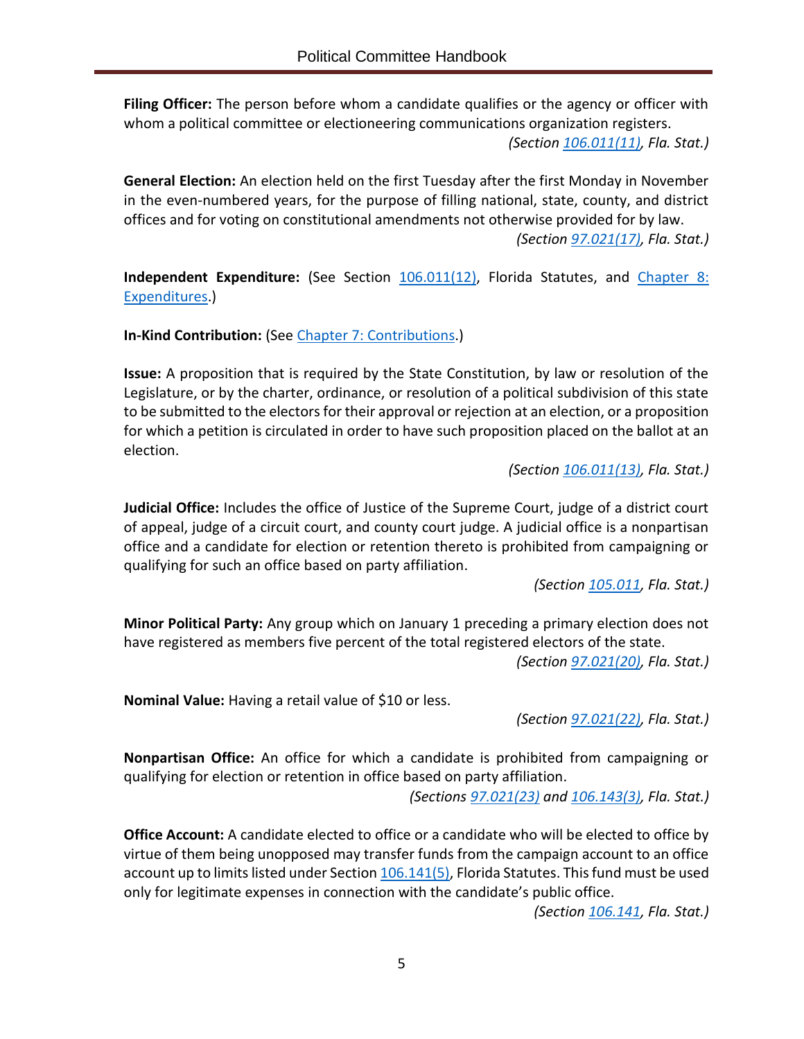**Filing Officer:** The person before whom a candidate qualifies or the agency or officer with whom a political committee or electioneering communications organization registers.

*(Section [106.011(11)](), Fla. Stat.)*

**General Election:** An election held on the first Tuesday after the first Monday in November in the even-numbered years, for the purpose of filling national, state, county, and district offices and for voting on constitutional amendments not otherwise provided for by law.

*(Section [97.021(17)](), Fla. Stat.)*

**Independent Expenditure:** (See Section [106.011(12)](), Florida Statutes, and [Chapter 8: Expenditures]().)

**In-Kind Contribution:** (See [Chapter 7: Contributions]().)

**Issue:** A proposition that is required by the State Constitution, by law or resolution of the Legislature, or by the charter, ordinance, or resolution of a political subdivision of this state to be submitted to the electors for their approval or rejection at an election, or a proposition for which a petition is circulated in order to have such proposition placed on the ballot at an election.

*(Section [106.011(13)](), Fla. Stat.)*

**Judicial Office:** Includes the office of Justice of the Supreme Court, judge of a district court of appeal, judge of a circuit court, and county court judge. A judicial office is a nonpartisan office and a candidate for election or retention thereto is prohibited from campaigning or qualifying for such an office based on party affiliation.

*(Section [105.011](), Fla. Stat.)*

**Minor Political Party:** Any group which on January 1 preceding a primary election does not have registered as members five percent of the total registered electors of the state.

*(Section [97.021(20)](), Fla. Stat.)*

**Nominal Value:** Having a retail value of $10 or less.

*(Section [97.021(22)](), Fla. Stat.)*

**Nonpartisan Office:** An office for which a candidate is prohibited from campaigning or qualifying for election or retention in office based on party affiliation.

*(Sections [97.021(23)]() and [106.143(3)](), Fla. Stat.)*

**Office Account:** A candidate elected to office or a candidate who will be elected to office by virtue of them being unopposed may transfer funds from the campaign account to an office account up to limits listed under Section [106.141(5)](), Florida Statutes. This fund must be used only for legitimate expenses in connection with the candidate's public office.

*(Section [106.141](), Fla. Stat.)*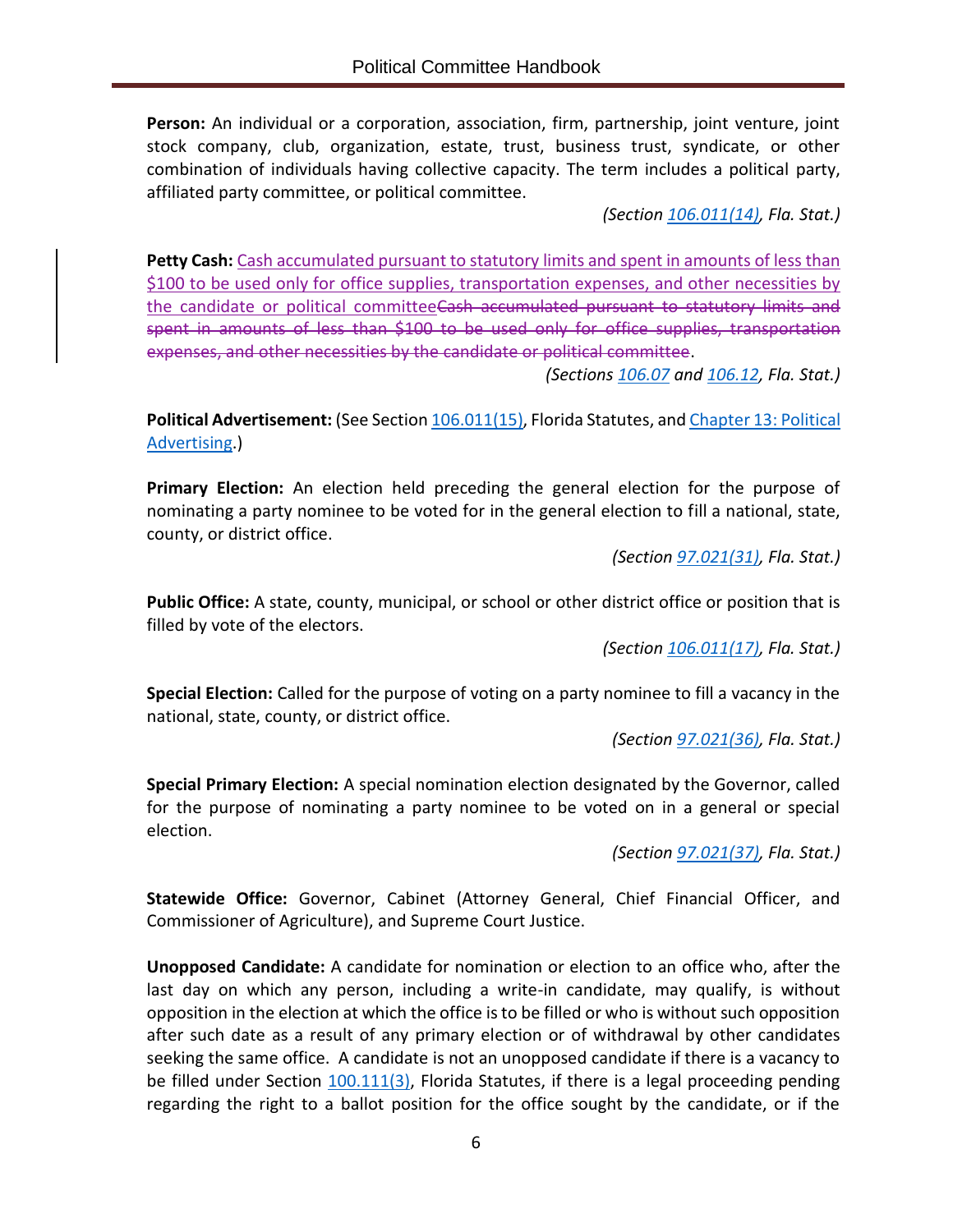**Person:** An individual or a corporation, association, firm, partnership, joint venture, joint stock company, club, organization, estate, trust, business trust, syndicate, or other combination of individuals having collective capacity. The term includes a political party, affiliated party committee, or political committee.

*(Section 106.011(14), Fla. Stat.)*

**Petty Cash:** Cash accumulated pursuant to statutory limits and spent in amounts of less than $100 to be used only for office supplies, transportation expenses, and other necessities by the candidate or political committee~~Cash accumulated pursuant to statutory limits and spent in amounts of less than $100 to be used only for office supplies, transportation expenses, and other necessities by the candidate or political committee~~.

*(Sections 106.07 and 106.12, Fla. Stat.)*

**Political Advertisement:** (See Section 106.011(15), Florida Statutes, and Chapter 13: Political Advertising.)

**Primary Election:** An election held preceding the general election for the purpose of nominating a party nominee to be voted for in the general election to fill a national, state, county, or district office.

*(Section 97.021(31), Fla. Stat.)*

**Public Office:** A state, county, municipal, or school or other district office or position that is filled by vote of the electors.

*(Section 106.011(17), Fla. Stat.)*

**Special Election:** Called for the purpose of voting on a party nominee to fill a vacancy in the national, state, county, or district office.

*(Section 97.021(36), Fla. Stat.)*

**Special Primary Election:** A special nomination election designated by the Governor, called for the purpose of nominating a party nominee to be voted on in a general or special election.

*(Section 97.021(37), Fla. Stat.)*

**Statewide Office:** Governor, Cabinet (Attorney General, Chief Financial Officer, and Commissioner of Agriculture), and Supreme Court Justice.

**Unopposed Candidate:** A candidate for nomination or election to an office who, after the last day on which any person, including a write-in candidate, may qualify, is without opposition in the election at which the office is to be filled or who is without such opposition after such date as a result of any primary election or of withdrawal by other candidates seeking the same office. A candidate is not an unopposed candidate if there is a vacancy to be filled under Section 100.111(3), Florida Statutes, if there is a legal proceeding pending regarding the right to a ballot position for the office sought by the candidate, or if the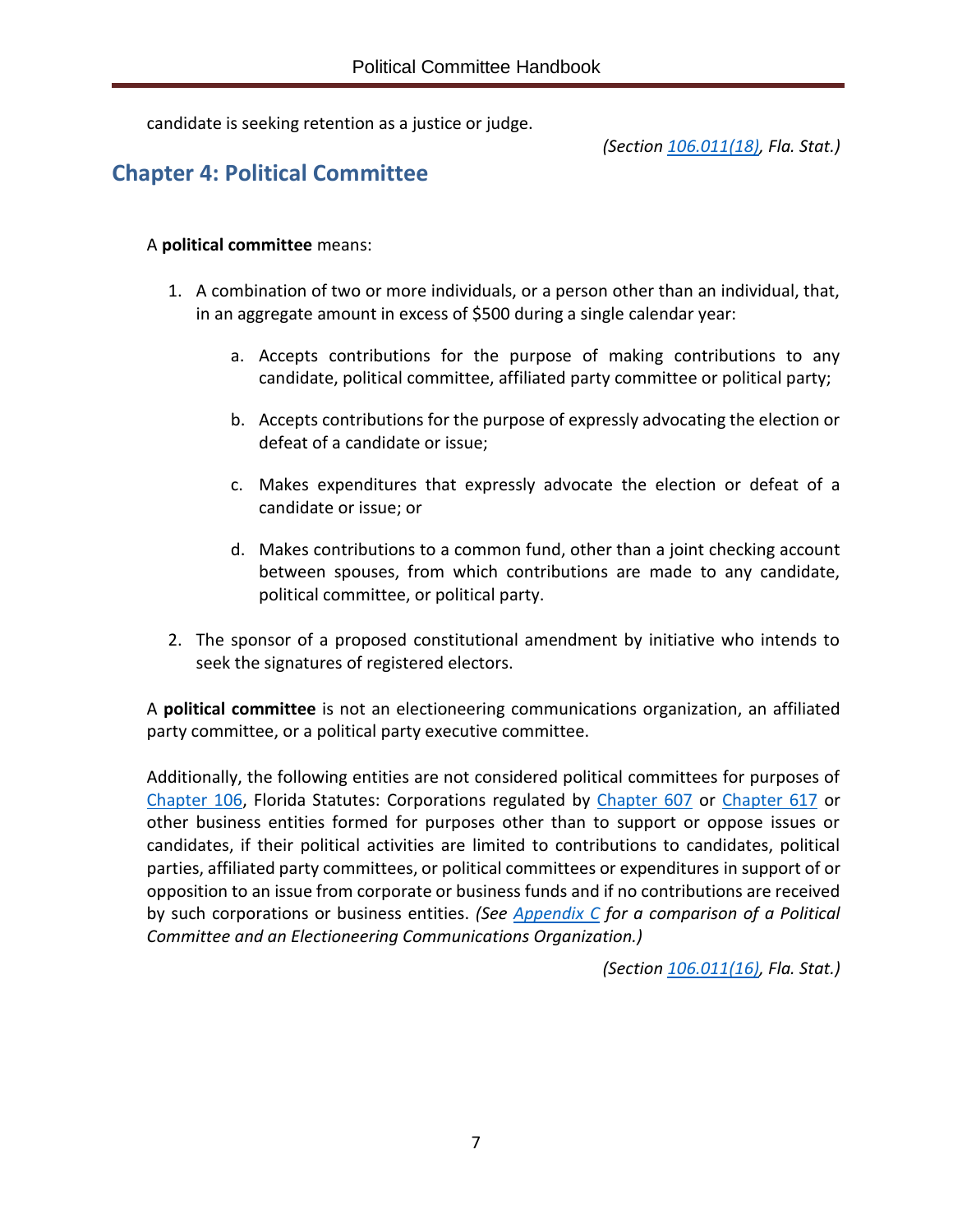candidate is seeking retention as a justice or judge.

*(Section 106.011(18), Fla. Stat.)*

## Chapter 4: Political Committee

A **political committee** means:

1. A combination of two or more individuals, or a person other than an individual, that, in an aggregate amount in excess of $500 during a single calendar year:

   a. Accepts contributions for the purpose of making contributions to any candidate, political committee, affiliated party committee or political party;

   b. Accepts contributions for the purpose of expressly advocating the election or defeat of a candidate or issue;

   c. Makes expenditures that expressly advocate the election or defeat of a candidate or issue; or

   d. Makes contributions to a common fund, other than a joint checking account between spouses, from which contributions are made to any candidate, political committee, or political party.

2. The sponsor of a proposed constitutional amendment by initiative who intends to seek the signatures of registered electors.

A **political committee** is not an electioneering communications organization, an affiliated party committee, or a political party executive committee.

Additionally, the following entities are not considered political committees for purposes of Chapter 106, Florida Statutes: Corporations regulated by Chapter 607 or Chapter 617 or other business entities formed for purposes other than to support or oppose issues or candidates, if their political activities are limited to contributions to candidates, political parties, affiliated party committees, or political committees or expenditures in support of or opposition to an issue from corporate or business funds and if no contributions are received by such corporations or business entities. *(See Appendix C for a comparison of a Political Committee and an Electioneering Communications Organization.)*

*(Section 106.011(16), Fla. Stat.)*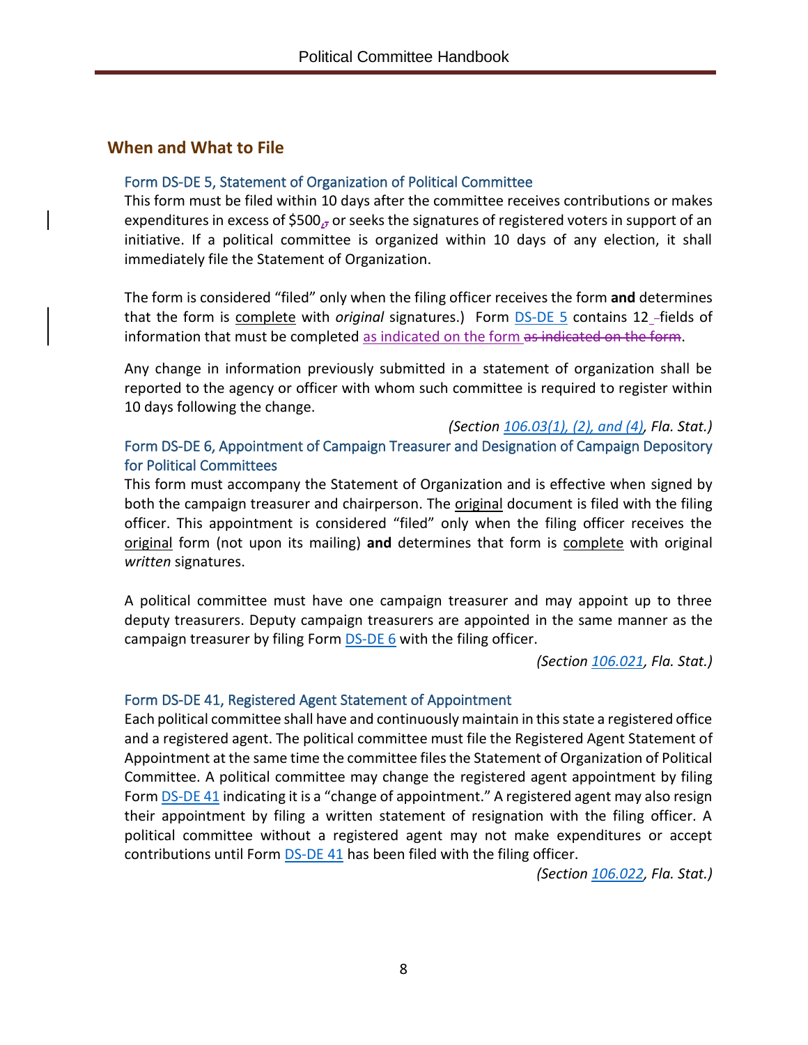## When and What to File

### Form DS-DE 5, Statement of Organization of Political Committee

This form must be filed within 10 days after the committee receives contributions or makes expenditures in excess of $500, or seeks the signatures of registered voters in support of an initiative. If a political committee is organized within 10 days of any election, it shall immediately file the Statement of Organization.

The form is considered "filed" only when the filing officer receives the form **and** determines that the form is complete with *original* signatures.) Form DS-DE 5 contains 12 fields of information that must be completed as indicated on the form.

Any change in information previously submitted in a statement of organization shall be reported to the agency or officer with whom such committee is required to register within 10 days following the change.

*(Section 106.03(1), (2), and (4), Fla. Stat.)*

### Form DS-DE 6, Appointment of Campaign Treasurer and Designation of Campaign Depository for Political Committees

This form must accompany the Statement of Organization and is effective when signed by both the campaign treasurer and chairperson. The original document is filed with the filing officer. This appointment is considered "filed" only when the filing officer receives the original form (not upon its mailing) **and** determines that form is complete with original *written* signatures.

A political committee must have one campaign treasurer and may appoint up to three deputy treasurers. Deputy campaign treasurers are appointed in the same manner as the campaign treasurer by filing Form DS-DE 6 with the filing officer.

*(Section 106.021, Fla. Stat.)*

### Form DS-DE 41, Registered Agent Statement of Appointment

Each political committee shall have and continuously maintain in this state a registered office and a registered agent. The political committee must file the Registered Agent Statement of Appointment at the same time the committee files the Statement of Organization of Political Committee. A political committee may change the registered agent appointment by filing Form DS-DE 41 indicating it is a "change of appointment." A registered agent may also resign their appointment by filing a written statement of resignation with the filing officer. A political committee without a registered agent may not make expenditures or accept contributions until Form DS-DE 41 has been filed with the filing officer.

*(Section 106.022, Fla. Stat.)*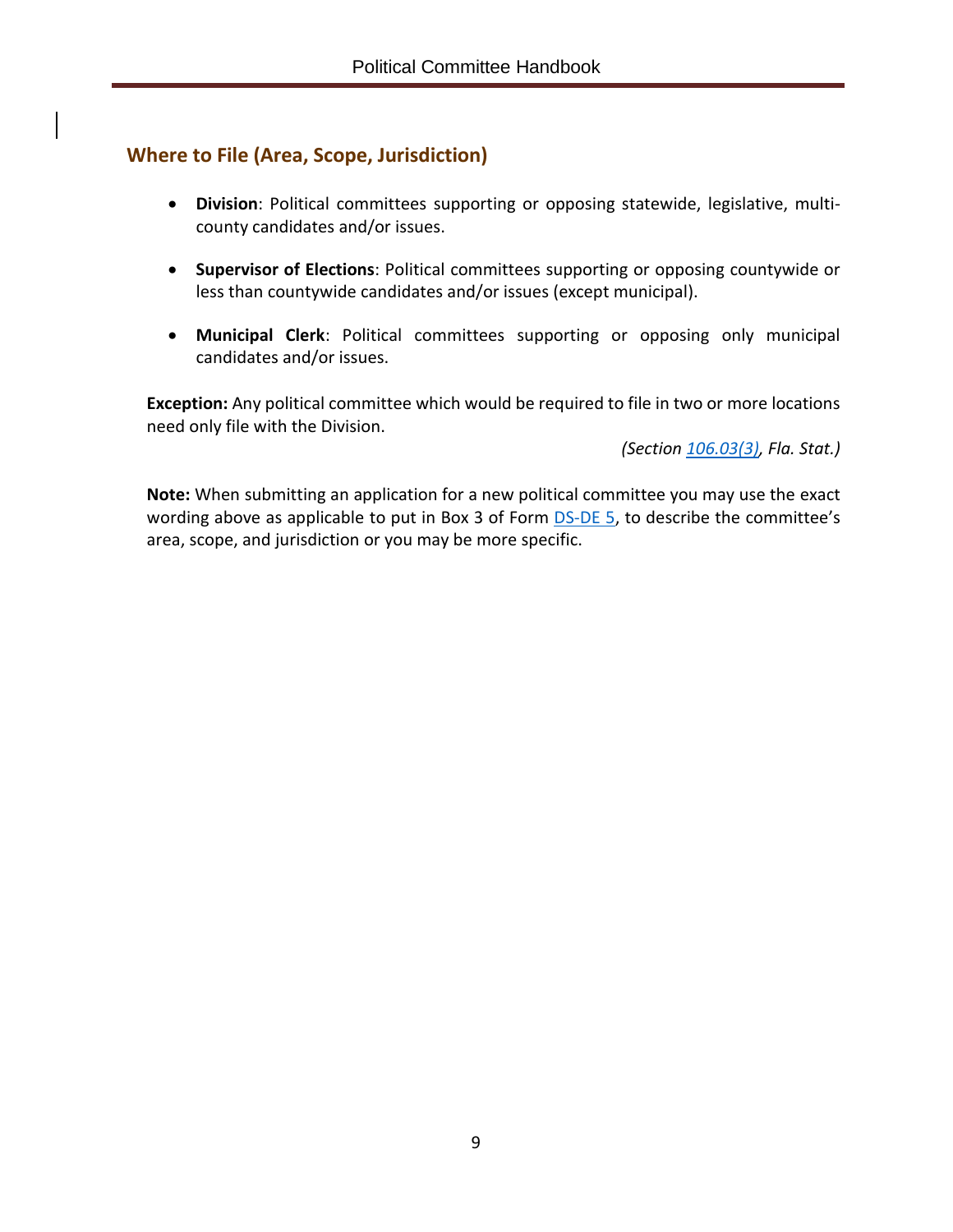## Where to File (Area, Scope, Jurisdiction)

- **Division**: Political committees supporting or opposing statewide, legislative, multi-county candidates and/or issues.
- **Supervisor of Elections**: Political committees supporting or opposing countywide or less than countywide candidates and/or issues (except municipal).
- **Municipal Clerk**: Political committees supporting or opposing only municipal candidates and/or issues.

**Exception:** Any political committee which would be required to file in two or more locations need only file with the Division.

*(Section 106.03(3), Fla. Stat.)*

**Note:** When submitting an application for a new political committee you may use the exact wording above as applicable to put in Box 3 of Form DS-DE 5, to describe the committee's area, scope, and jurisdiction or you may be more specific.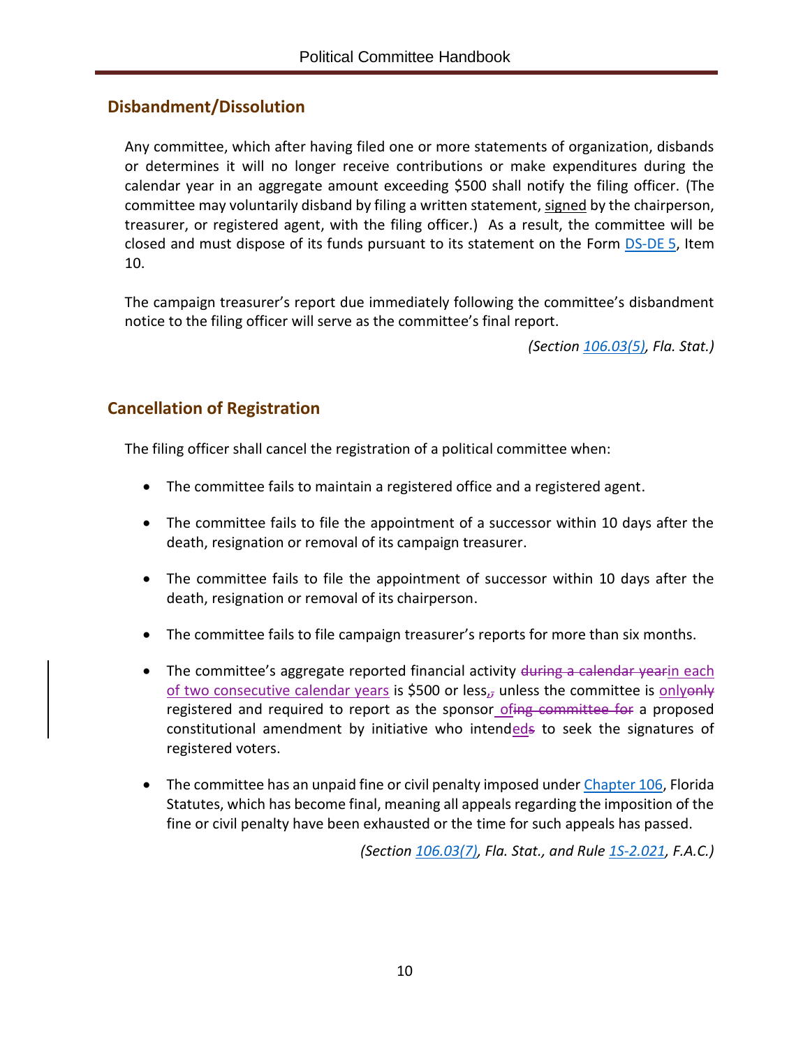## Disbandment/Dissolution

Any committee, which after having filed one or more statements of organization, disbands or determines it will no longer receive contributions or make expenditures during the calendar year in an aggregate amount exceeding $500 shall notify the filing officer. (The committee may voluntarily disband by filing a written statement, signed by the chairperson, treasurer, or registered agent, with the filing officer.) As a result, the committee will be closed and must dispose of its funds pursuant to its statement on the Form DS-DE 5, Item 10.

The campaign treasurer's report due immediately following the committee's disbandment notice to the filing officer will serve as the committee's final report.

*(Section 106.03(5), Fla. Stat.)*

## Cancellation of Registration

The filing officer shall cancel the registration of a political committee when:

- The committee fails to maintain a registered office and a registered agent.
- The committee fails to file the appointment of a successor within 10 days after the death, resignation or removal of its campaign treasurer.
- The committee fails to file the appointment of successor within 10 days after the death, resignation or removal of its chairperson.
- The committee fails to file campaign treasurer's reports for more than six months.
- The committee's aggregate reported financial activity ~~during a calendar year~~in each of two consecutive calendar years is $500 or less,~~,~~ unless the committee is only~~only~~ registered and required to report as the sponsor of~~ing committee for~~ a proposed constitutional amendment by initiative who intended~~s~~ to seek the signatures of registered voters.
- The committee has an unpaid fine or civil penalty imposed under Chapter 106, Florida Statutes, which has become final, meaning all appeals regarding the imposition of the fine or civil penalty have been exhausted or the time for such appeals has passed.

*(Section 106.03(7), Fla. Stat., and Rule 1S-2.021, F.A.C.)*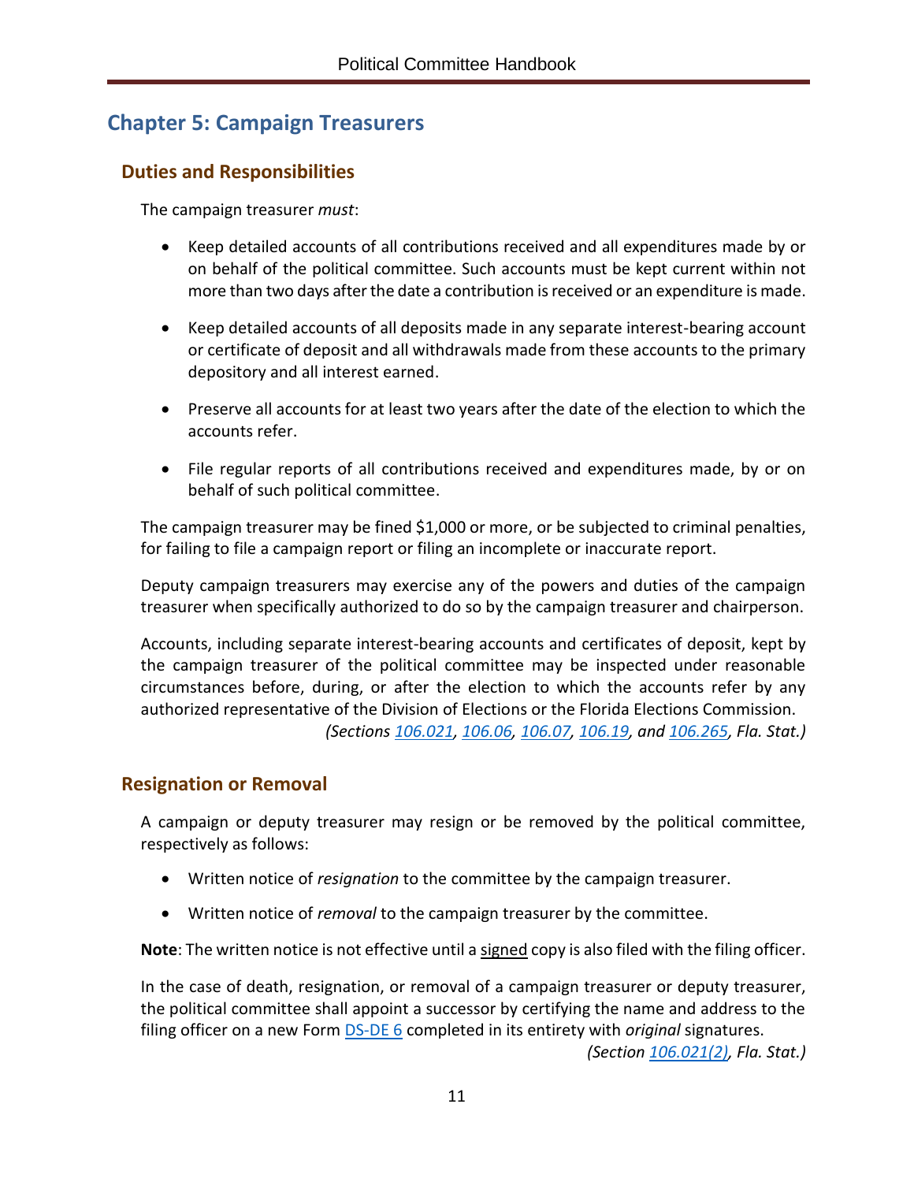## Chapter 5: Campaign Treasurers

### Duties and Responsibilities

The campaign treasurer *must*:

- Keep detailed accounts of all contributions received and all expenditures made by or on behalf of the political committee. Such accounts must be kept current within not more than two days after the date a contribution is received or an expenditure is made.

- Keep detailed accounts of all deposits made in any separate interest-bearing account or certificate of deposit and all withdrawals made from these accounts to the primary depository and all interest earned.

- Preserve all accounts for at least two years after the date of the election to which the accounts refer.

- File regular reports of all contributions received and expenditures made, by or on behalf of such political committee.

The campaign treasurer may be fined $1,000 or more, or be subjected to criminal penalties, for failing to file a campaign report or filing an incomplete or inaccurate report.

Deputy campaign treasurers may exercise any of the powers and duties of the campaign treasurer when specifically authorized to do so by the campaign treasurer and chairperson.

Accounts, including separate interest-bearing accounts and certificates of deposit, kept by the campaign treasurer of the political committee may be inspected under reasonable circumstances before, during, or after the election to which the accounts refer by any authorized representative of the Division of Elections or the Florida Elections Commission.

*(Sections 106.021, 106.06, 106.07, 106.19, and 106.265, Fla. Stat.)*

### Resignation or Removal

A campaign or deputy treasurer may resign or be removed by the political committee, respectively as follows:

- Written notice of *resignation* to the committee by the campaign treasurer.

- Written notice of *removal* to the campaign treasurer by the committee.

**Note**: The written notice is not effective until a signed copy is also filed with the filing officer.

In the case of death, resignation, or removal of a campaign treasurer or deputy treasurer, the political committee shall appoint a successor by certifying the name and address to the filing officer on a new Form DS-DE 6 completed in its entirety with *original* signatures.

*(Section 106.021(2), Fla. Stat.)*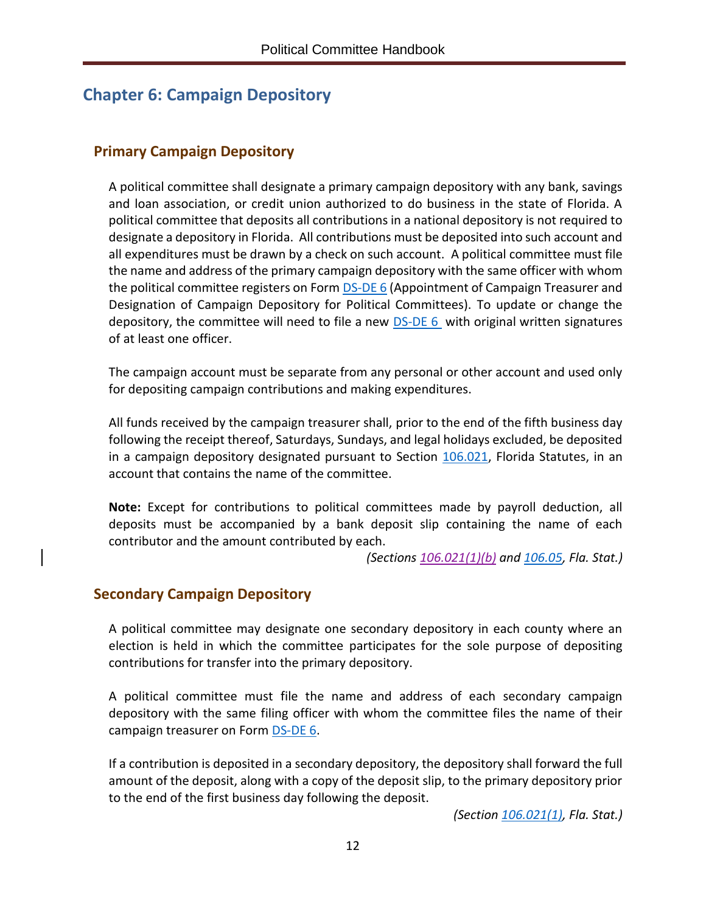## Chapter 6: Campaign Depository

### Primary Campaign Depository

A political committee shall designate a primary campaign depository with any bank, savings and loan association, or credit union authorized to do business in the state of Florida. A political committee that deposits all contributions in a national depository is not required to designate a depository in Florida. All contributions must be deposited into such account and all expenditures must be drawn by a check on such account. A political committee must file the name and address of the primary campaign depository with the same officer with whom the political committee registers on Form DS-DE 6 (Appointment of Campaign Treasurer and Designation of Campaign Depository for Political Committees). To update or change the depository, the committee will need to file a new DS-DE 6 with original written signatures of at least one officer.

The campaign account must be separate from any personal or other account and used only for depositing campaign contributions and making expenditures.

All funds received by the campaign treasurer shall, prior to the end of the fifth business day following the receipt thereof, Saturdays, Sundays, and legal holidays excluded, be deposited in a campaign depository designated pursuant to Section 106.021, Florida Statutes, in an account that contains the name of the committee.

**Note:** Except for contributions to political committees made by payroll deduction, all deposits must be accompanied by a bank deposit slip containing the name of each contributor and the amount contributed by each.

*(Sections 106.021(1)(b) and 106.05, Fla. Stat.)*

### Secondary Campaign Depository

A political committee may designate one secondary depository in each county where an election is held in which the committee participates for the sole purpose of depositing contributions for transfer into the primary depository.

A political committee must file the name and address of each secondary campaign depository with the same filing officer with whom the committee files the name of their campaign treasurer on Form DS-DE 6.

If a contribution is deposited in a secondary depository, the depository shall forward the full amount of the deposit, along with a copy of the deposit slip, to the primary depository prior to the end of the first business day following the deposit.

*(Section 106.021(1), Fla. Stat.)*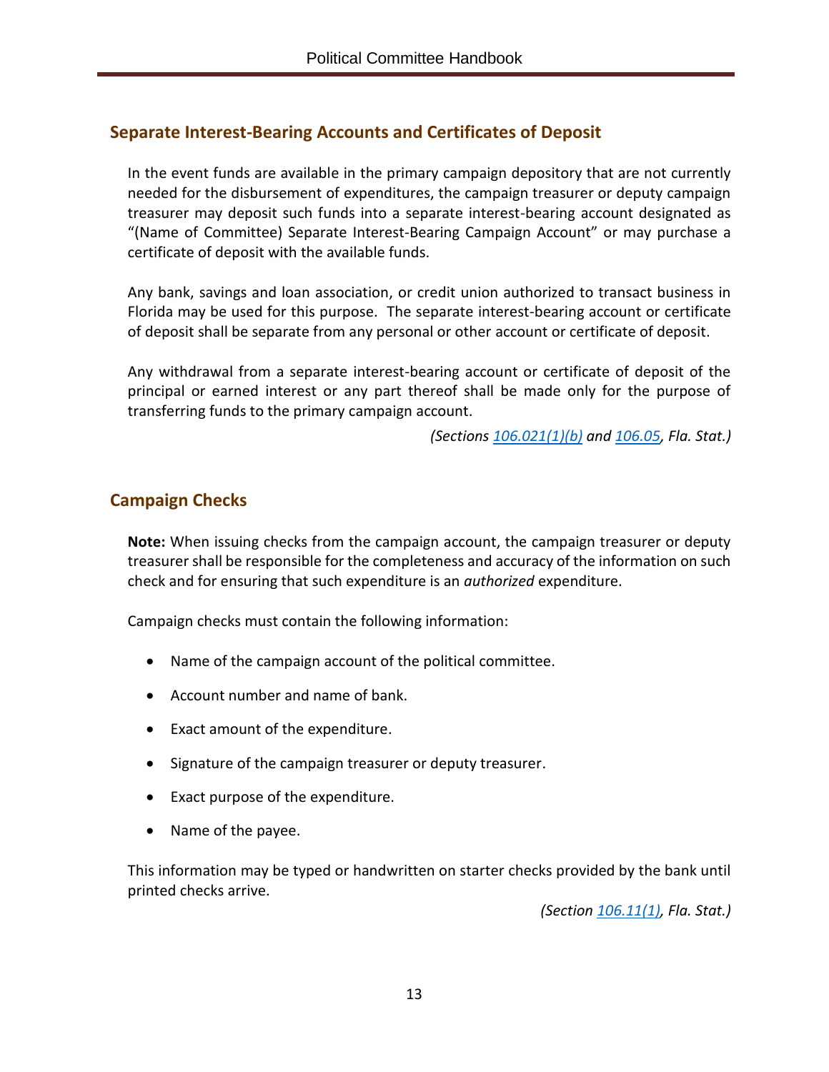## Separate Interest-Bearing Accounts and Certificates of Deposit

In the event funds are available in the primary campaign depository that are not currently needed for the disbursement of expenditures, the campaign treasurer or deputy campaign treasurer may deposit such funds into a separate interest-bearing account designated as "(Name of Committee) Separate Interest-Bearing Campaign Account" or may purchase a certificate of deposit with the available funds.

Any bank, savings and loan association, or credit union authorized to transact business in Florida may be used for this purpose. The separate interest-bearing account or certificate of deposit shall be separate from any personal or other account or certificate of deposit.

Any withdrawal from a separate interest-bearing account or certificate of deposit of the principal or earned interest or any part thereof shall be made only for the purpose of transferring funds to the primary campaign account.

*(Sections 106.021(1)(b) and 106.05, Fla. Stat.)*

## Campaign Checks

**Note:** When issuing checks from the campaign account, the campaign treasurer or deputy treasurer shall be responsible for the completeness and accuracy of the information on such check and for ensuring that such expenditure is an *authorized* expenditure.

Campaign checks must contain the following information:

- Name of the campaign account of the political committee.
- Account number and name of bank.
- Exact amount of the expenditure.
- Signature of the campaign treasurer or deputy treasurer.
- Exact purpose of the expenditure.
- Name of the payee.

This information may be typed or handwritten on starter checks provided by the bank until printed checks arrive.

*(Section 106.11(1), Fla. Stat.)*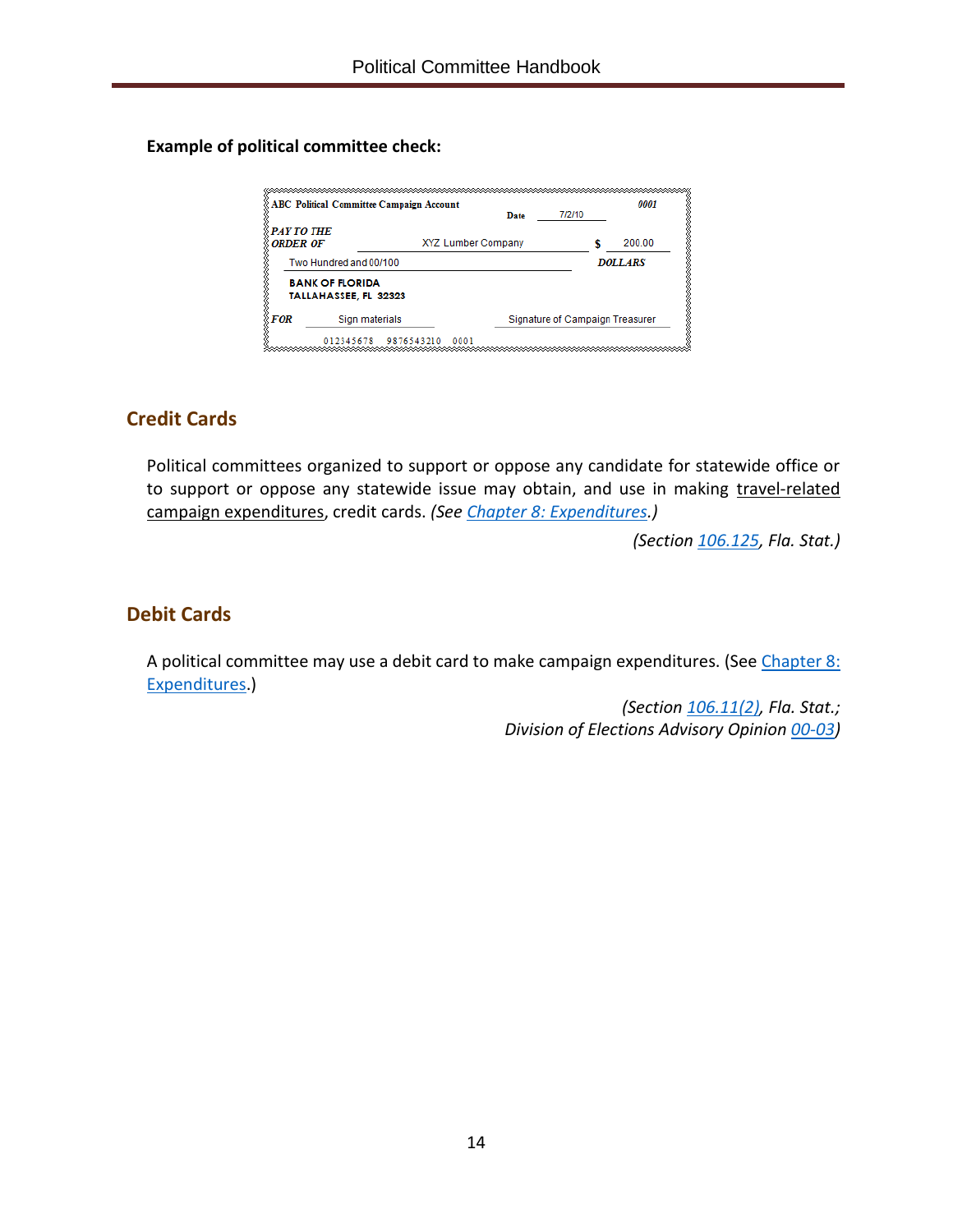**Example of political committee check:**

```
ABC Political Committee Campaign Account                                0001
                                              Date   7/2/10
PAY TO THE
ORDER OF              XYZ Lumber Company               $   200.00
Two Hundred and 00/100                                   DOLLARS
BANK OF FLORIDA
TALLAHASSEE, FL 32323
FOR     Sign materials               Signature of Campaign Treasurer
        012345678   9876543210   0001
```

## Credit Cards

Political committees organized to support or oppose any candidate for statewide office or to support or oppose any statewide issue may obtain, and use in making travel-related campaign expenditures, credit cards. *(See Chapter 8: Expenditures.)*

*(Section 106.125, Fla. Stat.)*

## Debit Cards

A political committee may use a debit card to make campaign expenditures. (See Chapter 8: Expenditures.)

*(Section 106.11(2), Fla. Stat.;*
*Division of Elections Advisory Opinion 00-03)*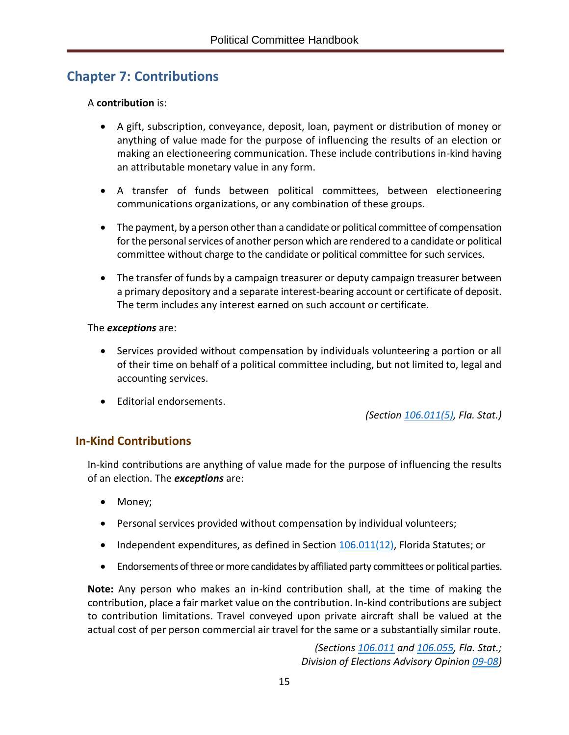# Chapter 7: Contributions

A **contribution** is:

- A gift, subscription, conveyance, deposit, loan, payment or distribution of money or anything of value made for the purpose of influencing the results of an election or making an electioneering communication. These include contributions in-kind having an attributable monetary value in any form.
- A transfer of funds between political committees, between electioneering communications organizations, or any combination of these groups.
- The payment, by a person other than a candidate or political committee of compensation for the personal services of another person which are rendered to a candidate or political committee without charge to the candidate or political committee for such services.
- The transfer of funds by a campaign treasurer or deputy campaign treasurer between a primary depository and a separate interest-bearing account or certificate of deposit. The term includes any interest earned on such account or certificate.

The ***exceptions*** are:

- Services provided without compensation by individuals volunteering a portion or all of their time on behalf of a political committee including, but not limited to, legal and accounting services.
- Editorial endorsements.

*(Section 106.011(5), Fla. Stat.)*

## In-Kind Contributions

In-kind contributions are anything of value made for the purpose of influencing the results of an election. The ***exceptions*** are:

- Money;
- Personal services provided without compensation by individual volunteers;
- Independent expenditures, as defined in Section 106.011(12), Florida Statutes; or
- Endorsements of three or more candidates by affiliated party committees or political parties.

**Note:** Any person who makes an in-kind contribution shall, at the time of making the contribution, place a fair market value on the contribution. In-kind contributions are subject to contribution limitations. Travel conveyed upon private aircraft shall be valued at the actual cost of per person commercial air travel for the same or a substantially similar route.

*(Sections 106.011 and 106.055, Fla. Stat.; Division of Elections Advisory Opinion 09-08)*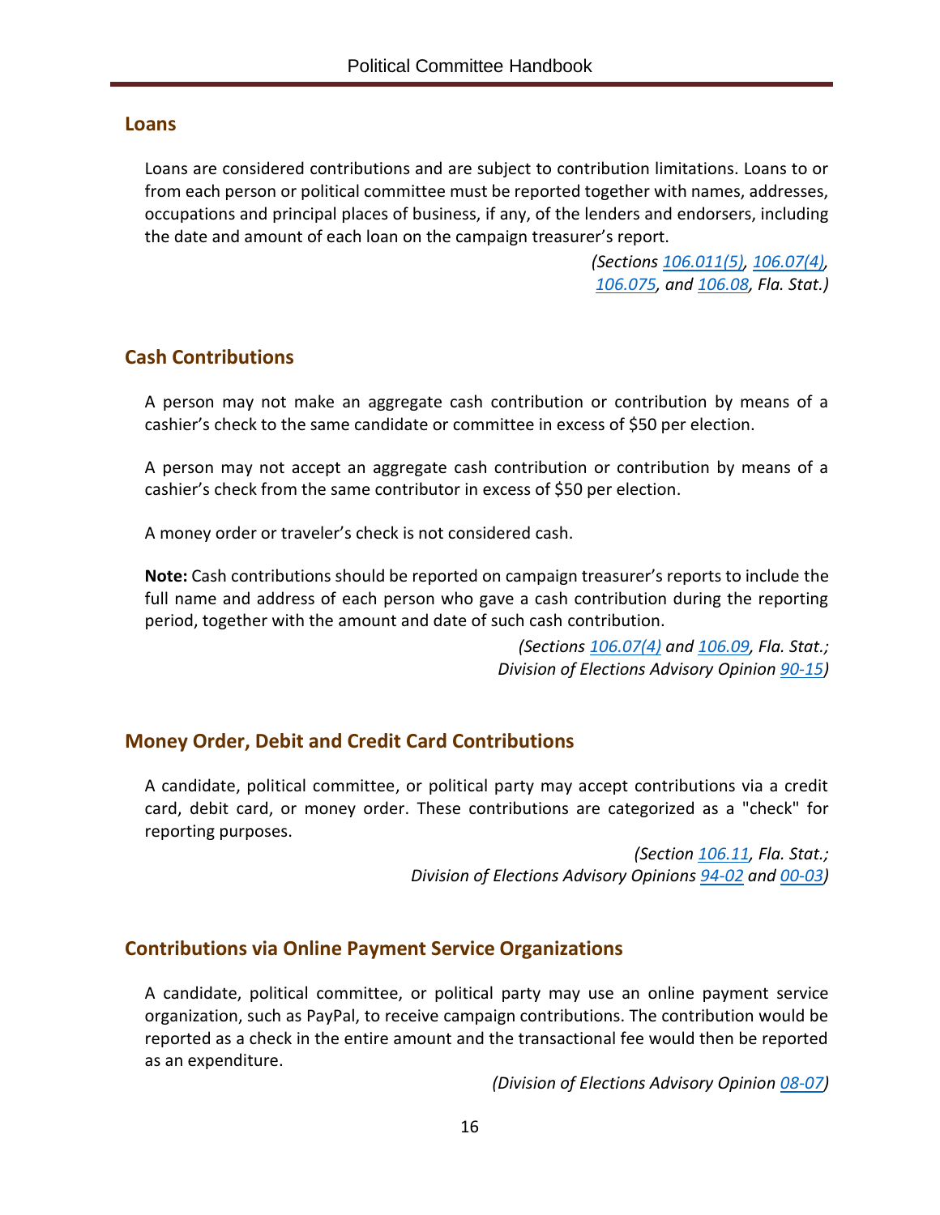## Loans

Loans are considered contributions and are subject to contribution limitations. Loans to or from each person or political committee must be reported together with names, addresses, occupations and principal places of business, if any, of the lenders and endorsers, including the date and amount of each loan on the campaign treasurer's report.

*(Sections 106.011(5), 106.07(4), 106.075, and 106.08, Fla. Stat.)*

## Cash Contributions

A person may not make an aggregate cash contribution or contribution by means of a cashier's check to the same candidate or committee in excess of $50 per election.

A person may not accept an aggregate cash contribution or contribution by means of a cashier's check from the same contributor in excess of $50 per election.

A money order or traveler's check is not considered cash.

**Note:** Cash contributions should be reported on campaign treasurer's reports to include the full name and address of each person who gave a cash contribution during the reporting period, together with the amount and date of such cash contribution.

*(Sections 106.07(4) and 106.09, Fla. Stat.; Division of Elections Advisory Opinion 90-15)*

## Money Order, Debit and Credit Card Contributions

A candidate, political committee, or political party may accept contributions via a credit card, debit card, or money order. These contributions are categorized as a "check" for reporting purposes.

*(Section 106.11, Fla. Stat.; Division of Elections Advisory Opinions 94-02 and 00-03)*

## Contributions via Online Payment Service Organizations

A candidate, political committee, or political party may use an online payment service organization, such as PayPal, to receive campaign contributions. The contribution would be reported as a check in the entire amount and the transactional fee would then be reported as an expenditure.

*(Division of Elections Advisory Opinion 08-07)*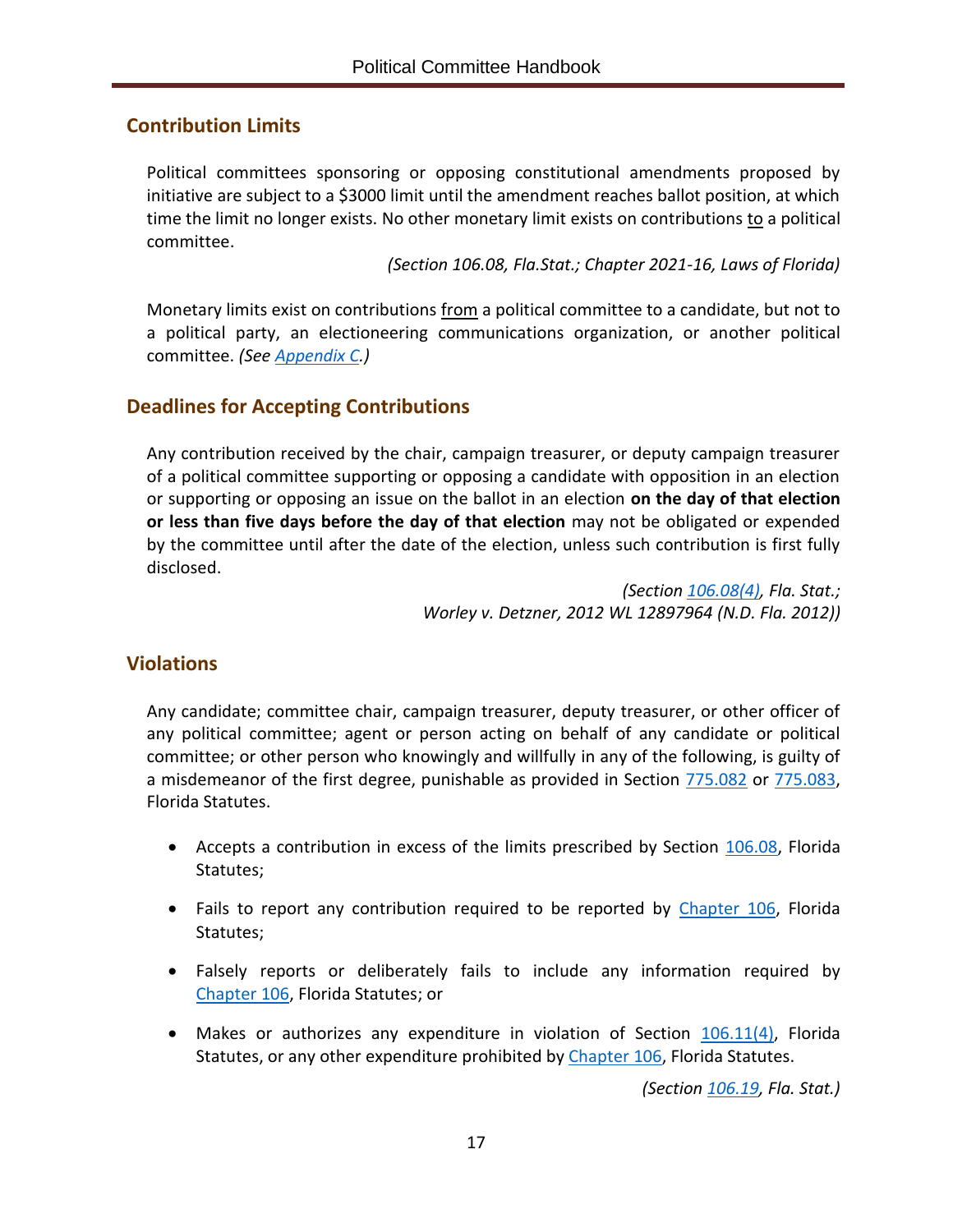## Contribution Limits

Political committees sponsoring or opposing constitutional amendments proposed by initiative are subject to a $3000 limit until the amendment reaches ballot position, at which time the limit no longer exists. No other monetary limit exists on contributions <u>to</u> a political committee.

*(Section 106.08, Fla.Stat.; Chapter 2021-16, Laws of Florida)*

Monetary limits exist on contributions <u>from</u> a political committee to a candidate, but not to a political party, an electioneering communications organization, or another political committee. *(See Appendix C.)*

## Deadlines for Accepting Contributions

Any contribution received by the chair, campaign treasurer, or deputy campaign treasurer of a political committee supporting or opposing a candidate with opposition in an election or supporting or opposing an issue on the ballot in an election **on the day of that election or less than five days before the day of that election** may not be obligated or expended by the committee until after the date of the election, unless such contribution is first fully disclosed.

*(Section 106.08(4), Fla. Stat.; Worley v. Detzner, 2012 WL 12897964 (N.D. Fla. 2012))*

## Violations

Any candidate; committee chair, campaign treasurer, deputy treasurer, or other officer of any political committee; agent or person acting on behalf of any candidate or political committee; or other person who knowingly and willfully in any of the following, is guilty of a misdemeanor of the first degree, punishable as provided in Section 775.082 or 775.083, Florida Statutes.

- Accepts a contribution in excess of the limits prescribed by Section 106.08, Florida Statutes;
- Fails to report any contribution required to be reported by Chapter 106, Florida Statutes;
- Falsely reports or deliberately fails to include any information required by Chapter 106, Florida Statutes; or
- Makes or authorizes any expenditure in violation of Section 106.11(4), Florida Statutes, or any other expenditure prohibited by Chapter 106, Florida Statutes.

*(Section 106.19, Fla. Stat.)*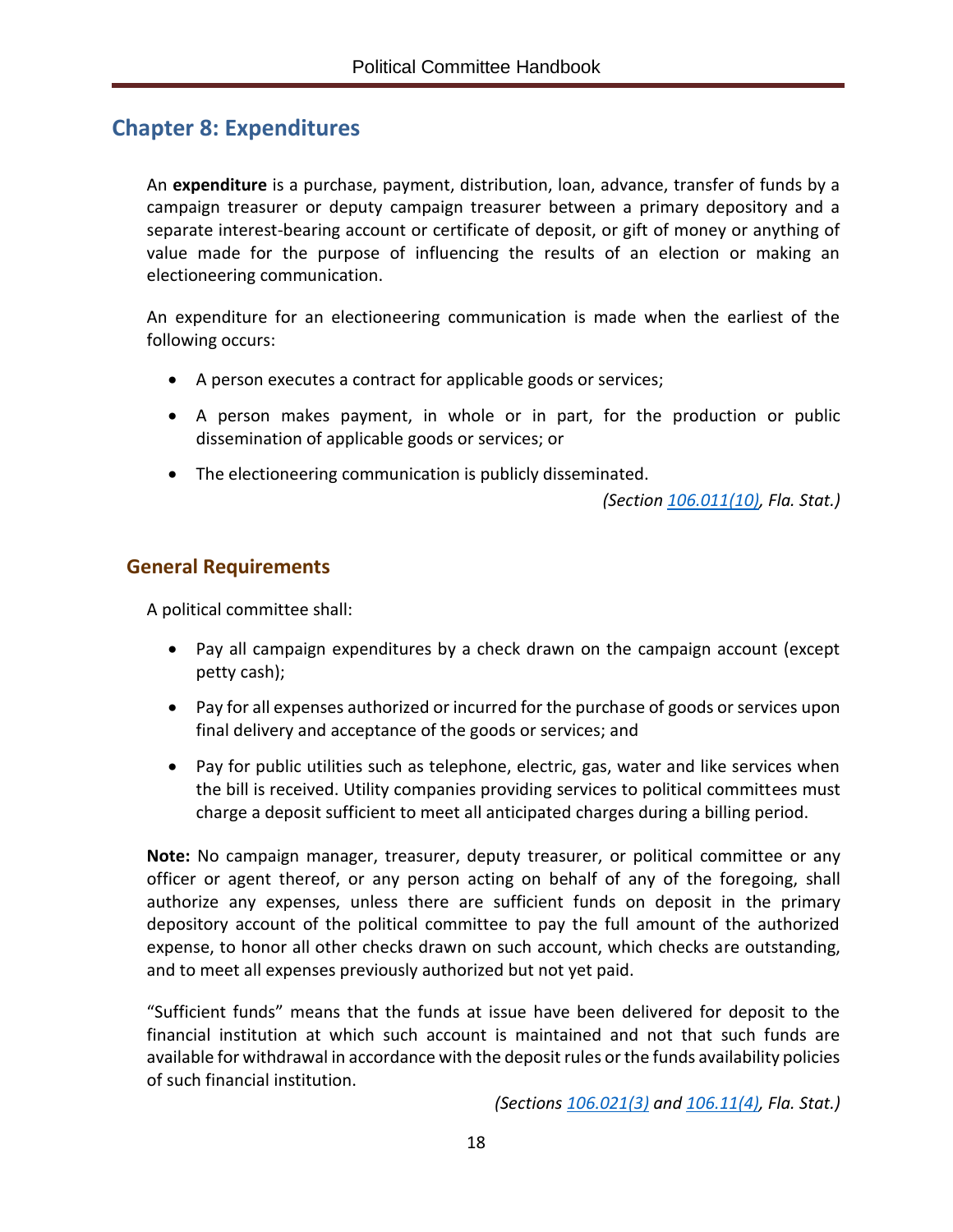# Chapter 8: Expenditures

An **expenditure** is a purchase, payment, distribution, loan, advance, transfer of funds by a campaign treasurer or deputy campaign treasurer between a primary depository and a separate interest-bearing account or certificate of deposit, or gift of money or anything of value made for the purpose of influencing the results of an election or making an electioneering communication.

An expenditure for an electioneering communication is made when the earliest of the following occurs:

- A person executes a contract for applicable goods or services;
- A person makes payment, in whole or in part, for the production or public dissemination of applicable goods or services; or
- The electioneering communication is publicly disseminated.

*(Section 106.011(10), Fla. Stat.)*

## General Requirements

A political committee shall:

- Pay all campaign expenditures by a check drawn on the campaign account (except petty cash);
- Pay for all expenses authorized or incurred for the purchase of goods or services upon final delivery and acceptance of the goods or services; and
- Pay for public utilities such as telephone, electric, gas, water and like services when the bill is received. Utility companies providing services to political committees must charge a deposit sufficient to meet all anticipated charges during a billing period.

**Note:** No campaign manager, treasurer, deputy treasurer, or political committee or any officer or agent thereof, or any person acting on behalf of any of the foregoing, shall authorize any expenses, unless there are sufficient funds on deposit in the primary depository account of the political committee to pay the full amount of the authorized expense, to honor all other checks drawn on such account, which checks are outstanding, and to meet all expenses previously authorized but not yet paid.

"Sufficient funds" means that the funds at issue have been delivered for deposit to the financial institution at which such account is maintained and not that such funds are available for withdrawal in accordance with the deposit rules or the funds availability policies of such financial institution.

*(Sections 106.021(3) and 106.11(4), Fla. Stat.)*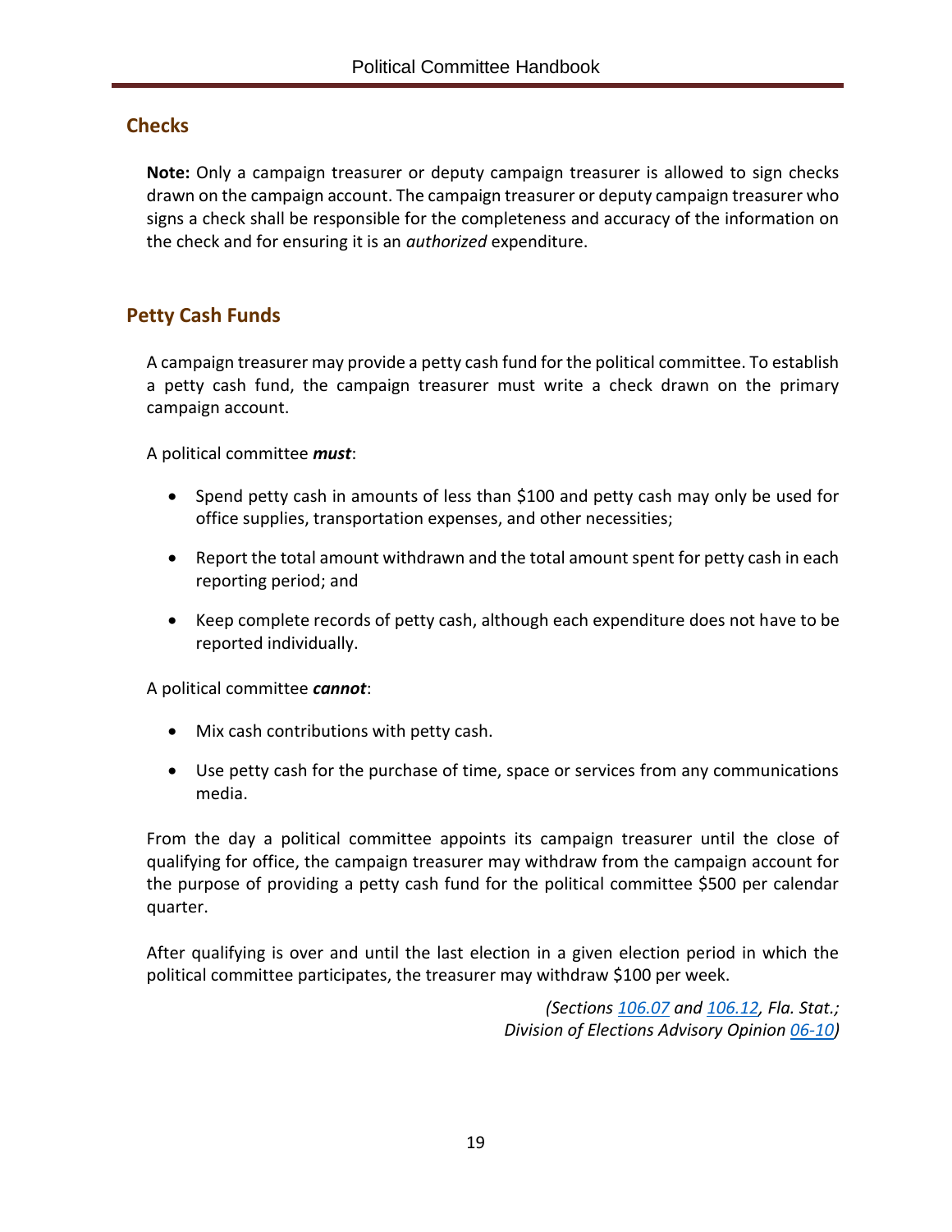## Checks

**Note:** Only a campaign treasurer or deputy campaign treasurer is allowed to sign checks drawn on the campaign account. The campaign treasurer or deputy campaign treasurer who signs a check shall be responsible for the completeness and accuracy of the information on the check and for ensuring it is an *authorized* expenditure.

## Petty Cash Funds

A campaign treasurer may provide a petty cash fund for the political committee. To establish a petty cash fund, the campaign treasurer must write a check drawn on the primary campaign account.

A political committee ***must***:

- Spend petty cash in amounts of less than $100 and petty cash may only be used for office supplies, transportation expenses, and other necessities;
- Report the total amount withdrawn and the total amount spent for petty cash in each reporting period; and
- Keep complete records of petty cash, although each expenditure does not have to be reported individually.

A political committee ***cannot***:

- Mix cash contributions with petty cash.
- Use petty cash for the purchase of time, space or services from any communications media.

From the day a political committee appoints its campaign treasurer until the close of qualifying for office, the campaign treasurer may withdraw from the campaign account for the purpose of providing a petty cash fund for the political committee $500 per calendar quarter.

After qualifying is over and until the last election in a given election period in which the political committee participates, the treasurer may withdraw $100 per week.

*(Sections 106.07 and 106.12, Fla. Stat.; Division of Elections Advisory Opinion 06-10)*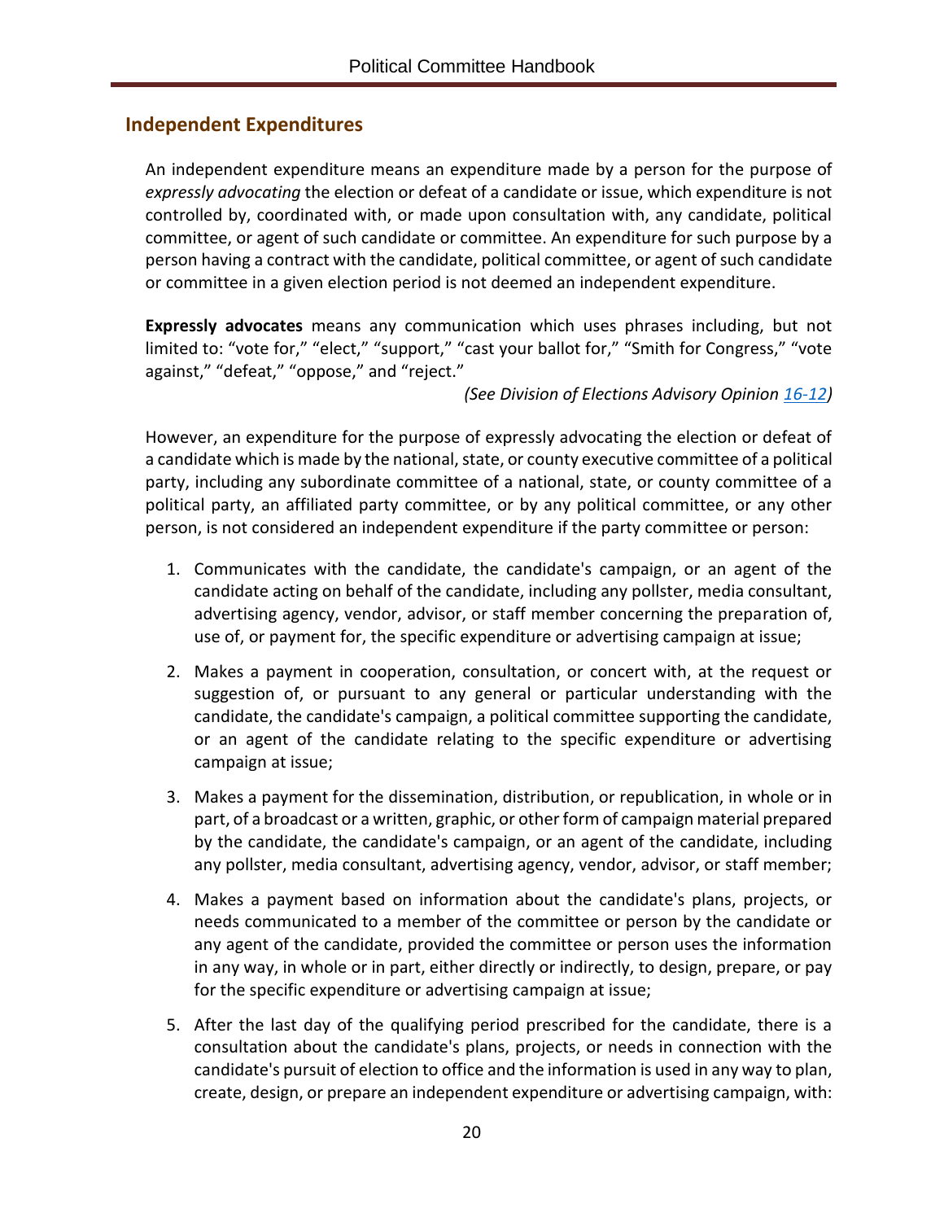## Independent Expenditures

An independent expenditure means an expenditure made by a person for the purpose of *expressly advocating* the election or defeat of a candidate or issue, which expenditure is not controlled by, coordinated with, or made upon consultation with, any candidate, political committee, or agent of such candidate or committee. An expenditure for such purpose by a person having a contract with the candidate, political committee, or agent of such candidate or committee in a given election period is not deemed an independent expenditure.

**Expressly advocates** means any communication which uses phrases including, but not limited to: “vote for,” “elect,” “support,” “cast your ballot for,” “Smith for Congress,” “vote against,” “defeat,” “oppose,” and “reject.”

*(See Division of Elections Advisory Opinion 16-12)*

However, an expenditure for the purpose of expressly advocating the election or defeat of a candidate which is made by the national, state, or county executive committee of a political party, including any subordinate committee of a national, state, or county committee of a political party, an affiliated party committee, or by any political committee, or any other person, is not considered an independent expenditure if the party committee or person:

1. Communicates with the candidate, the candidate's campaign, or an agent of the candidate acting on behalf of the candidate, including any pollster, media consultant, advertising agency, vendor, advisor, or staff member concerning the preparation of, use of, or payment for, the specific expenditure or advertising campaign at issue;
2. Makes a payment in cooperation, consultation, or concert with, at the request or suggestion of, or pursuant to any general or particular understanding with the candidate, the candidate's campaign, a political committee supporting the candidate, or an agent of the candidate relating to the specific expenditure or advertising campaign at issue;
3. Makes a payment for the dissemination, distribution, or republication, in whole or in part, of a broadcast or a written, graphic, or other form of campaign material prepared by the candidate, the candidate's campaign, or an agent of the candidate, including any pollster, media consultant, advertising agency, vendor, advisor, or staff member;
4. Makes a payment based on information about the candidate's plans, projects, or needs communicated to a member of the committee or person by the candidate or any agent of the candidate, provided the committee or person uses the information in any way, in whole or in part, either directly or indirectly, to design, prepare, or pay for the specific expenditure or advertising campaign at issue;
5. After the last day of the qualifying period prescribed for the candidate, there is a consultation about the candidate's plans, projects, or needs in connection with the candidate's pursuit of election to office and the information is used in any way to plan, create, design, or prepare an independent expenditure or advertising campaign, with: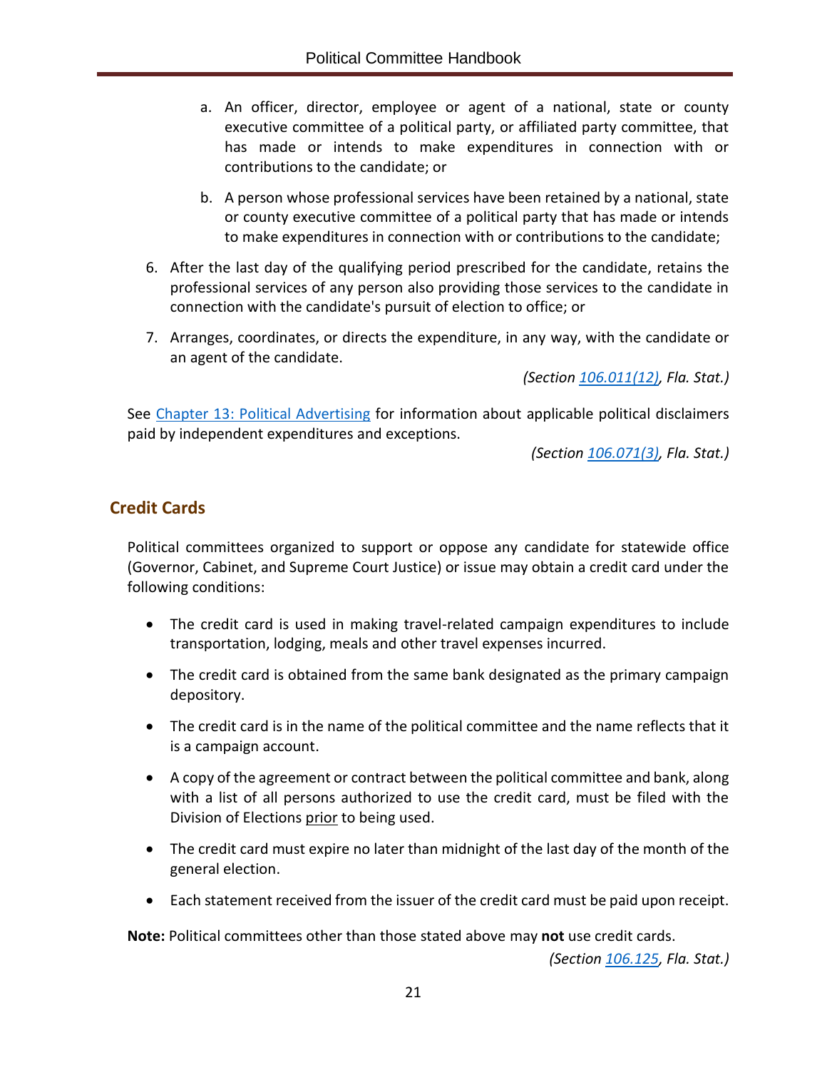a. An officer, director, employee or agent of a national, state or county executive committee of a political party, or affiliated party committee, that has made or intends to make expenditures in connection with or contributions to the candidate; or

   b. A person whose professional services have been retained by a national, state or county executive committee of a political party that has made or intends to make expenditures in connection with or contributions to the candidate;

6. After the last day of the qualifying period prescribed for the candidate, retains the professional services of any person also providing those services to the candidate in connection with the candidate's pursuit of election to office; or

7. Arranges, coordinates, or directs the expenditure, in any way, with the candidate or an agent of the candidate.

*(Section 106.011(12), Fla. Stat.)*

See Chapter 13: Political Advertising for information about applicable political disclaimers paid by independent expenditures and exceptions.

*(Section 106.071(3), Fla. Stat.)*

## Credit Cards

Political committees organized to support or oppose any candidate for statewide office (Governor, Cabinet, and Supreme Court Justice) or issue may obtain a credit card under the following conditions:

- The credit card is used in making travel-related campaign expenditures to include transportation, lodging, meals and other travel expenses incurred.
- The credit card is obtained from the same bank designated as the primary campaign depository.
- The credit card is in the name of the political committee and the name reflects that it is a campaign account.
- A copy of the agreement or contract between the political committee and bank, along with a list of all persons authorized to use the credit card, must be filed with the Division of Elections prior to being used.
- The credit card must expire no later than midnight of the last day of the month of the general election.
- Each statement received from the issuer of the credit card must be paid upon receipt.

**Note:** Political committees other than those stated above may **not** use credit cards.

*(Section 106.125, Fla. Stat.)*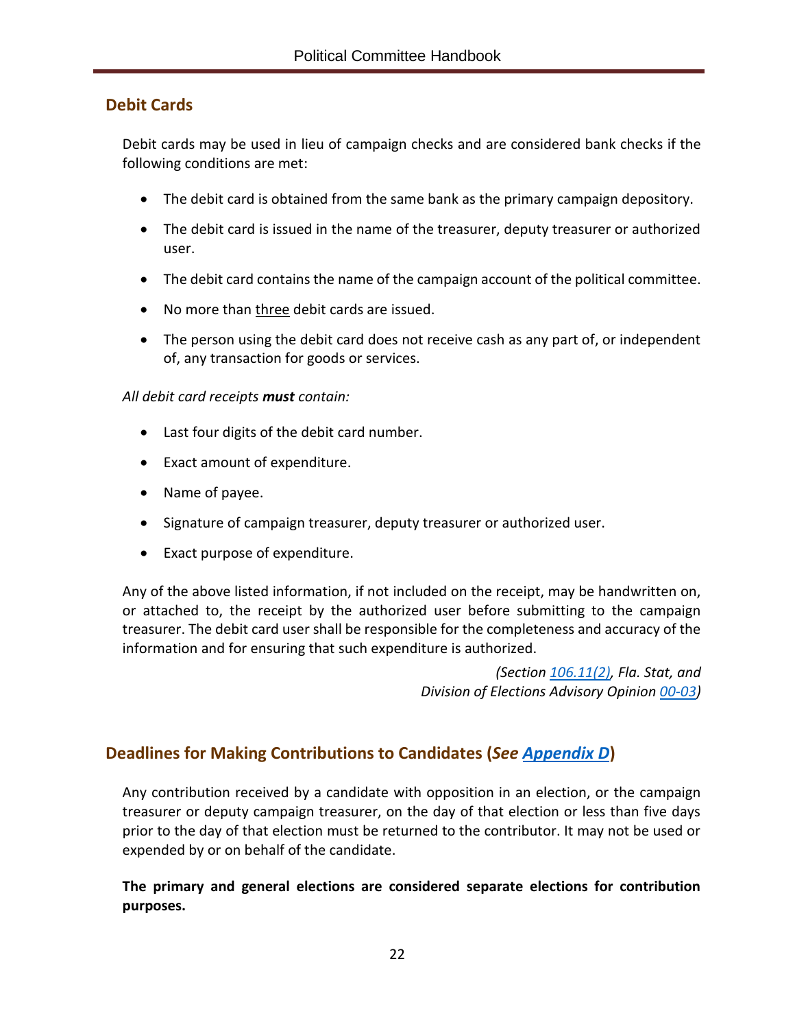## Debit Cards

Debit cards may be used in lieu of campaign checks and are considered bank checks if the following conditions are met:

- The debit card is obtained from the same bank as the primary campaign depository.
- The debit card is issued in the name of the treasurer, deputy treasurer or authorized user.
- The debit card contains the name of the campaign account of the political committee.
- No more than <u>three</u> debit cards are issued.
- The person using the debit card does not receive cash as any part of, or independent of, any transaction for goods or services.

*All debit card receipts **must** contain:*

- Last four digits of the debit card number.
- Exact amount of expenditure.
- Name of payee.
- Signature of campaign treasurer, deputy treasurer or authorized user.
- Exact purpose of expenditure.

Any of the above listed information, if not included on the receipt, may be handwritten on, or attached to, the receipt by the authorized user before submitting to the campaign treasurer. The debit card user shall be responsible for the completeness and accuracy of the information and for ensuring that such expenditure is authorized.

*(Section [106.11(2)](), Fla. Stat, and Division of Elections Advisory Opinion [00-03]())*

## Deadlines for Making Contributions to Candidates (*See* [Appendix D]())

Any contribution received by a candidate with opposition in an election, or the campaign treasurer or deputy campaign treasurer, on the day of that election or less than five days prior to the day of that election must be returned to the contributor. It may not be used or expended by or on behalf of the candidate.

**The primary and general elections are considered separate elections for contribution purposes.**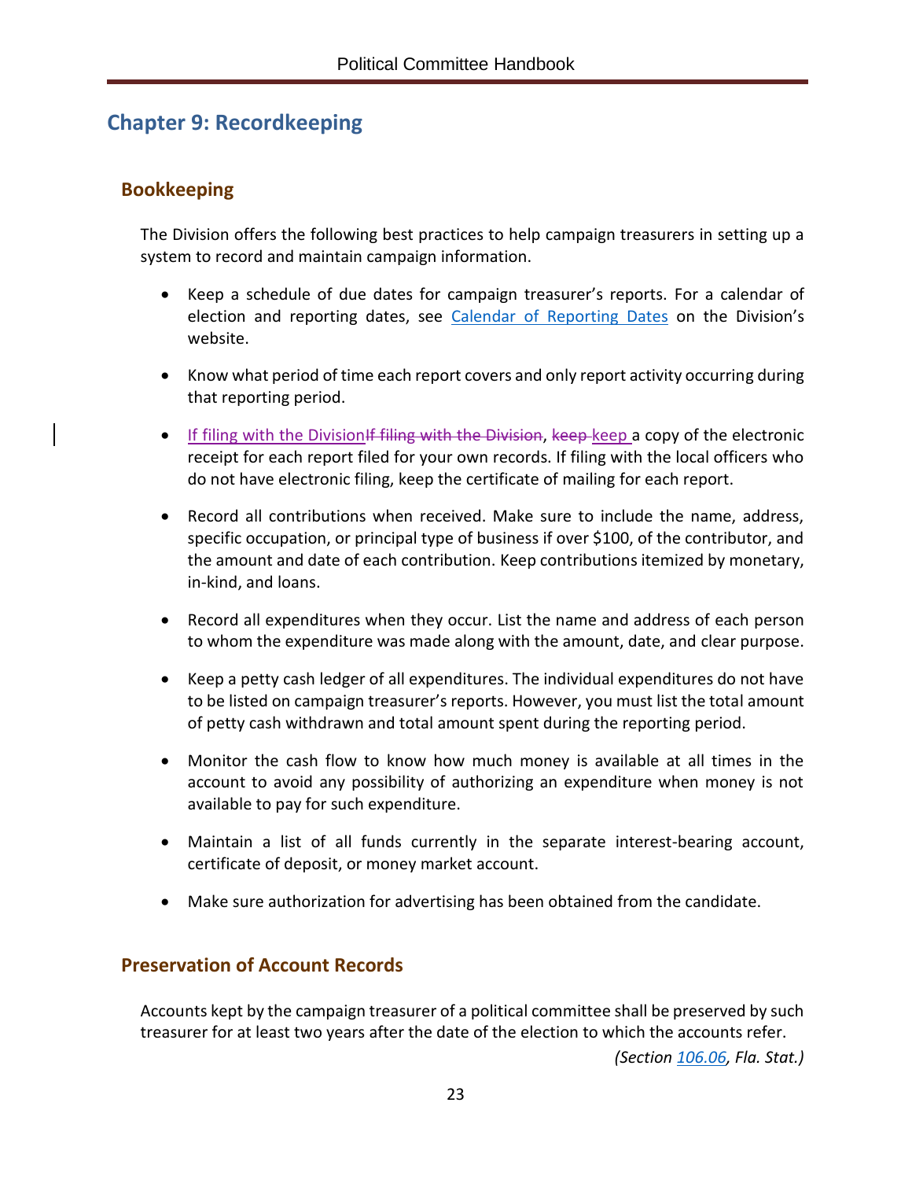# Chapter 9: Recordkeeping

## Bookkeeping

The Division offers the following best practices to help campaign treasurers in setting up a system to record and maintain campaign information.

- Keep a schedule of due dates for campaign treasurer's reports. For a calendar of election and reporting dates, see Calendar of Reporting Dates on the Division's website.

- Know what period of time each report covers and only report activity occurring during that reporting period.

- If filing with the Division, keep a copy of the electronic receipt for each report filed for your own records. If filing with the local officers who do not have electronic filing, keep the certificate of mailing for each report.

- Record all contributions when received. Make sure to include the name, address, specific occupation, or principal type of business if over $100, of the contributor, and the amount and date of each contribution. Keep contributions itemized by monetary, in-kind, and loans.

- Record all expenditures when they occur. List the name and address of each person to whom the expenditure was made along with the amount, date, and clear purpose.

- Keep a petty cash ledger of all expenditures. The individual expenditures do not have to be listed on campaign treasurer's reports. However, you must list the total amount of petty cash withdrawn and total amount spent during the reporting period.

- Monitor the cash flow to know how much money is available at all times in the account to avoid any possibility of authorizing an expenditure when money is not available to pay for such expenditure.

- Maintain a list of all funds currently in the separate interest-bearing account, certificate of deposit, or money market account.

- Make sure authorization for advertising has been obtained from the candidate.

## Preservation of Account Records

Accounts kept by the campaign treasurer of a political committee shall be preserved by such treasurer for at least two years after the date of the election to which the accounts refer.

*(Section 106.06, Fla. Stat.)*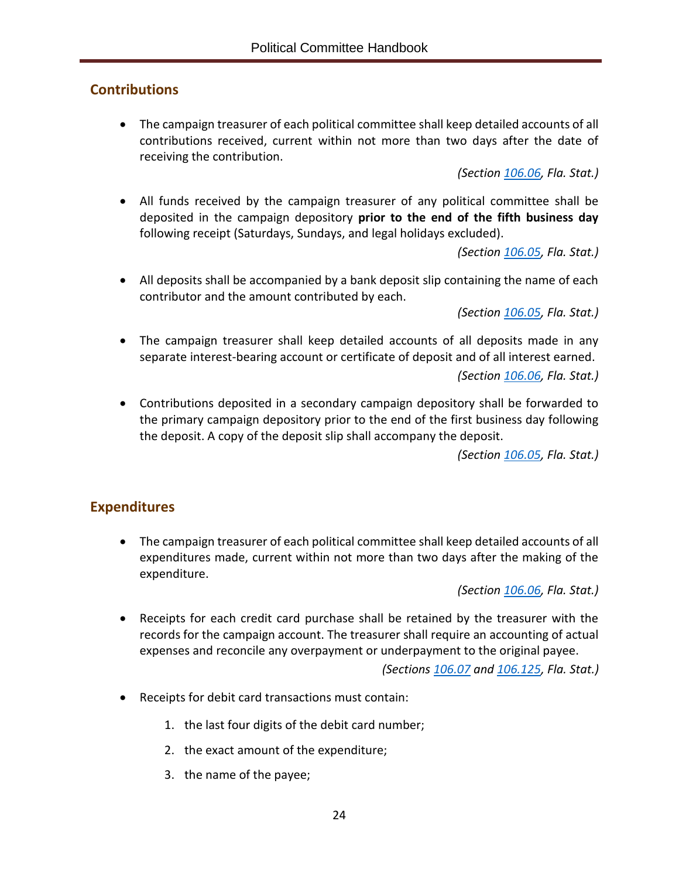## Contributions

- The campaign treasurer of each political committee shall keep detailed accounts of all contributions received, current within not more than two days after the date of receiving the contribution.

  *(Section 106.06, Fla. Stat.)*

- All funds received by the campaign treasurer of any political committee shall be deposited in the campaign depository **prior to the end of the fifth business day** following receipt (Saturdays, Sundays, and legal holidays excluded).

  *(Section 106.05, Fla. Stat.)*

- All deposits shall be accompanied by a bank deposit slip containing the name of each contributor and the amount contributed by each.

  *(Section 106.05, Fla. Stat.)*

- The campaign treasurer shall keep detailed accounts of all deposits made in any separate interest-bearing account or certificate of deposit and of all interest earned.

  *(Section 106.06, Fla. Stat.)*

- Contributions deposited in a secondary campaign depository shall be forwarded to the primary campaign depository prior to the end of the first business day following the deposit. A copy of the deposit slip shall accompany the deposit.

  *(Section 106.05, Fla. Stat.)*

## Expenditures

- The campaign treasurer of each political committee shall keep detailed accounts of all expenditures made, current within not more than two days after the making of the expenditure.

  *(Section 106.06, Fla. Stat.)*

- Receipts for each credit card purchase shall be retained by the treasurer with the records for the campaign account. The treasurer shall require an accounting of actual expenses and reconcile any overpayment or underpayment to the original payee.

  *(Sections 106.07 and 106.125, Fla. Stat.)*

- Receipts for debit card transactions must contain:

  1. the last four digits of the debit card number;
  2. the exact amount of the expenditure;
  3. the name of the payee;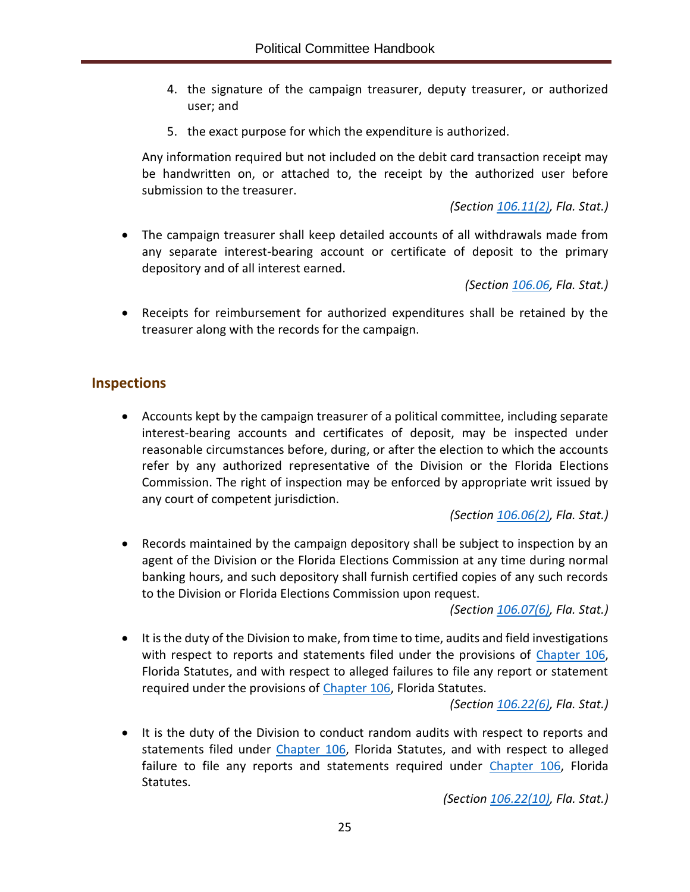4. the signature of the campaign treasurer, deputy treasurer, or authorized user; and
5. the exact purpose for which the expenditure is authorized.

Any information required but not included on the debit card transaction receipt may be handwritten on, or attached to, the receipt by the authorized user before submission to the treasurer.

*(Section 106.11(2), Fla. Stat.)*

- The campaign treasurer shall keep detailed accounts of all withdrawals made from any separate interest-bearing account or certificate of deposit to the primary depository and of all interest earned.

  *(Section 106.06, Fla. Stat.)*

- Receipts for reimbursement for authorized expenditures shall be retained by the treasurer along with the records for the campaign.

## Inspections

- Accounts kept by the campaign treasurer of a political committee, including separate interest-bearing accounts and certificates of deposit, may be inspected under reasonable circumstances before, during, or after the election to which the accounts refer by any authorized representative of the Division or the Florida Elections Commission. The right of inspection may be enforced by appropriate writ issued by any court of competent jurisdiction.

  *(Section 106.06(2), Fla. Stat.)*

- Records maintained by the campaign depository shall be subject to inspection by an agent of the Division or the Florida Elections Commission at any time during normal banking hours, and such depository shall furnish certified copies of any such records to the Division or Florida Elections Commission upon request.

  *(Section 106.07(6), Fla. Stat.)*

- It is the duty of the Division to make, from time to time, audits and field investigations with respect to reports and statements filed under the provisions of Chapter 106, Florida Statutes, and with respect to alleged failures to file any report or statement required under the provisions of Chapter 106, Florida Statutes.

  *(Section 106.22(6), Fla. Stat.)*

- It is the duty of the Division to conduct random audits with respect to reports and statements filed under Chapter 106, Florida Statutes, and with respect to alleged failure to file any reports and statements required under Chapter 106, Florida Statutes.

  *(Section 106.22(10), Fla. Stat.)*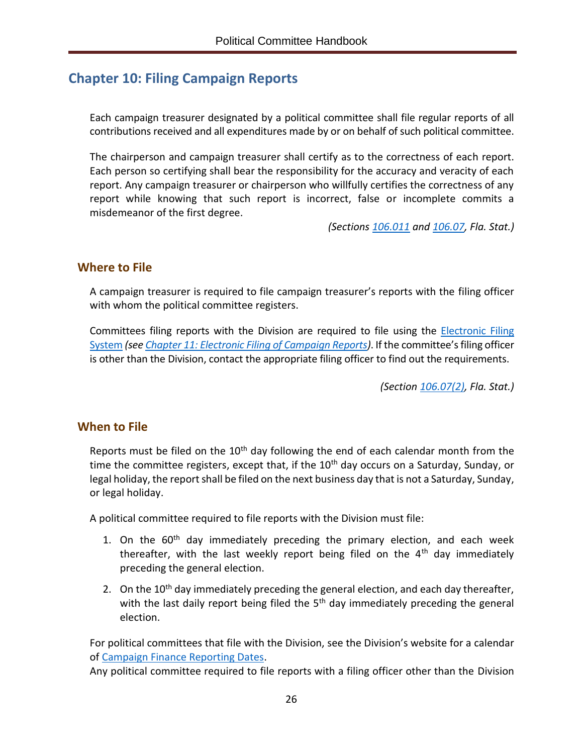## Chapter 10: Filing Campaign Reports

Each campaign treasurer designated by a political committee shall file regular reports of all contributions received and all expenditures made by or on behalf of such political committee.

The chairperson and campaign treasurer shall certify as to the correctness of each report. Each person so certifying shall bear the responsibility for the accuracy and veracity of each report. Any campaign treasurer or chairperson who willfully certifies the correctness of any report while knowing that such report is incorrect, false or incomplete commits a misdemeanor of the first degree.

*(Sections [106.011]() and [106.07](), Fla. Stat.)*

### Where to File

A campaign treasurer is required to file campaign treasurer's reports with the filing officer with whom the political committee registers.

Committees filing reports with the Division are required to file using the [Electronic Filing System]() *(see [Chapter 11: Electronic Filing of Campaign Reports]())*. If the committee's filing officer is other than the Division, contact the appropriate filing officer to find out the requirements.

*(Section [106.07(2)](), Fla. Stat.)*

### When to File

Reports must be filed on the 10th day following the end of each calendar month from the time the committee registers, except that, if the 10th day occurs on a Saturday, Sunday, or legal holiday, the report shall be filed on the next business day that is not a Saturday, Sunday, or legal holiday.

A political committee required to file reports with the Division must file:

1. On the 60th day immediately preceding the primary election, and each week thereafter, with the last weekly report being filed on the 4th day immediately preceding the general election.
2. On the 10th day immediately preceding the general election, and each day thereafter, with the last daily report being filed the 5th day immediately preceding the general election.

For political committees that file with the Division, see the Division's website for a calendar of [Campaign Finance Reporting Dates]().

Any political committee required to file reports with a filing officer other than the Division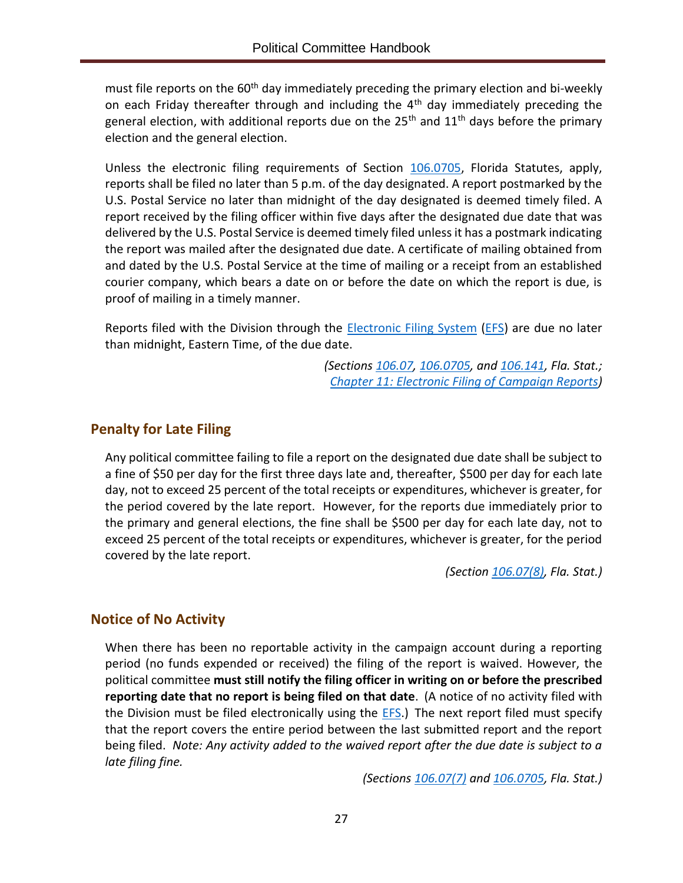must file reports on the 60th day immediately preceding the primary election and bi-weekly on each Friday thereafter through and including the 4th day immediately preceding the general election, with additional reports due on the 25th and 11th days before the primary election and the general election.

Unless the electronic filing requirements of Section 106.0705, Florida Statutes, apply, reports shall be filed no later than 5 p.m. of the day designated. A report postmarked by the U.S. Postal Service no later than midnight of the day designated is deemed timely filed. A report received by the filing officer within five days after the designated due date that was delivered by the U.S. Postal Service is deemed timely filed unless it has a postmark indicating the report was mailed after the designated due date. A certificate of mailing obtained from and dated by the U.S. Postal Service at the time of mailing or a receipt from an established courier company, which bears a date on or before the date on which the report is due, is proof of mailing in a timely manner.

Reports filed with the Division through the Electronic Filing System (EFS) are due no later than midnight, Eastern Time, of the due date.

*(Sections 106.07, 106.0705, and 106.141, Fla. Stat.; Chapter 11: Electronic Filing of Campaign Reports)*

## Penalty for Late Filing

Any political committee failing to file a report on the designated due date shall be subject to a fine of $50 per day for the first three days late and, thereafter, $500 per day for each late day, not to exceed 25 percent of the total receipts or expenditures, whichever is greater, for the period covered by the late report. However, for the reports due immediately prior to the primary and general elections, the fine shall be $500 per day for each late day, not to exceed 25 percent of the total receipts or expenditures, whichever is greater, for the period covered by the late report.

*(Section 106.07(8), Fla. Stat.)*

## Notice of No Activity

When there has been no reportable activity in the campaign account during a reporting period (no funds expended or received) the filing of the report is waived. However, the political committee **must still notify the filing officer in writing on or before the prescribed reporting date that no report is being filed on that date**. (A notice of no activity filed with the Division must be filed electronically using the EFS.) The next report filed must specify that the report covers the entire period between the last submitted report and the report being filed. *Note: Any activity added to the waived report after the due date is subject to a late filing fine.*

*(Sections 106.07(7) and 106.0705, Fla. Stat.)*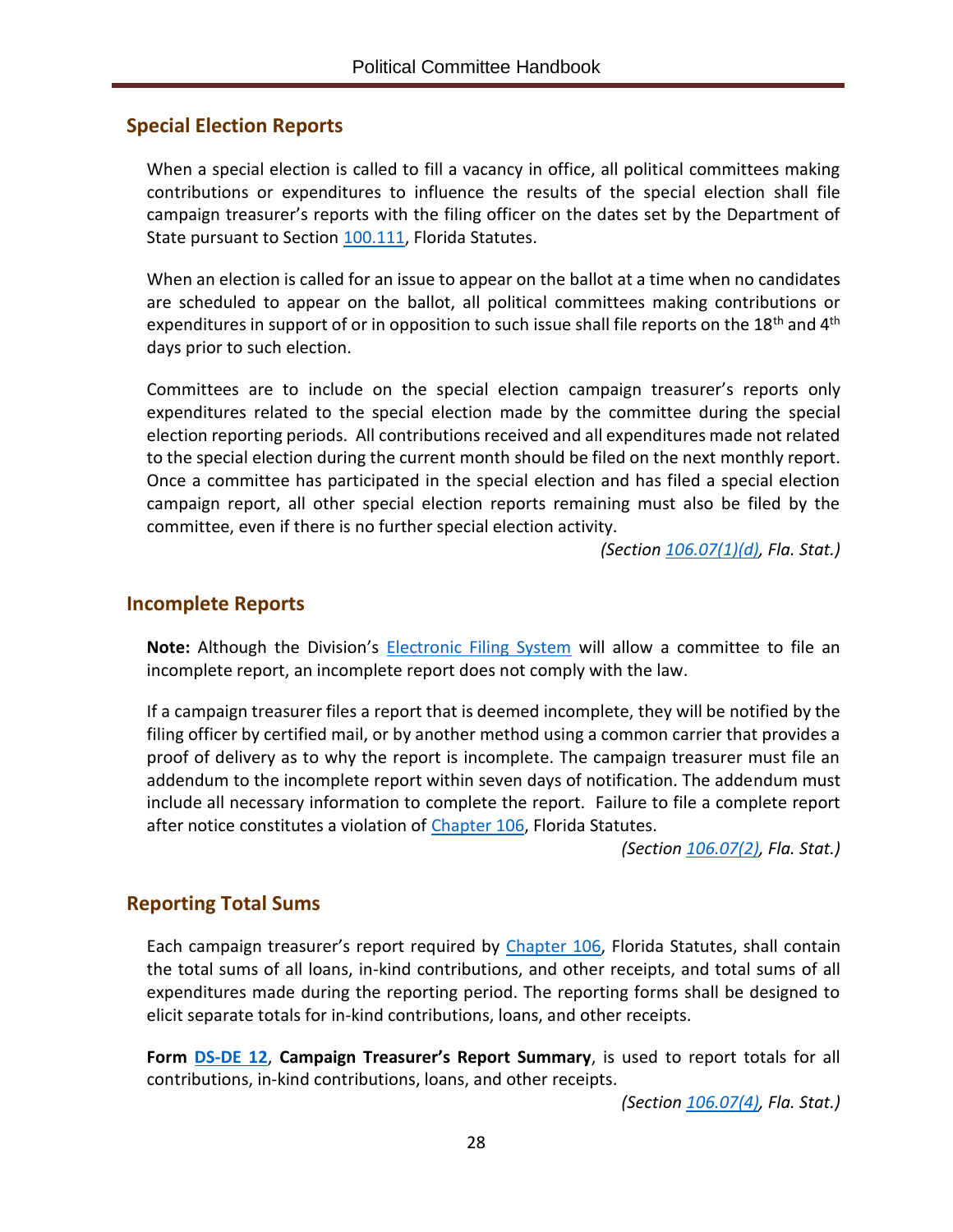## Special Election Reports

When a special election is called to fill a vacancy in office, all political committees making contributions or expenditures to influence the results of the special election shall file campaign treasurer's reports with the filing officer on the dates set by the Department of State pursuant to Section 100.111, Florida Statutes.

When an election is called for an issue to appear on the ballot at a time when no candidates are scheduled to appear on the ballot, all political committees making contributions or expenditures in support of or in opposition to such issue shall file reports on the 18th and 4th days prior to such election.

Committees are to include on the special election campaign treasurer's reports only expenditures related to the special election made by the committee during the special election reporting periods. All contributions received and all expenditures made not related to the special election during the current month should be filed on the next monthly report. Once a committee has participated in the special election and has filed a special election campaign report, all other special election reports remaining must also be filed by the committee, even if there is no further special election activity.

*(Section 106.07(1)(d), Fla. Stat.)*

## Incomplete Reports

**Note:** Although the Division's Electronic Filing System will allow a committee to file an incomplete report, an incomplete report does not comply with the law.

If a campaign treasurer files a report that is deemed incomplete, they will be notified by the filing officer by certified mail, or by another method using a common carrier that provides a proof of delivery as to why the report is incomplete. The campaign treasurer must file an addendum to the incomplete report within seven days of notification. The addendum must include all necessary information to complete the report. Failure to file a complete report after notice constitutes a violation of Chapter 106, Florida Statutes.

*(Section 106.07(2), Fla. Stat.)*

## Reporting Total Sums

Each campaign treasurer's report required by Chapter 106, Florida Statutes, shall contain the total sums of all loans, in-kind contributions, and other receipts, and total sums of all expenditures made during the reporting period. The reporting forms shall be designed to elicit separate totals for in-kind contributions, loans, and other receipts.

**Form DS-DE 12**, **Campaign Treasurer's Report Summary**, is used to report totals for all contributions, in-kind contributions, loans, and other receipts.

*(Section 106.07(4), Fla. Stat.)*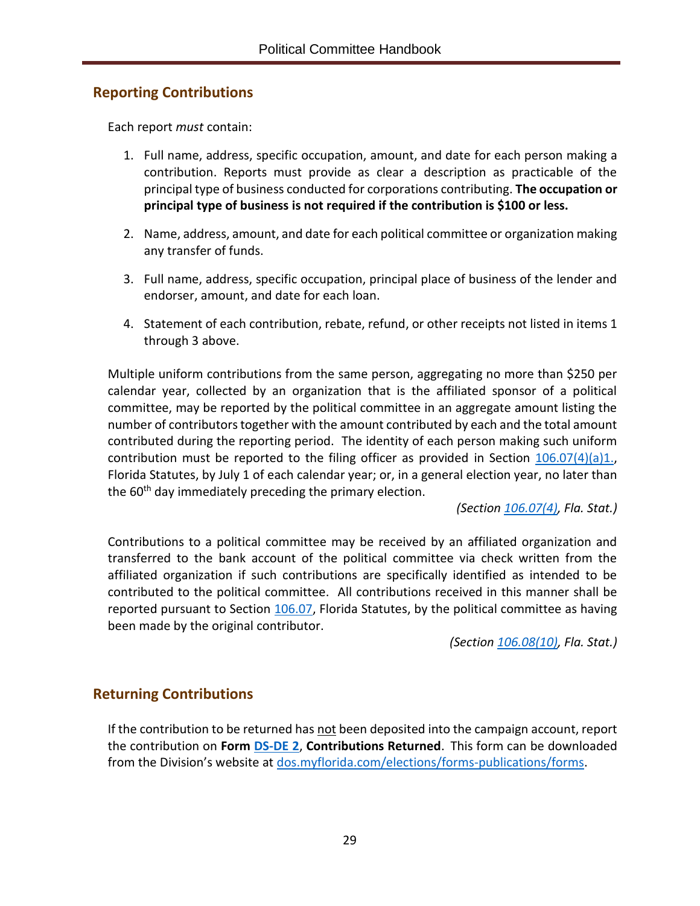## Reporting Contributions

Each report *must* contain:

1. Full name, address, specific occupation, amount, and date for each person making a contribution. Reports must provide as clear a description as practicable of the principal type of business conducted for corporations contributing. **The occupation or principal type of business is not required if the contribution is $100 or less.**

2. Name, address, amount, and date for each political committee or organization making any transfer of funds.

3. Full name, address, specific occupation, principal place of business of the lender and endorser, amount, and date for each loan.

4. Statement of each contribution, rebate, refund, or other receipts not listed in items 1 through 3 above.

Multiple uniform contributions from the same person, aggregating no more than $250 per calendar year, collected by an organization that is the affiliated sponsor of a political committee, may be reported by the political committee in an aggregate amount listing the number of contributors together with the amount contributed by each and the total amount contributed during the reporting period. The identity of each person making such uniform contribution must be reported to the filing officer as provided in Section 106.07(4)(a)1., Florida Statutes, by July 1 of each calendar year; or, in a general election year, no later than the 60th day immediately preceding the primary election.

*(Section 106.07(4), Fla. Stat.)*

Contributions to a political committee may be received by an affiliated organization and transferred to the bank account of the political committee via check written from the affiliated organization if such contributions are specifically identified as intended to be contributed to the political committee. All contributions received in this manner shall be reported pursuant to Section 106.07, Florida Statutes, by the political committee as having been made by the original contributor.

*(Section 106.08(10), Fla. Stat.)*

## Returning Contributions

If the contribution to be returned has not been deposited into the campaign account, report the contribution on **Form DS-DE 2**, **Contributions Returned**. This form can be downloaded from the Division's website at dos.myflorida.com/elections/forms-publications/forms.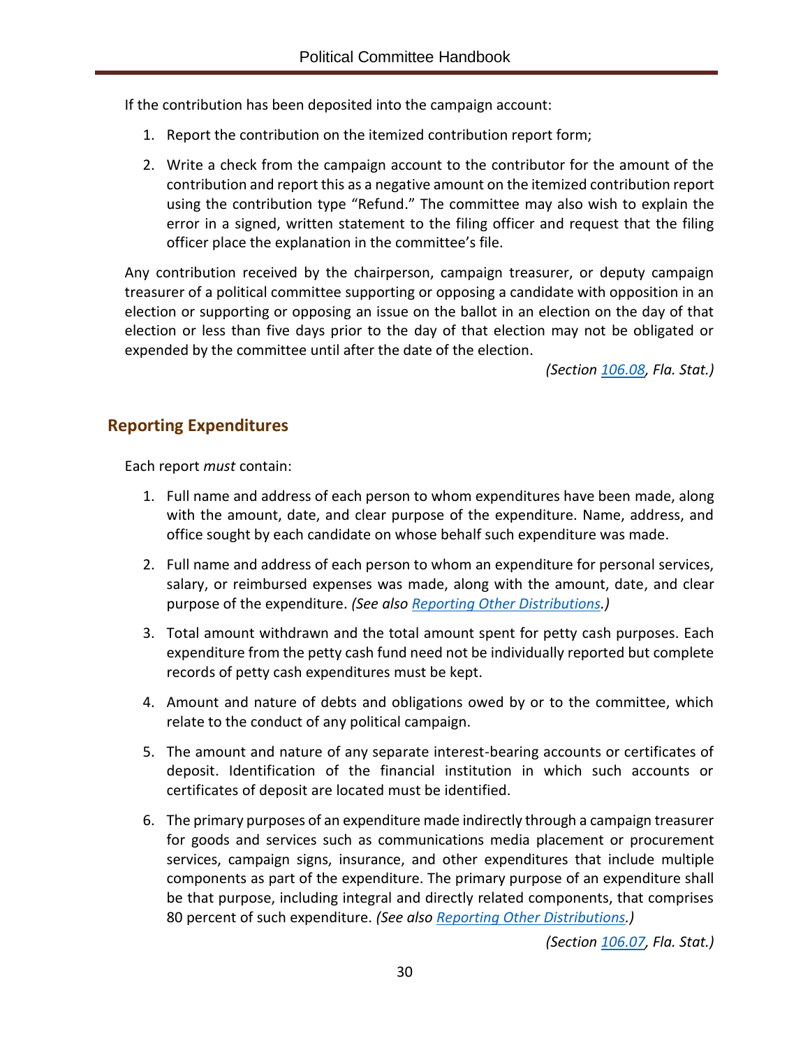If the contribution has been deposited into the campaign account:

1. Report the contribution on the itemized contribution report form;
2. Write a check from the campaign account to the contributor for the amount of the contribution and report this as a negative amount on the itemized contribution report using the contribution type "Refund." The committee may also wish to explain the error in a signed, written statement to the filing officer and request that the filing officer place the explanation in the committee's file.

Any contribution received by the chairperson, campaign treasurer, or deputy campaign treasurer of a political committee supporting or opposing a candidate with opposition in an election or supporting or opposing an issue on the ballot in an election on the day of that election or less than five days prior to the day of that election may not be obligated or expended by the committee until after the date of the election.

*(Section [106.08](106.08), Fla. Stat.)*

## Reporting Expenditures

Each report *must* contain:

1. Full name and address of each person to whom expenditures have been made, along with the amount, date, and clear purpose of the expenditure. Name, address, and office sought by each candidate on whose behalf such expenditure was made.
2. Full name and address of each person to whom an expenditure for personal services, salary, or reimbursed expenses was made, along with the amount, date, and clear purpose of the expenditure. *(See also [Reporting Other Distributions](Reporting Other Distributions).)*
3. Total amount withdrawn and the total amount spent for petty cash purposes. Each expenditure from the petty cash fund need not be individually reported but complete records of petty cash expenditures must be kept.
4. Amount and nature of debts and obligations owed by or to the committee, which relate to the conduct of any political campaign.
5. The amount and nature of any separate interest-bearing accounts or certificates of deposit. Identification of the financial institution in which such accounts or certificates of deposit are located must be identified.
6. The primary purposes of an expenditure made indirectly through a campaign treasurer for goods and services such as communications media placement or procurement services, campaign signs, insurance, and other expenditures that include multiple components as part of the expenditure. The primary purpose of an expenditure shall be that purpose, including integral and directly related components, that comprises 80 percent of such expenditure. *(See also [Reporting Other Distributions](Reporting Other Distributions).)*

*(Section [106.07](106.07), Fla. Stat.)*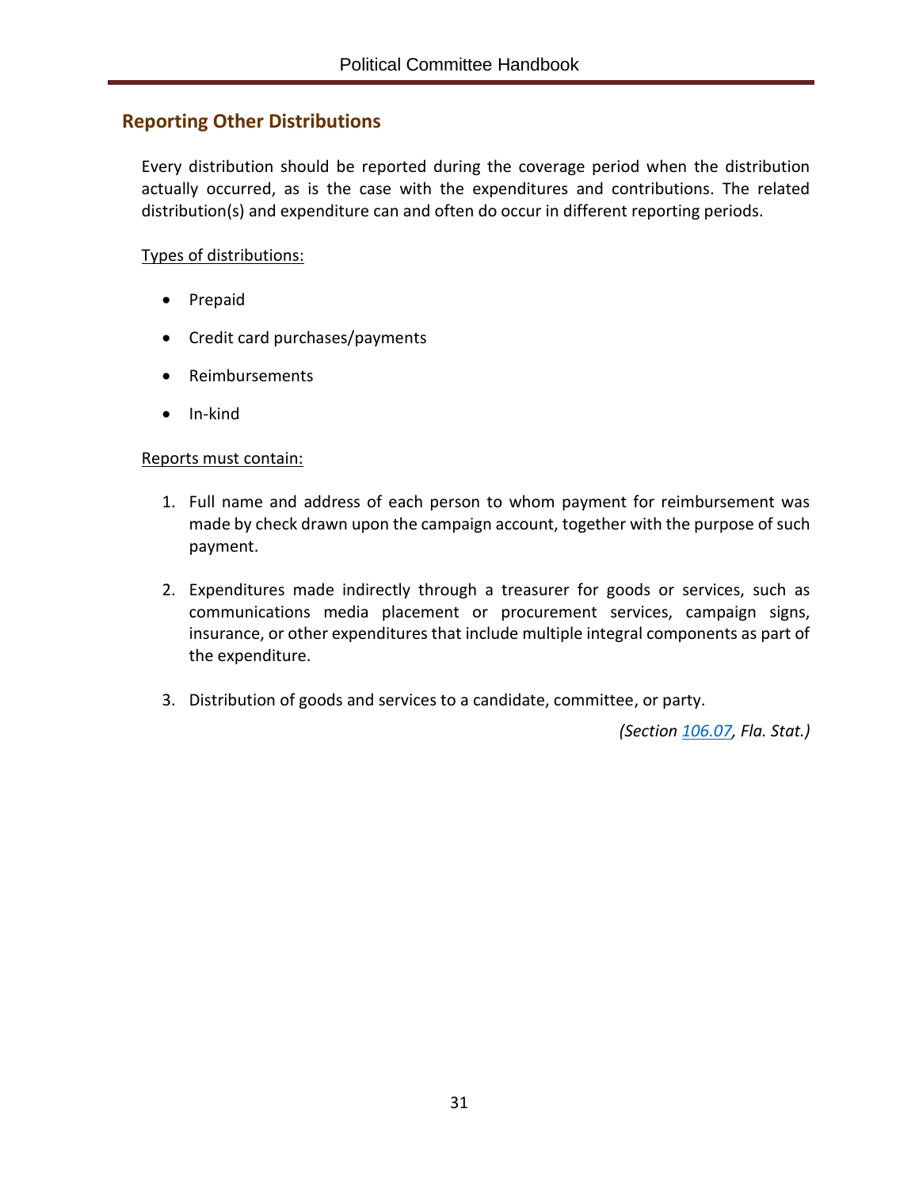## Reporting Other Distributions

Every distribution should be reported during the coverage period when the distribution actually occurred, as is the case with the expenditures and contributions. The related distribution(s) and expenditure can and often do occur in different reporting periods.

Types of distributions:

- Prepaid
- Credit card purchases/payments
- Reimbursements
- In-kind

Reports must contain:

1. Full name and address of each person to whom payment for reimbursement was made by check drawn upon the campaign account, together with the purpose of such payment.
2. Expenditures made indirectly through a treasurer for goods or services, such as communications media placement or procurement services, campaign signs, insurance, or other expenditures that include multiple integral components as part of the expenditure.
3. Distribution of goods and services to a candidate, committee, or party.

*(Section 106.07, Fla. Stat.)*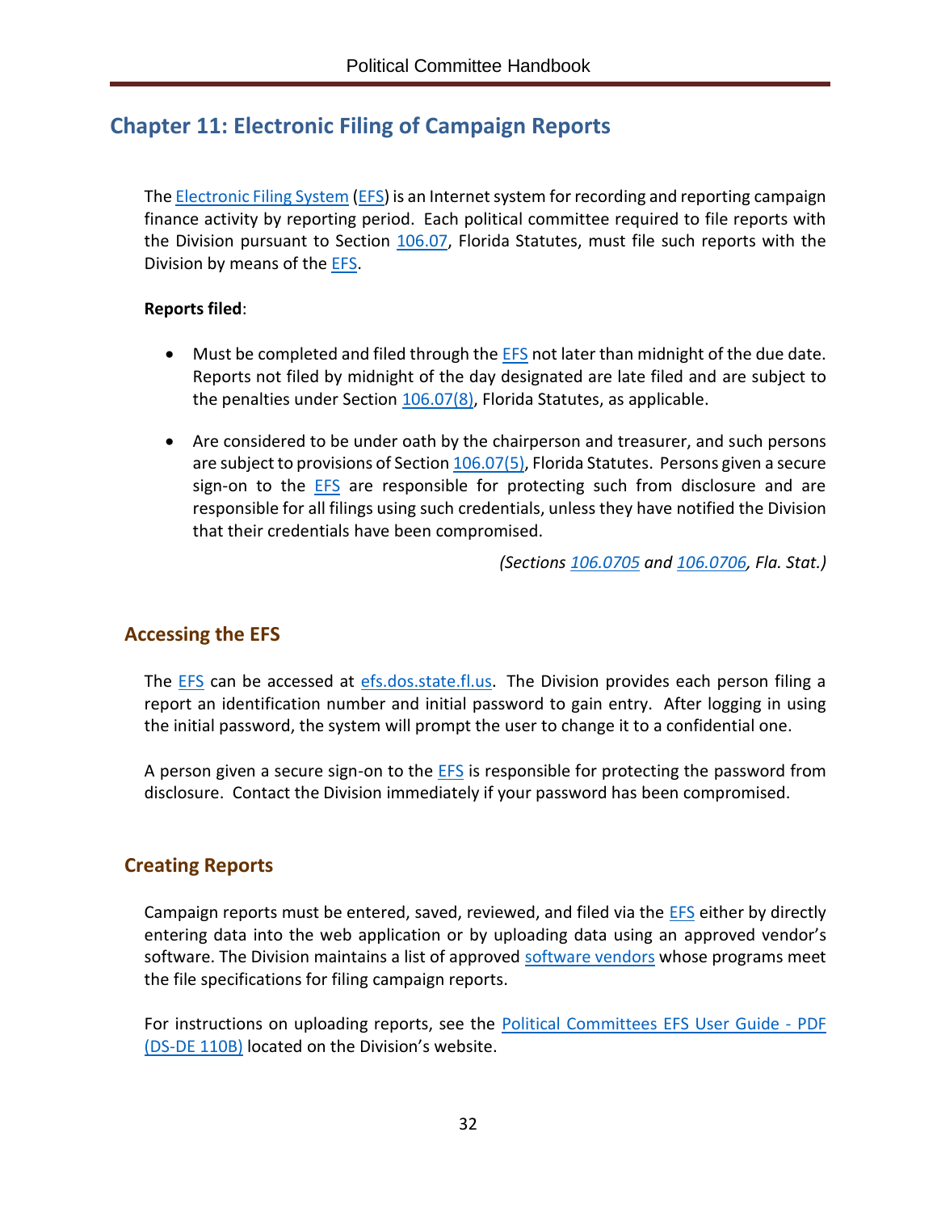# Chapter 11: Electronic Filing of Campaign Reports

The Electronic Filing System (EFS) is an Internet system for recording and reporting campaign finance activity by reporting period. Each political committee required to file reports with the Division pursuant to Section 106.07, Florida Statutes, must file such reports with the Division by means of the EFS.

**Reports filed**:

- Must be completed and filed through the EFS not later than midnight of the due date. Reports not filed by midnight of the day designated are late filed and are subject to the penalties under Section 106.07(8), Florida Statutes, as applicable.

- Are considered to be under oath by the chairperson and treasurer, and such persons are subject to provisions of Section 106.07(5), Florida Statutes. Persons given a secure sign-on to the EFS are responsible for protecting such from disclosure and are responsible for all filings using such credentials, unless they have notified the Division that their credentials have been compromised.

*(Sections 106.0705 and 106.0706, Fla. Stat.)*

## Accessing the EFS

The EFS can be accessed at efs.dos.state.fl.us. The Division provides each person filing a report an identification number and initial password to gain entry. After logging in using the initial password, the system will prompt the user to change it to a confidential one.

A person given a secure sign-on to the EFS is responsible for protecting the password from disclosure. Contact the Division immediately if your password has been compromised.

## Creating Reports

Campaign reports must be entered, saved, reviewed, and filed via the EFS either by directly entering data into the web application or by uploading data using an approved vendor's software. The Division maintains a list of approved software vendors whose programs meet the file specifications for filing campaign reports.

For instructions on uploading reports, see the Political Committees EFS User Guide - PDF (DS-DE 110B) located on the Division's website.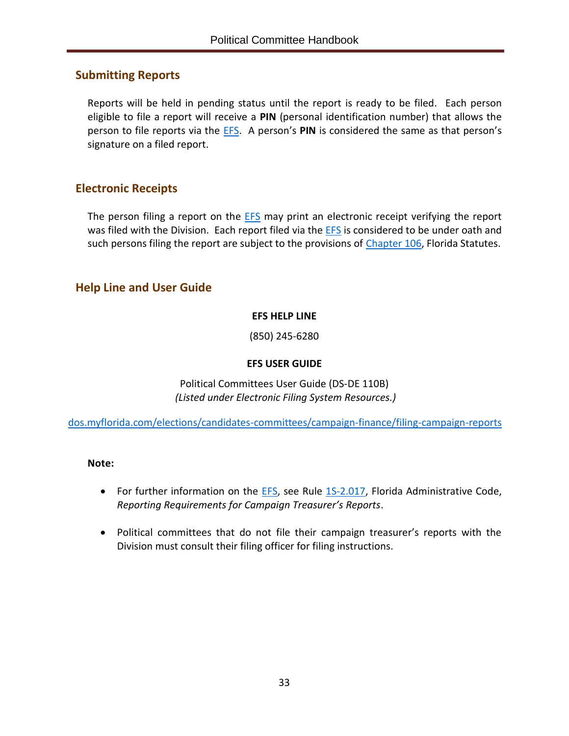## Submitting Reports

Reports will be held in pending status until the report is ready to be filed. Each person eligible to file a report will receive a **PIN** (personal identification number) that allows the person to file reports via the EFS. A person's **PIN** is considered the same as that person's signature on a filed report.

## Electronic Receipts

The person filing a report on the EFS may print an electronic receipt verifying the report was filed with the Division. Each report filed via the EFS is considered to be under oath and such persons filing the report are subject to the provisions of Chapter 106, Florida Statutes.

## Help Line and User Guide

**EFS HELP LINE**

(850) 245-6280

**EFS USER GUIDE**

Political Committees User Guide (DS-DE 110B)
*(Listed under Electronic Filing System Resources.)*

dos.myflorida.com/elections/candidates-committees/campaign-finance/filing-campaign-reports

**Note:**

- For further information on the EFS, see Rule 1S-2.017, Florida Administrative Code, *Reporting Requirements for Campaign Treasurer's Reports*.
- Political committees that do not file their campaign treasurer's reports with the Division must consult their filing officer for filing instructions.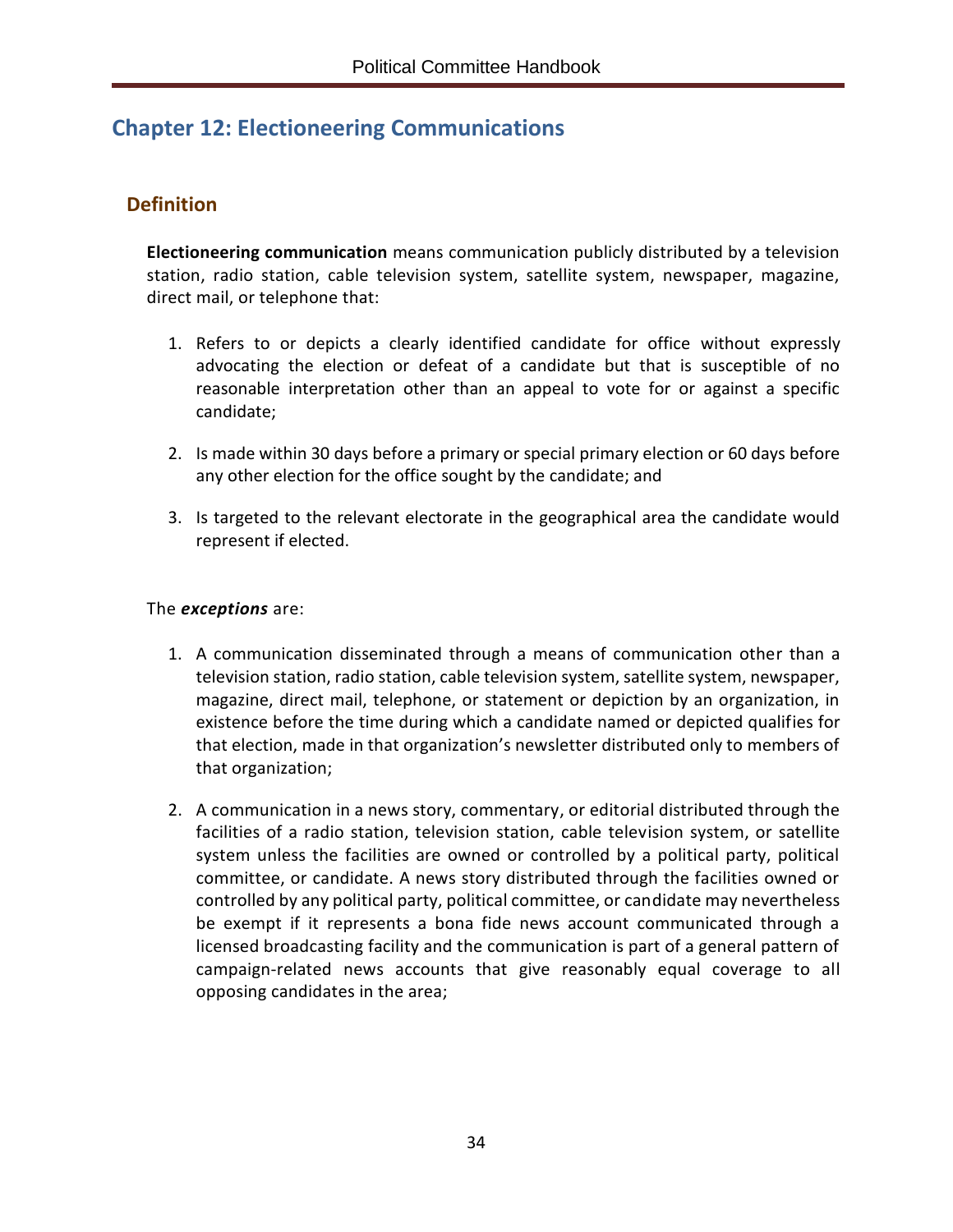# Chapter 12: Electioneering Communications

## Definition

**Electioneering communication** means communication publicly distributed by a television station, radio station, cable television system, satellite system, newspaper, magazine, direct mail, or telephone that:

1. Refers to or depicts a clearly identified candidate for office without expressly advocating the election or defeat of a candidate but that is susceptible of no reasonable interpretation other than an appeal to vote for or against a specific candidate;

2. Is made within 30 days before a primary or special primary election or 60 days before any other election for the office sought by the candidate; and

3. Is targeted to the relevant electorate in the geographical area the candidate would represent if elected.

The ***exceptions*** are:

1. A communication disseminated through a means of communication other than a television station, radio station, cable television system, satellite system, newspaper, magazine, direct mail, telephone, or statement or depiction by an organization, in existence before the time during which a candidate named or depicted qualifies for that election, made in that organization's newsletter distributed only to members of that organization;

2. A communication in a news story, commentary, or editorial distributed through the facilities of a radio station, television station, cable television system, or satellite system unless the facilities are owned or controlled by a political party, political committee, or candidate. A news story distributed through the facilities owned or controlled by any political party, political committee, or candidate may nevertheless be exempt if it represents a bona fide news account communicated through a licensed broadcasting facility and the communication is part of a general pattern of campaign-related news accounts that give reasonably equal coverage to all opposing candidates in the area;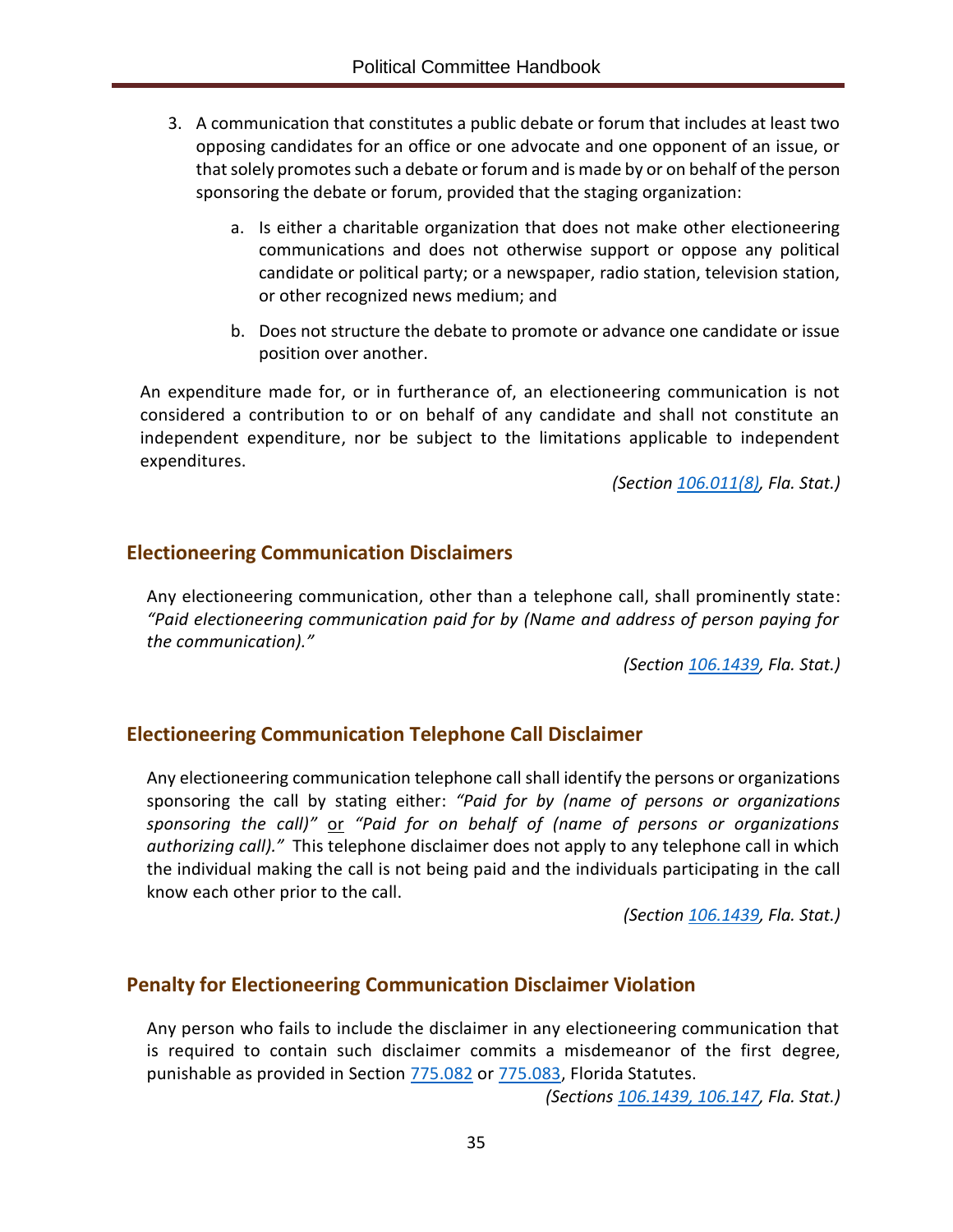3. A communication that constitutes a public debate or forum that includes at least two opposing candidates for an office or one advocate and one opponent of an issue, or that solely promotes such a debate or forum and is made by or on behalf of the person sponsoring the debate or forum, provided that the staging organization:

    a. Is either a charitable organization that does not make other electioneering communications and does not otherwise support or oppose any political candidate or political party; or a newspaper, radio station, television station, or other recognized news medium; and

    b. Does not structure the debate to promote or advance one candidate or issue position over another.

An expenditure made for, or in furtherance of, an electioneering communication is not considered a contribution to or on behalf of any candidate and shall not constitute an independent expenditure, nor be subject to the limitations applicable to independent expenditures.

*(Section 106.011(8), Fla. Stat.)*

## Electioneering Communication Disclaimers

Any electioneering communication, other than a telephone call, shall prominently state: *"Paid electioneering communication paid for by (Name and address of person paying for the communication)."*

*(Section 106.1439, Fla. Stat.)*

## Electioneering Communication Telephone Call Disclaimer

Any electioneering communication telephone call shall identify the persons or organizations sponsoring the call by stating either: *"Paid for by (name of persons or organizations sponsoring the call)"* or *"Paid for on behalf of (name of persons or organizations authorizing call)."* This telephone disclaimer does not apply to any telephone call in which the individual making the call is not being paid and the individuals participating in the call know each other prior to the call.

*(Section 106.1439, Fla. Stat.)*

## Penalty for Electioneering Communication Disclaimer Violation

Any person who fails to include the disclaimer in any electioneering communication that is required to contain such disclaimer commits a misdemeanor of the first degree, punishable as provided in Section 775.082 or 775.083, Florida Statutes.

*(Sections 106.1439, 106.147, Fla. Stat.)*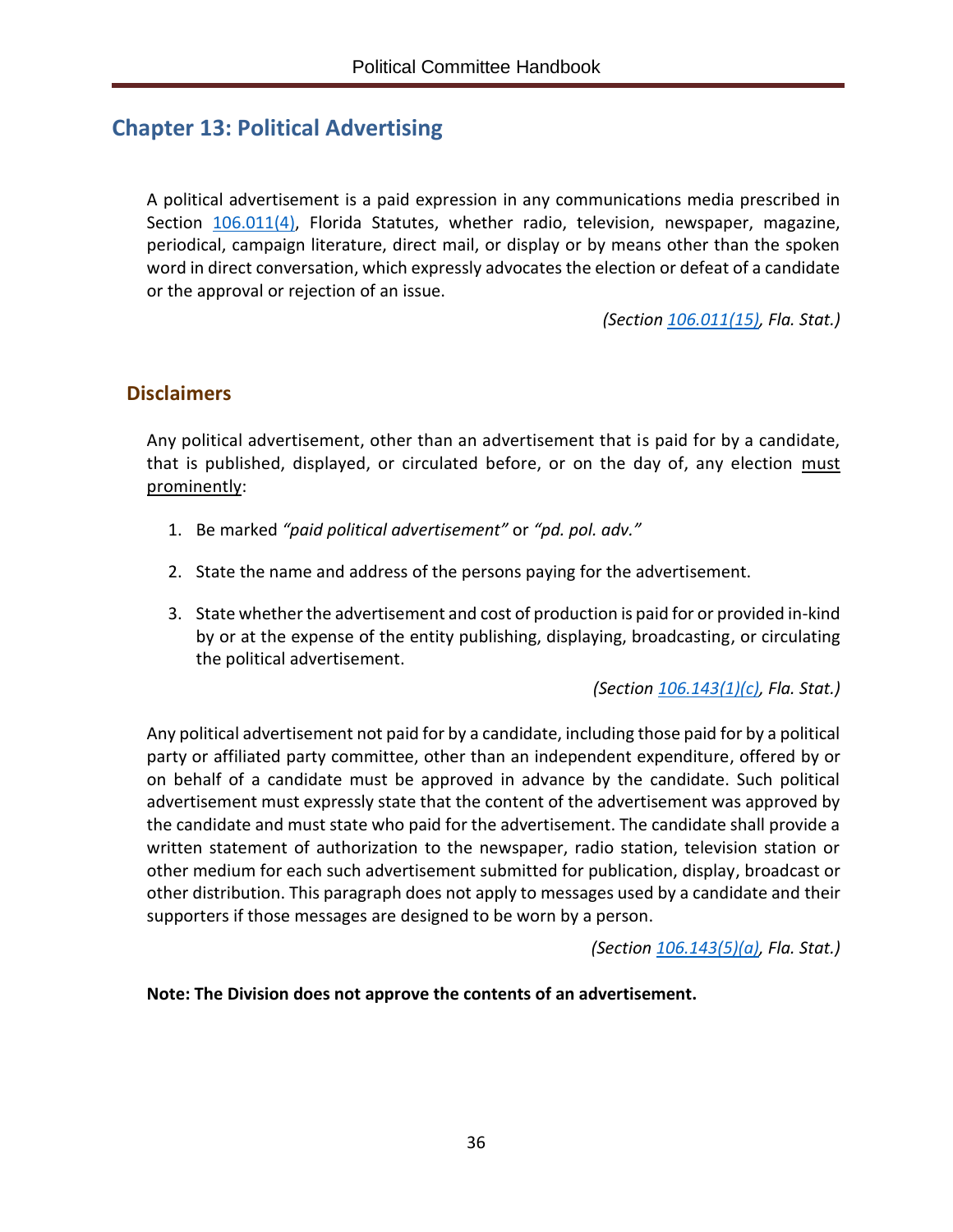# Chapter 13: Political Advertising

A political advertisement is a paid expression in any communications media prescribed in Section 106.011(4), Florida Statutes, whether radio, television, newspaper, magazine, periodical, campaign literature, direct mail, or display or by means other than the spoken word in direct conversation, which expressly advocates the election or defeat of a candidate or the approval or rejection of an issue.

*(Section 106.011(15), Fla. Stat.)*

## Disclaimers

Any political advertisement, other than an advertisement that is paid for by a candidate, that is published, displayed, or circulated before, or on the day of, any election must prominently:

1. Be marked *"paid political advertisement"* or *"pd. pol. adv."*
2. State the name and address of the persons paying for the advertisement.
3. State whether the advertisement and cost of production is paid for or provided in-kind by or at the expense of the entity publishing, displaying, broadcasting, or circulating the political advertisement.

*(Section 106.143(1)(c), Fla. Stat.)*

Any political advertisement not paid for by a candidate, including those paid for by a political party or affiliated party committee, other than an independent expenditure, offered by or on behalf of a candidate must be approved in advance by the candidate. Such political advertisement must expressly state that the content of the advertisement was approved by the candidate and must state who paid for the advertisement. The candidate shall provide a written statement of authorization to the newspaper, radio station, television station or other medium for each such advertisement submitted for publication, display, broadcast or other distribution. This paragraph does not apply to messages used by a candidate and their supporters if those messages are designed to be worn by a person.

*(Section 106.143(5)(a), Fla. Stat.)*

**Note: The Division does not approve the contents of an advertisement.**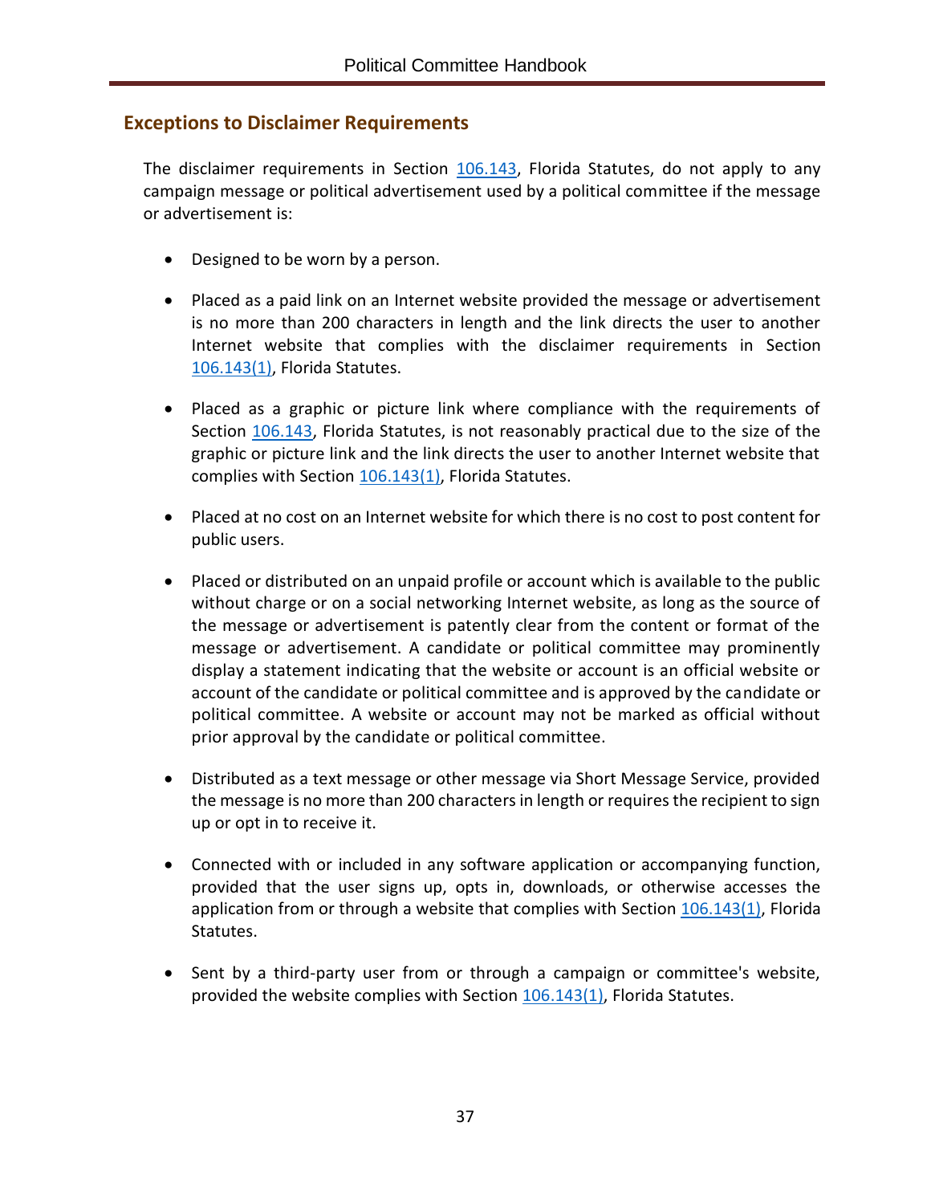## Exceptions to Disclaimer Requirements

The disclaimer requirements in Section 106.143, Florida Statutes, do not apply to any campaign message or political advertisement used by a political committee if the message or advertisement is:

- Designed to be worn by a person.
- Placed as a paid link on an Internet website provided the message or advertisement is no more than 200 characters in length and the link directs the user to another Internet website that complies with the disclaimer requirements in Section 106.143(1), Florida Statutes.
- Placed as a graphic or picture link where compliance with the requirements of Section 106.143, Florida Statutes, is not reasonably practical due to the size of the graphic or picture link and the link directs the user to another Internet website that complies with Section 106.143(1), Florida Statutes.
- Placed at no cost on an Internet website for which there is no cost to post content for public users.
- Placed or distributed on an unpaid profile or account which is available to the public without charge or on a social networking Internet website, as long as the source of the message or advertisement is patently clear from the content or format of the message or advertisement. A candidate or political committee may prominently display a statement indicating that the website or account is an official website or account of the candidate or political committee and is approved by the candidate or political committee. A website or account may not be marked as official without prior approval by the candidate or political committee.
- Distributed as a text message or other message via Short Message Service, provided the message is no more than 200 characters in length or requires the recipient to sign up or opt in to receive it.
- Connected with or included in any software application or accompanying function, provided that the user signs up, opts in, downloads, or otherwise accesses the application from or through a website that complies with Section 106.143(1), Florida Statutes.
- Sent by a third-party user from or through a campaign or committee's website, provided the website complies with Section 106.143(1), Florida Statutes.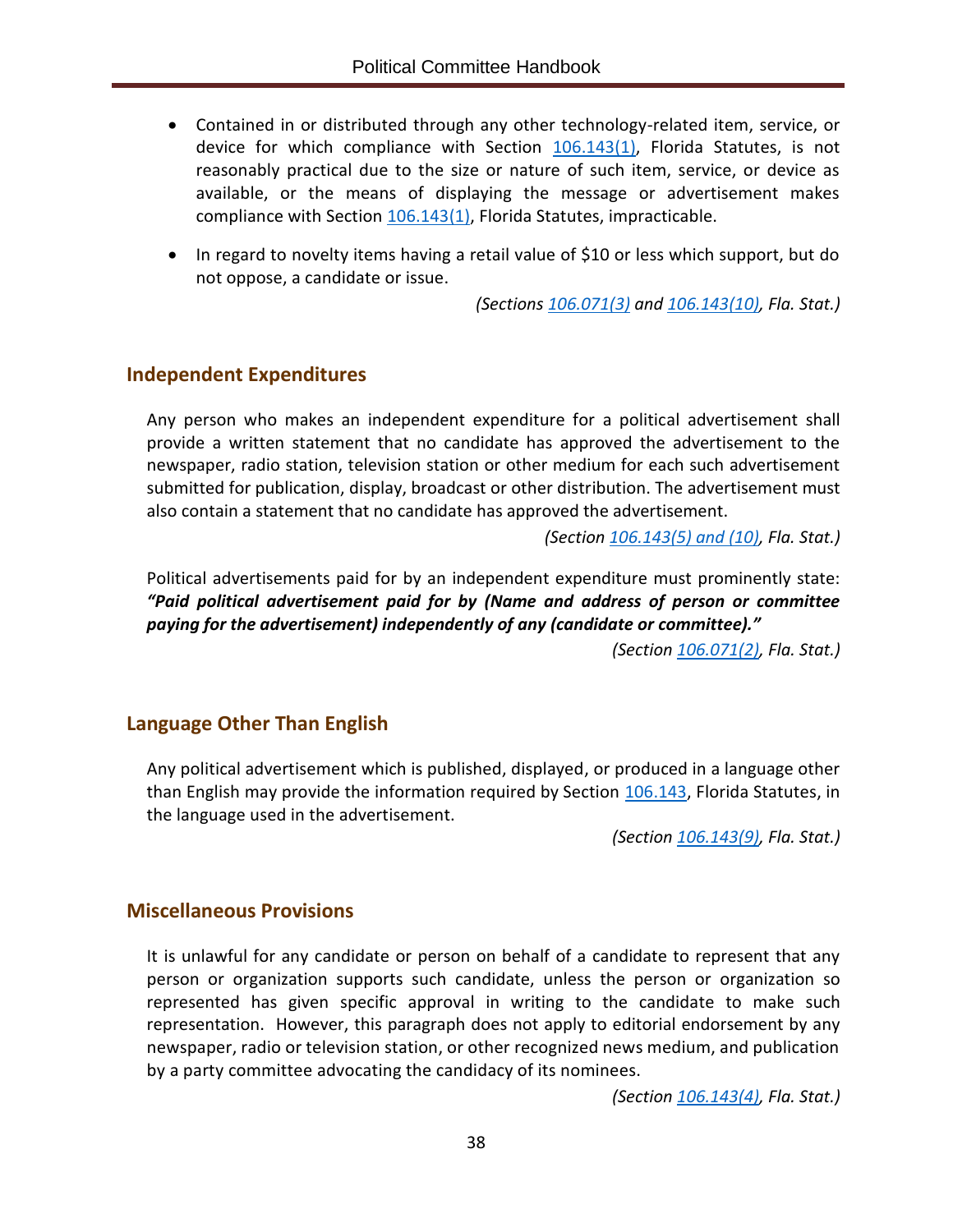- Contained in or distributed through any other technology-related item, service, or device for which compliance with Section 106.143(1), Florida Statutes, is not reasonably practical due to the size or nature of such item, service, or device as available, or the means of displaying the message or advertisement makes compliance with Section 106.143(1), Florida Statutes, impracticable.
- In regard to novelty items having a retail value of $10 or less which support, but do not oppose, a candidate or issue.

*(Sections 106.071(3) and 106.143(10), Fla. Stat.)*

## Independent Expenditures

Any person who makes an independent expenditure for a political advertisement shall provide a written statement that no candidate has approved the advertisement to the newspaper, radio station, television station or other medium for each such advertisement submitted for publication, display, broadcast or other distribution. The advertisement must also contain a statement that no candidate has approved the advertisement.

*(Section 106.143(5) and (10), Fla. Stat.)*

Political advertisements paid for by an independent expenditure must prominently state: ***"Paid political advertisement paid for by (Name and address of person or committee paying for the advertisement) independently of any (candidate or committee)."***

*(Section 106.071(2), Fla. Stat.)*

## Language Other Than English

Any political advertisement which is published, displayed, or produced in a language other than English may provide the information required by Section 106.143, Florida Statutes, in the language used in the advertisement.

*(Section 106.143(9), Fla. Stat.)*

## Miscellaneous Provisions

It is unlawful for any candidate or person on behalf of a candidate to represent that any person or organization supports such candidate, unless the person or organization so represented has given specific approval in writing to the candidate to make such representation. However, this paragraph does not apply to editorial endorsement by any newspaper, radio or television station, or other recognized news medium, and publication by a party committee advocating the candidacy of its nominees.

*(Section 106.143(4), Fla. Stat.)*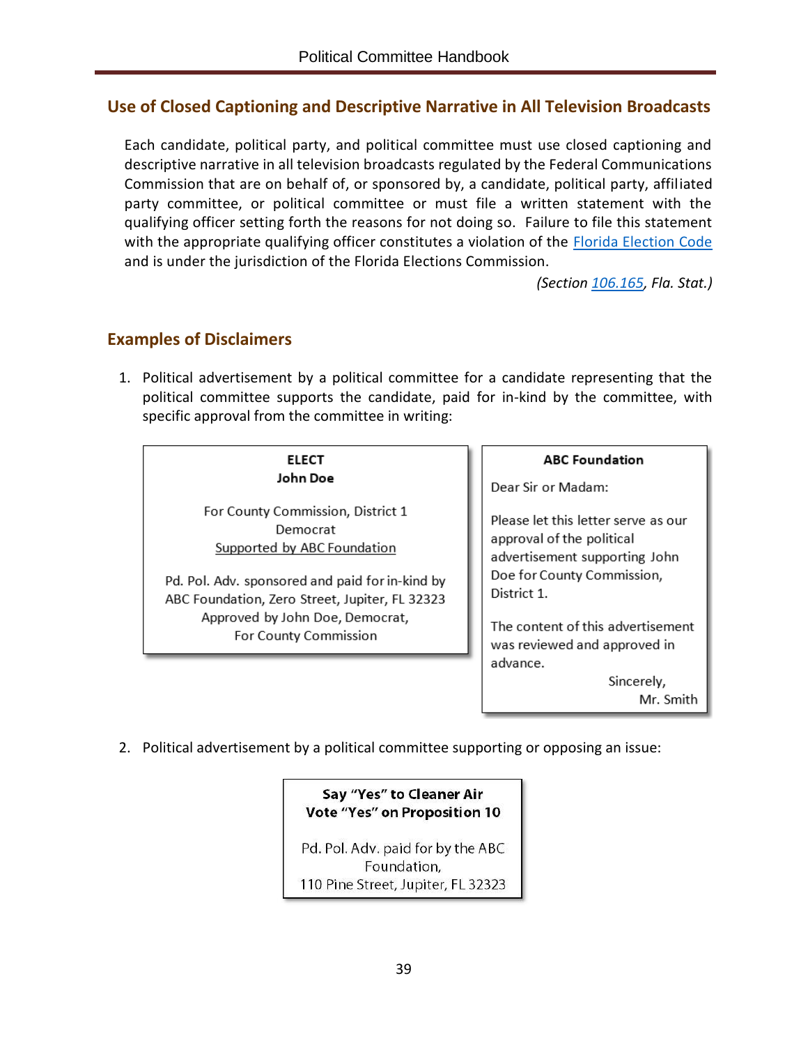## Use of Closed Captioning and Descriptive Narrative in All Television Broadcasts

Each candidate, political party, and political committee must use closed captioning and descriptive narrative in all television broadcasts regulated by the Federal Communications Commission that are on behalf of, or sponsored by, a candidate, political party, affiliated party committee, or political committee or must file a written statement with the qualifying officer setting forth the reasons for not doing so. Failure to file this statement with the appropriate qualifying officer constitutes a violation of the Florida Election Code and is under the jurisdiction of the Florida Elections Commission.

*(Section 106.165, Fla. Stat.)*

## Examples of Disclaimers

1. Political advertisement by a political committee for a candidate representing that the political committee supports the candidate, paid for in-kind by the committee, with specific approval from the committee in writing:

> **ELECT**
> **John Doe**
>
> For County Commission, District 1
> Democrat
> Supported by ABC Foundation
>
> Pd. Pol. Adv. sponsored and paid for in-kind by ABC Foundation, Zero Street, Jupiter, FL 32323
> Approved by John Doe, Democrat,
> For County Commission

> **ABC Foundation**
>
> Dear Sir or Madam:
>
> Please let this letter serve as our approval of the political advertisement supporting John Doe for County Commission, District 1.
>
> The content of this advertisement was reviewed and approved in advance.
>
> Sincerely,
> Mr. Smith

2. Political advertisement by a political committee supporting or opposing an issue:

> **Say "Yes" to Cleaner Air**
> **Vote "Yes" on Proposition 10**
>
> Pd. Pol. Adv. paid for by the ABC Foundation,
> 110 Pine Street, Jupiter, FL 32323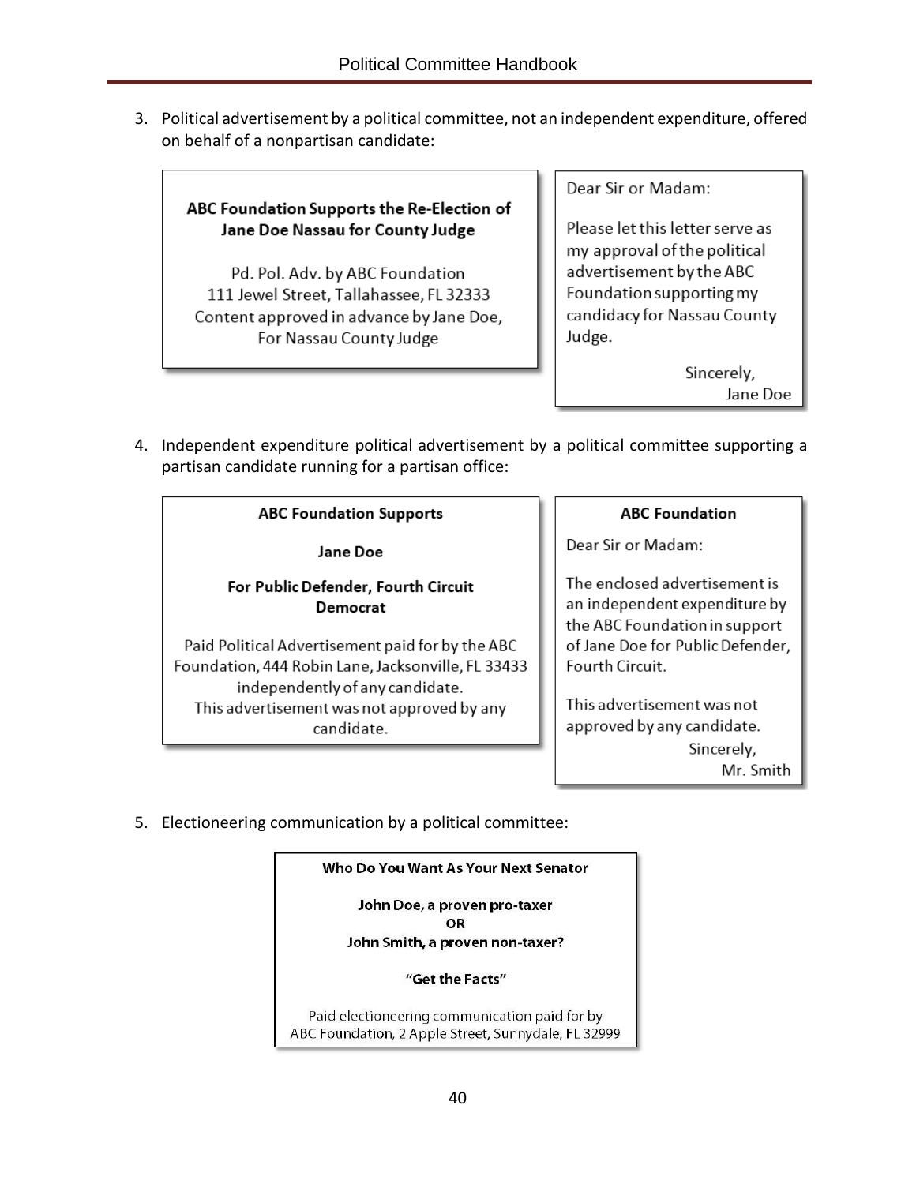3. Political advertisement by a political committee, not an independent expenditure, offered on behalf of a nonpartisan candidate:

> **ABC Foundation Supports the Re-Election of Jane Doe Nassau for County Judge**
>
> Pd. Pol. Adv. by ABC Foundation
> 111 Jewel Street, Tallahassee, FL 32333
> Content approved in advance by Jane Doe,
> For Nassau County Judge

> Dear Sir or Madam:
>
> Please let this letter serve as my approval of the political advertisement by the ABC Foundation supporting my candidacy for Nassau County Judge.
>
> Sincerely,
> Jane Doe

4. Independent expenditure political advertisement by a political committee supporting a partisan candidate running for a partisan office:

> **ABC Foundation Supports**
>
> **Jane Doe**
>
> **For Public Defender, Fourth Circuit**
> **Democrat**
>
> Paid Political Advertisement paid for by the ABC Foundation, 444 Robin Lane, Jacksonville, FL 33433 independently of any candidate.
> This advertisement was not approved by any candidate.

> **ABC Foundation**
>
> Dear Sir or Madam:
>
> The enclosed advertisement is an independent expenditure by the ABC Foundation in support of Jane Doe for Public Defender, Fourth Circuit.
>
> This advertisement was not approved by any candidate.
>
> Sincerely,
> Mr. Smith

5. Electioneering communication by a political committee:

> **Who Do You Want As Your Next Senator**
>
> **John Doe, a proven pro-taxer**
> **OR**
> **John Smith, a proven non-taxer?**
>
> **"Get the Facts"**
>
> Paid electioneering communication paid for by
> ABC Foundation, 2 Apple Street, Sunnydale, FL 32999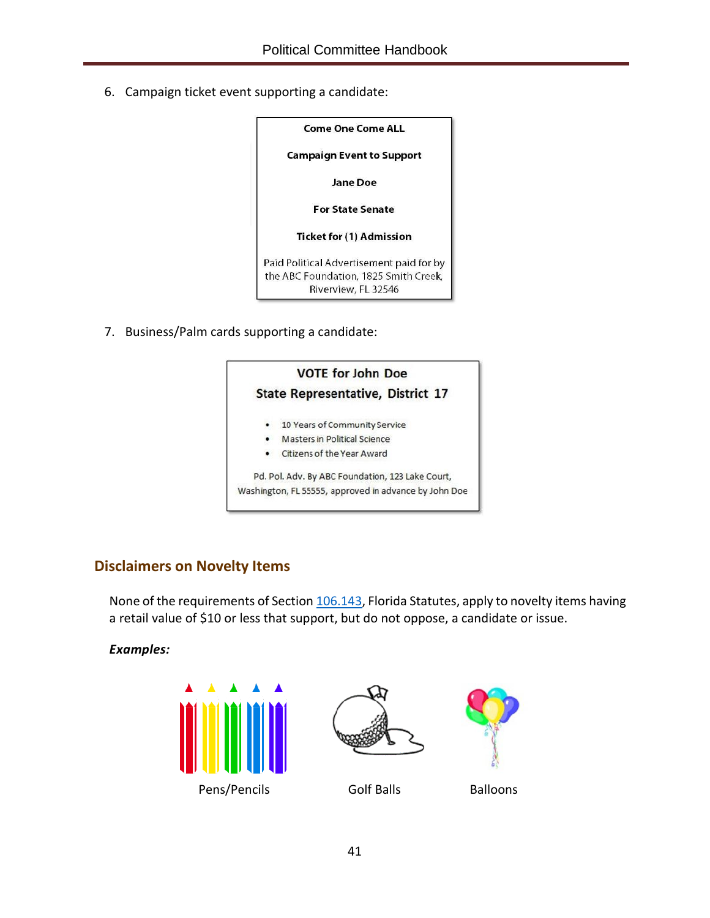6. Campaign ticket event supporting a candidate:

> **Come One Come ALL**
>
> **Campaign Event to Support**
>
> **Jane Doe**
>
> **For State Senate**
>
> **Ticket for (1) Admission**
>
> Paid Political Advertisement paid for by the ABC Foundation, 1825 Smith Creek, Riverview, FL 32546

7. Business/Palm cards supporting a candidate:

> **VOTE for John Doe**
>
> **State Representative, District 17**
>
> - 10 Years of Community Service
> - Masters in Political Science
> - Citizens of the Year Award
>
> Pd. Pol. Adv. By ABC Foundation, 123 Lake Court, Washington, FL 55555, approved in advance by John Doe

## Disclaimers on Novelty Items

None of the requirements of Section 106.143, Florida Statutes, apply to novelty items having a retail value of $10 or less that support, but do not oppose, a candidate or issue.

***Examples:***

Pens/Pencils

Golf Balls

Balloons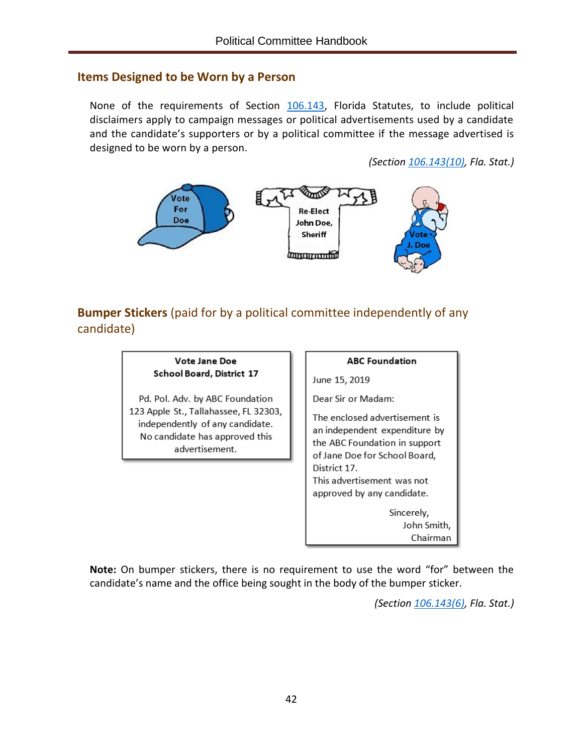## Items Designed to be Worn by a Person

None of the requirements of Section 106.143, Florida Statutes, to include political disclaimers apply to campaign messages or political advertisements used by a candidate and the candidate's supporters or by a political committee if the message advertised is designed to be worn by a person.

*(Section 106.143(10), Fla. Stat.)*

Vote For Doe

Re-Elect John Doe, Sheriff

Vote J. Doe

## Bumper Stickers (paid for by a political committee independently of any candidate)

**Vote Jane Doe**
**School Board, District 17**

Pd. Pol. Adv. by ABC Foundation
123 Apple St., Tallahassee, FL 32303,
independently of any candidate.
No candidate has approved this advertisement.

---

**ABC Foundation**

June 15, 2019

Dear Sir or Madam:

The enclosed advertisement is an independent expenditure by the ABC Foundation in support of Jane Doe for School Board, District 17.
This advertisement was not approved by any candidate.

Sincerely,
John Smith,
Chairman

---

**Note:** On bumper stickers, there is no requirement to use the word "for" between the candidate's name and the office being sought in the body of the bumper sticker.

*(Section 106.143(6), Fla. Stat.)*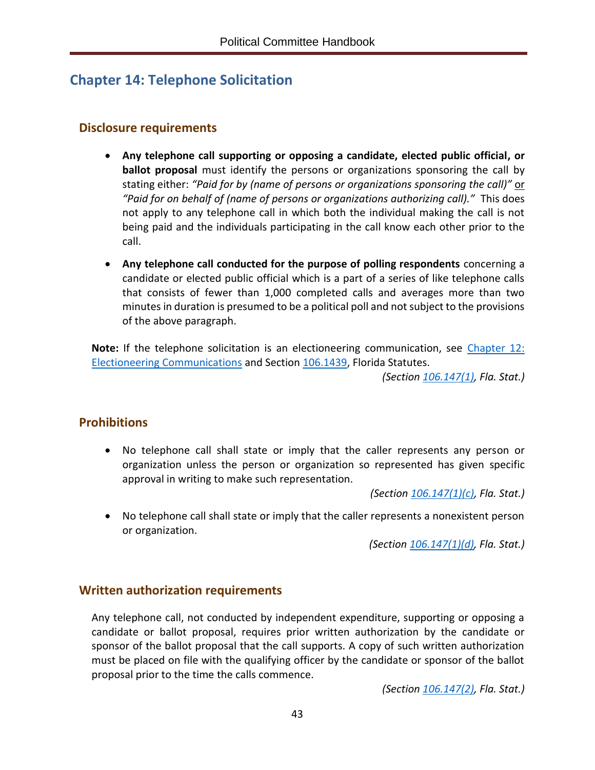# Chapter 14: Telephone Solicitation

## Disclosure requirements

- **Any telephone call supporting or opposing a candidate, elected public official, or ballot proposal** must identify the persons or organizations sponsoring the call by stating either: *"Paid for by (name of persons or organizations sponsoring the call)"* or *"Paid for on behalf of (name of persons or organizations authorizing call)."* This does not apply to any telephone call in which both the individual making the call is not being paid and the individuals participating in the call know each other prior to the call.

- **Any telephone call conducted for the purpose of polling respondents** concerning a candidate or elected public official which is a part of a series of like telephone calls that consists of fewer than 1,000 completed calls and averages more than two minutes in duration is presumed to be a political poll and not subject to the provisions of the above paragraph.

**Note:** If the telephone solicitation is an electioneering communication, see Chapter 12: Electioneering Communications and Section 106.1439, Florida Statutes.

*(Section 106.147(1), Fla. Stat.)*

## Prohibitions

- No telephone call shall state or imply that the caller represents any person or organization unless the person or organization so represented has given specific approval in writing to make such representation.

  *(Section 106.147(1)(c), Fla. Stat.)*

- No telephone call shall state or imply that the caller represents a nonexistent person or organization.

  *(Section 106.147(1)(d), Fla. Stat.)*

## Written authorization requirements

Any telephone call, not conducted by independent expenditure, supporting or opposing a candidate or ballot proposal, requires prior written authorization by the candidate or sponsor of the ballot proposal that the call supports. A copy of such written authorization must be placed on file with the qualifying officer by the candidate or sponsor of the ballot proposal prior to the time the calls commence.

*(Section 106.147(2), Fla. Stat.)*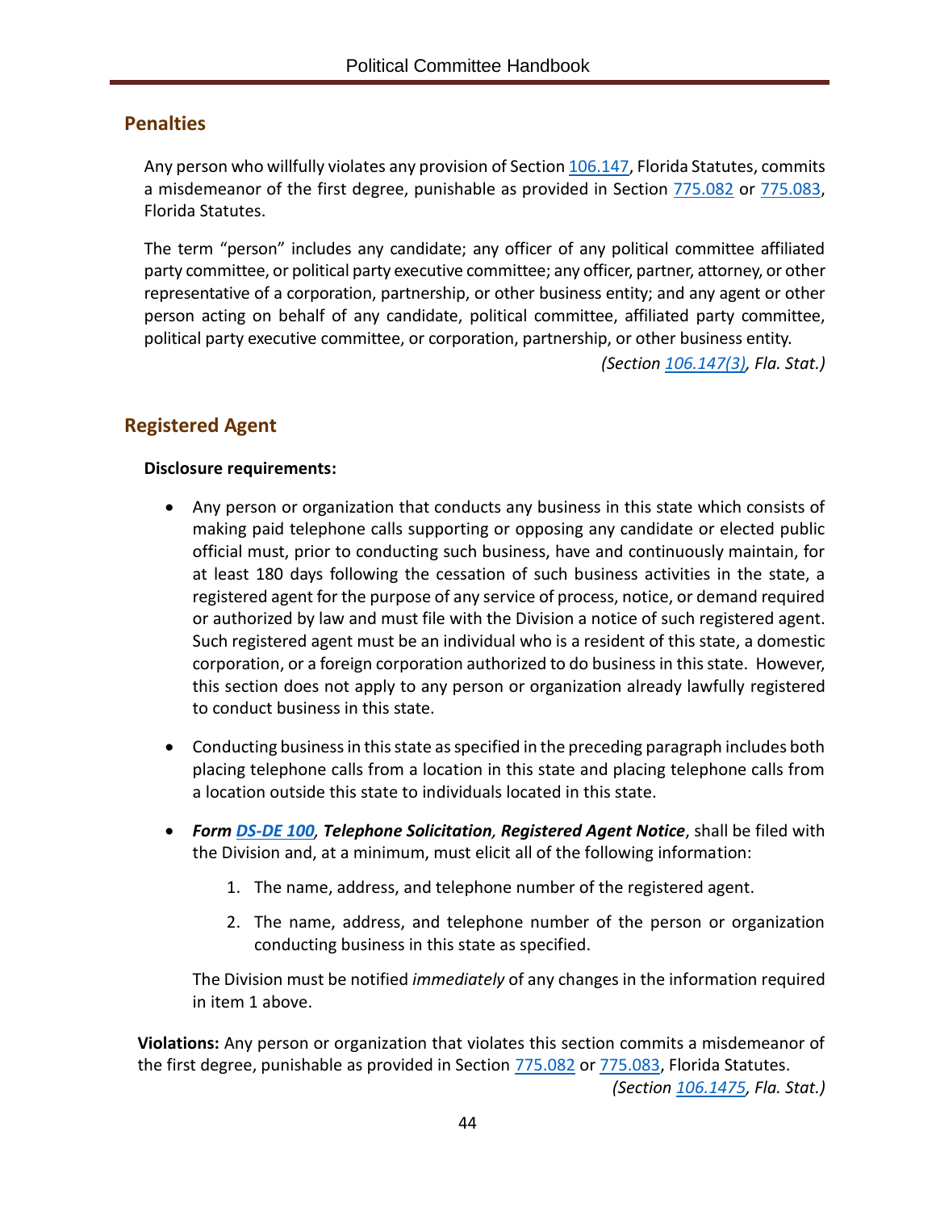## Penalties

Any person who willfully violates any provision of Section 106.147, Florida Statutes, commits a misdemeanor of the first degree, punishable as provided in Section 775.082 or 775.083, Florida Statutes.

The term "person" includes any candidate; any officer of any political committee affiliated party committee, or political party executive committee; any officer, partner, attorney, or other representative of a corporation, partnership, or other business entity; and any agent or other person acting on behalf of any candidate, political committee, affiliated party committee, political party executive committee, or corporation, partnership, or other business entity.

*(Section 106.147(3), Fla. Stat.)*

## Registered Agent

**Disclosure requirements:**

- Any person or organization that conducts any business in this state which consists of making paid telephone calls supporting or opposing any candidate or elected public official must, prior to conducting such business, have and continuously maintain, for at least 180 days following the cessation of such business activities in the state, a registered agent for the purpose of any service of process, notice, or demand required or authorized by law and must file with the Division a notice of such registered agent. Such registered agent must be an individual who is a resident of this state, a domestic corporation, or a foreign corporation authorized to do business in this state. However, this section does not apply to any person or organization already lawfully registered to conduct business in this state.

- Conducting business in this state as specified in the preceding paragraph includes both placing telephone calls from a location in this state and placing telephone calls from a location outside this state to individuals located in this state.

- ***Form DS-DE 100, Telephone Solicitation, Registered Agent Notice***, shall be filed with the Division and, at a minimum, must elicit all of the following information:

  1. The name, address, and telephone number of the registered agent.
  2. The name, address, and telephone number of the person or organization conducting business in this state as specified.

  The Division must be notified *immediately* of any changes in the information required in item 1 above.

**Violations:** Any person or organization that violates this section commits a misdemeanor of the first degree, punishable as provided in Section 775.082 or 775.083, Florida Statutes.

*(Section 106.1475, Fla. Stat.)*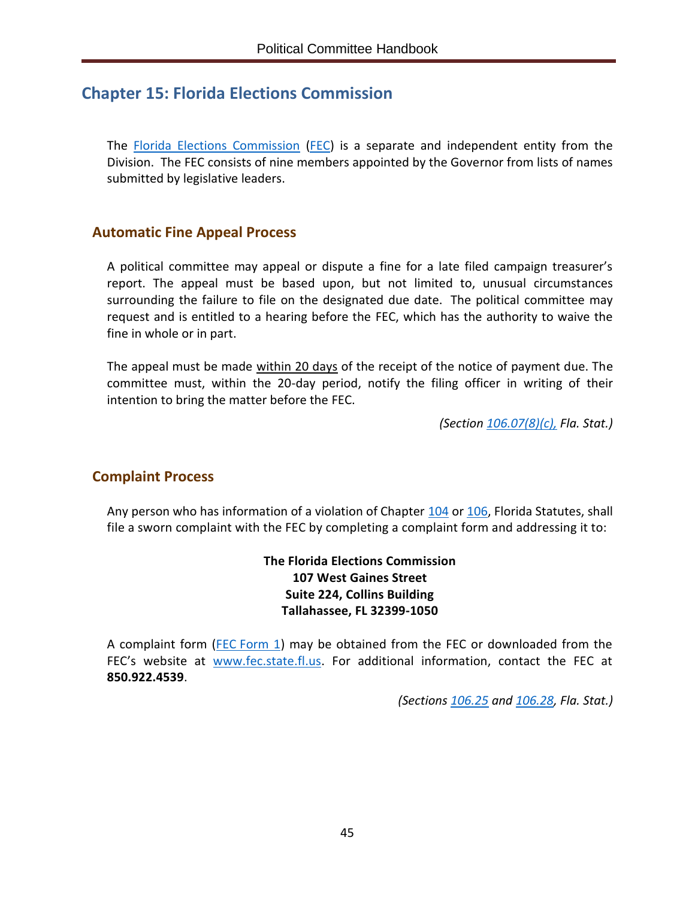# Chapter 15: Florida Elections Commission

The Florida Elections Commission (FEC) is a separate and independent entity from the Division. The FEC consists of nine members appointed by the Governor from lists of names submitted by legislative leaders.

## Automatic Fine Appeal Process

A political committee may appeal or dispute a fine for a late filed campaign treasurer's report. The appeal must be based upon, but not limited to, unusual circumstances surrounding the failure to file on the designated due date. The political committee may request and is entitled to a hearing before the FEC, which has the authority to waive the fine in whole or in part.

The appeal must be made within 20 days of the receipt of the notice of payment due. The committee must, within the 20-day period, notify the filing officer in writing of their intention to bring the matter before the FEC.

*(Section 106.07(8)(c), Fla. Stat.)*

## Complaint Process

Any person who has information of a violation of Chapter 104 or 106, Florida Statutes, shall file a sworn complaint with the FEC by completing a complaint form and addressing it to:

**The Florida Elections Commission**
**107 West Gaines Street**
**Suite 224, Collins Building**
**Tallahassee, FL 32399-1050**

A complaint form (FEC Form 1) may be obtained from the FEC or downloaded from the FEC's website at www.fec.state.fl.us. For additional information, contact the FEC at **850.922.4539**.

*(Sections 106.25 and 106.28, Fla. Stat.)*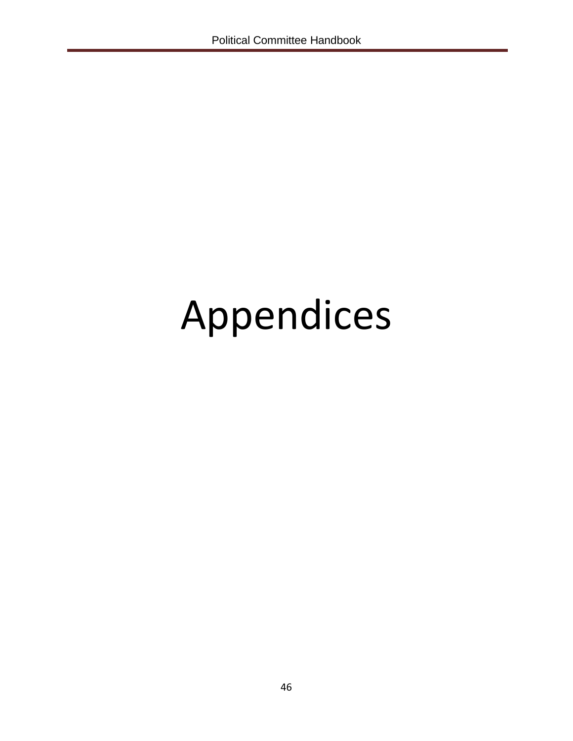# Appendices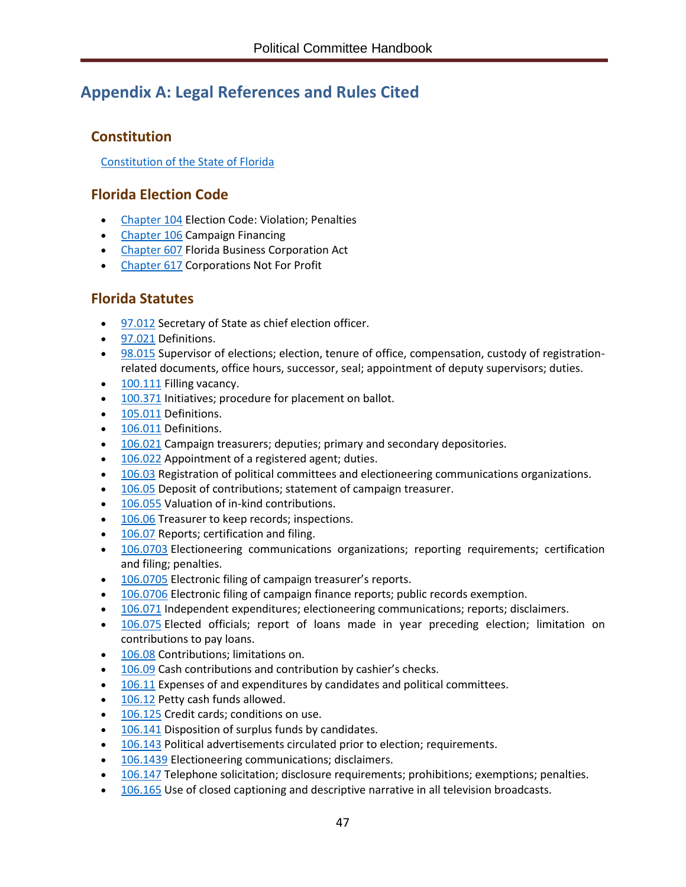## Appendix A: Legal References and Rules Cited

### Constitution

Constitution of the State of Florida

### Florida Election Code

- Chapter 104 Election Code: Violation; Penalties
- Chapter 106 Campaign Financing
- Chapter 607 Florida Business Corporation Act
- Chapter 617 Corporations Not For Profit

### Florida Statutes

- 97.012 Secretary of State as chief election officer.
- 97.021 Definitions.
- 98.015 Supervisor of elections; election, tenure of office, compensation, custody of registration-related documents, office hours, successor, seal; appointment of deputy supervisors; duties.
- 100.111 Filling vacancy.
- 100.371 Initiatives; procedure for placement on ballot.
- 105.011 Definitions.
- 106.011 Definitions.
- 106.021 Campaign treasurers; deputies; primary and secondary depositories.
- 106.022 Appointment of a registered agent; duties.
- 106.03 Registration of political committees and electioneering communications organizations.
- 106.05 Deposit of contributions; statement of campaign treasurer.
- 106.055 Valuation of in-kind contributions.
- 106.06 Treasurer to keep records; inspections.
- 106.07 Reports; certification and filing.
- 106.0703 Electioneering communications organizations; reporting requirements; certification and filing; penalties.
- 106.0705 Electronic filing of campaign treasurer's reports.
- 106.0706 Electronic filing of campaign finance reports; public records exemption.
- 106.071 Independent expenditures; electioneering communications; reports; disclaimers.
- 106.075 Elected officials; report of loans made in year preceding election; limitation on contributions to pay loans.
- 106.08 Contributions; limitations on.
- 106.09 Cash contributions and contribution by cashier's checks.
- 106.11 Expenses of and expenditures by candidates and political committees.
- 106.12 Petty cash funds allowed.
- 106.125 Credit cards; conditions on use.
- 106.141 Disposition of surplus funds by candidates.
- 106.143 Political advertisements circulated prior to election; requirements.
- 106.1439 Electioneering communications; disclaimers.
- 106.147 Telephone solicitation; disclosure requirements; prohibitions; exemptions; penalties.
- 106.165 Use of closed captioning and descriptive narrative in all television broadcasts.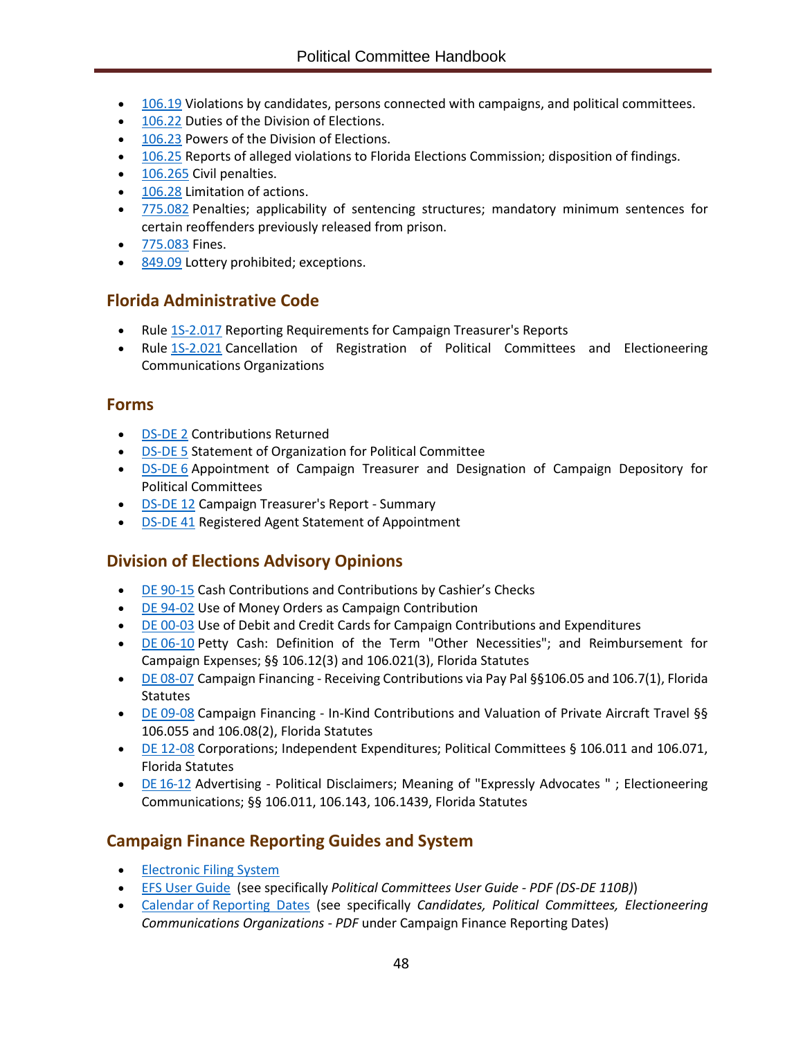- 106.19 Violations by candidates, persons connected with campaigns, and political committees.
- 106.22 Duties of the Division of Elections.
- 106.23 Powers of the Division of Elections.
- 106.25 Reports of alleged violations to Florida Elections Commission; disposition of findings.
- 106.265 Civil penalties.
- 106.28 Limitation of actions.
- 775.082 Penalties; applicability of sentencing structures; mandatory minimum sentences for certain reoffenders previously released from prison.
- 775.083 Fines.
- 849.09 Lottery prohibited; exceptions.

## Florida Administrative Code

- Rule 1S-2.017 Reporting Requirements for Campaign Treasurer's Reports
- Rule 1S-2.021 Cancellation of Registration of Political Committees and Electioneering Communications Organizations

## Forms

- DS-DE 2 Contributions Returned
- DS-DE 5 Statement of Organization for Political Committee
- DS-DE 6 Appointment of Campaign Treasurer and Designation of Campaign Depository for Political Committees
- DS-DE 12 Campaign Treasurer's Report - Summary
- DS-DE 41 Registered Agent Statement of Appointment

## Division of Elections Advisory Opinions

- DE 90-15 Cash Contributions and Contributions by Cashier's Checks
- DE 94-02 Use of Money Orders as Campaign Contribution
- DE 00-03 Use of Debit and Credit Cards for Campaign Contributions and Expenditures
- DE 06-10 Petty Cash: Definition of the Term "Other Necessities"; and Reimbursement for Campaign Expenses; §§ 106.12(3) and 106.021(3), Florida Statutes
- DE 08-07 Campaign Financing - Receiving Contributions via Pay Pal §§106.05 and 106.7(1), Florida Statutes
- DE 09-08 Campaign Financing - In-Kind Contributions and Valuation of Private Aircraft Travel §§ 106.055 and 106.08(2), Florida Statutes
- DE 12-08 Corporations; Independent Expenditures; Political Committees § 106.011 and 106.071, Florida Statutes
- DE 16-12 Advertising - Political Disclaimers; Meaning of "Expressly Advocates " ; Electioneering Communications; §§ 106.011, 106.143, 106.1439, Florida Statutes

## Campaign Finance Reporting Guides and System

- Electronic Filing System
- EFS User Guide (see specifically *Political Committees User Guide - PDF (DS-DE 110B)*)
- Calendar of Reporting Dates (see specifically *Candidates, Political Committees, Electioneering Communications Organizations - PDF* under Campaign Finance Reporting Dates)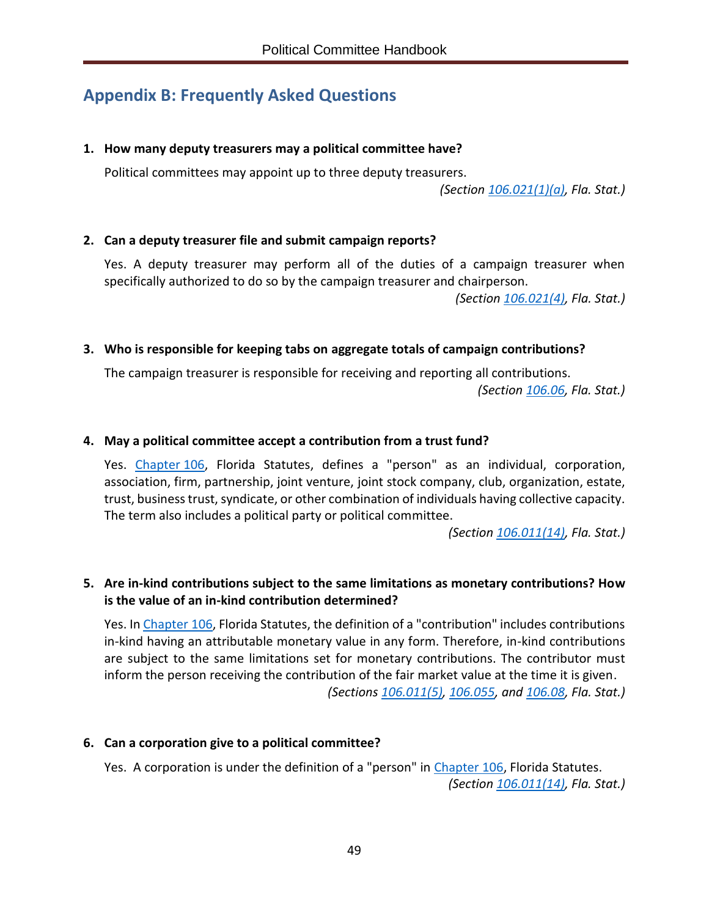## Appendix B: Frequently Asked Questions

1. **How many deputy treasurers may a political committee have?**

   Political committees may appoint up to three deputy treasurers.

   *(Section 106.021(1)(a), Fla. Stat.)*

2. **Can a deputy treasurer file and submit campaign reports?**

   Yes. A deputy treasurer may perform all of the duties of a campaign treasurer when specifically authorized to do so by the campaign treasurer and chairperson.

   *(Section 106.021(4), Fla. Stat.)*

3. **Who is responsible for keeping tabs on aggregate totals of campaign contributions?**

   The campaign treasurer is responsible for receiving and reporting all contributions.

   *(Section 106.06, Fla. Stat.)*

4. **May a political committee accept a contribution from a trust fund?**

   Yes. Chapter 106, Florida Statutes, defines a "person" as an individual, corporation, association, firm, partnership, joint venture, joint stock company, club, organization, estate, trust, business trust, syndicate, or other combination of individuals having collective capacity. The term also includes a political party or political committee.

   *(Section 106.011(14), Fla. Stat.)*

5. **Are in-kind contributions subject to the same limitations as monetary contributions? How is the value of an in-kind contribution determined?**

   Yes. In Chapter 106, Florida Statutes, the definition of a "contribution" includes contributions in-kind having an attributable monetary value in any form. Therefore, in-kind contributions are subject to the same limitations set for monetary contributions. The contributor must inform the person receiving the contribution of the fair market value at the time it is given.

   *(Sections 106.011(5), 106.055, and 106.08, Fla. Stat.)*

6. **Can a corporation give to a political committee?**

   Yes. A corporation is under the definition of a "person" in Chapter 106, Florida Statutes.

   *(Section 106.011(14), Fla. Stat.)*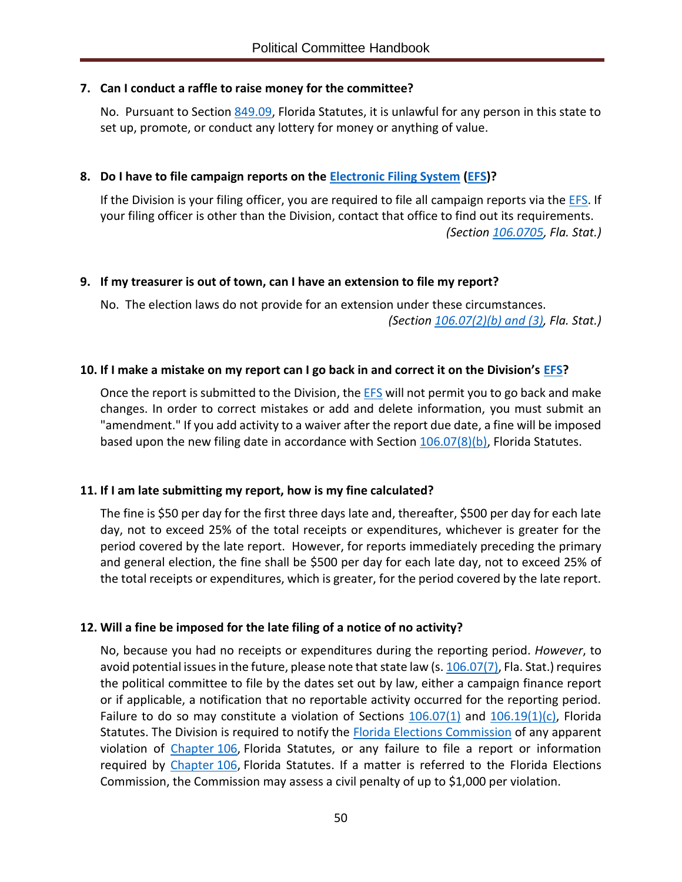**7. Can I conduct a raffle to raise money for the committee?**

No. Pursuant to Section 849.09, Florida Statutes, it is unlawful for any person in this state to set up, promote, or conduct any lottery for money or anything of value.

**8. Do I have to file campaign reports on the Electronic Filing System (EFS)?**

If the Division is your filing officer, you are required to file all campaign reports via the EFS. If your filing officer is other than the Division, contact that office to find out its requirements. *(Section 106.0705, Fla. Stat.)*

**9. If my treasurer is out of town, can I have an extension to file my report?**

No. The election laws do not provide for an extension under these circumstances. *(Section 106.07(2)(b) and (3), Fla. Stat.)*

**10. If I make a mistake on my report can I go back in and correct it on the Division's EFS?**

Once the report is submitted to the Division, the EFS will not permit you to go back and make changes. In order to correct mistakes or add and delete information, you must submit an "amendment." If you add activity to a waiver after the report due date, a fine will be imposed based upon the new filing date in accordance with Section 106.07(8)(b), Florida Statutes.

**11. If I am late submitting my report, how is my fine calculated?**

The fine is $50 per day for the first three days late and, thereafter, $500 per day for each late day, not to exceed 25% of the total receipts or expenditures, whichever is greater for the period covered by the late report. However, for reports immediately preceding the primary and general election, the fine shall be $500 per day for each late day, not to exceed 25% of the total receipts or expenditures, which is greater, for the period covered by the late report.

**12. Will a fine be imposed for the late filing of a notice of no activity?**

No, because you had no receipts or expenditures during the reporting period. *However*, to avoid potential issues in the future, please note that state law (s. 106.07(7), Fla. Stat.) requires the political committee to file by the dates set out by law, either a campaign finance report or if applicable, a notification that no reportable activity occurred for the reporting period. Failure to do so may constitute a violation of Sections 106.07(1) and 106.19(1)(c), Florida Statutes. The Division is required to notify the Florida Elections Commission of any apparent violation of Chapter 106, Florida Statutes, or any failure to file a report or information required by Chapter 106, Florida Statutes. If a matter is referred to the Florida Elections Commission, the Commission may assess a civil penalty of up to $1,000 per violation.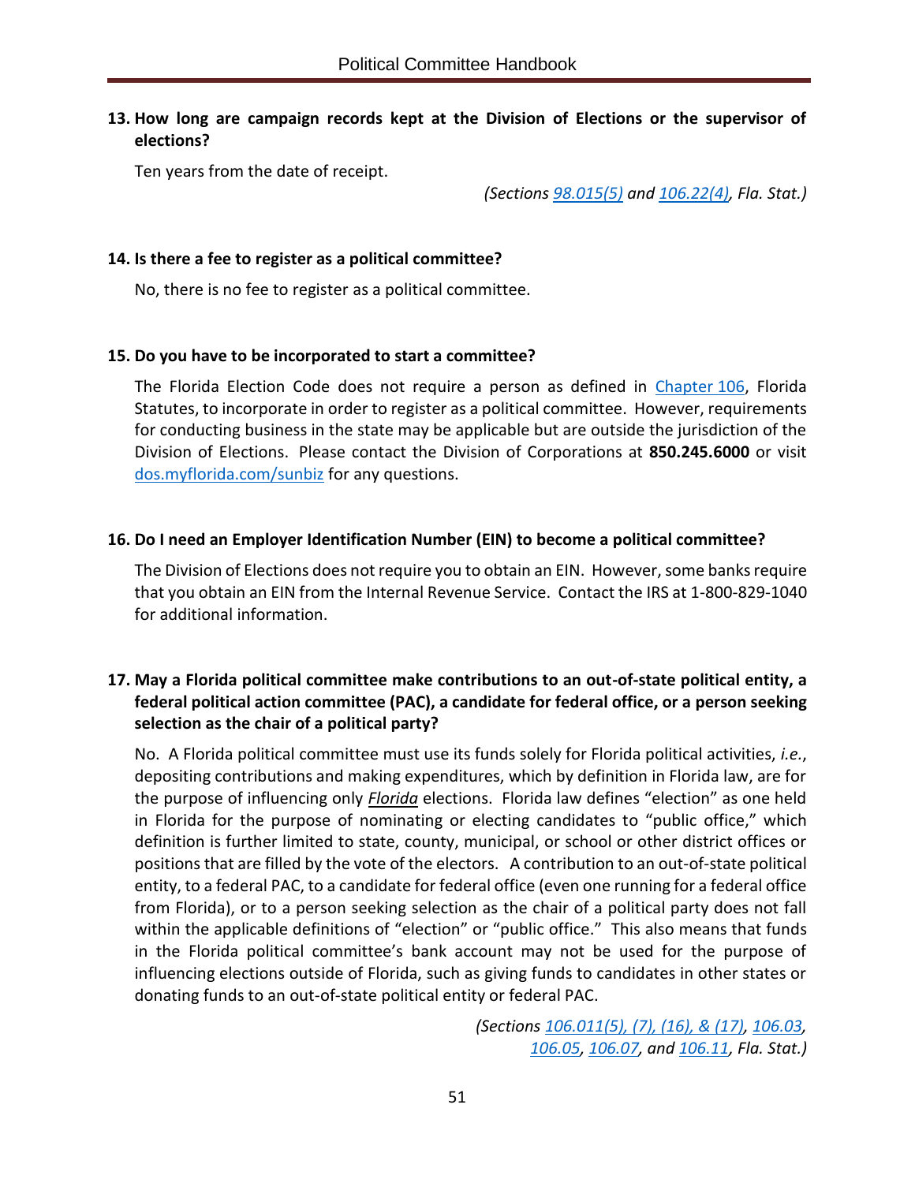**13. How long are campaign records kept at the Division of Elections or the supervisor of elections?**

Ten years from the date of receipt.

*(Sections 98.015(5) and 106.22(4), Fla. Stat.)*

**14. Is there a fee to register as a political committee?**

No, there is no fee to register as a political committee.

**15. Do you have to be incorporated to start a committee?**

The Florida Election Code does not require a person as defined in Chapter 106, Florida Statutes, to incorporate in order to register as a political committee. However, requirements for conducting business in the state may be applicable but are outside the jurisdiction of the Division of Elections. Please contact the Division of Corporations at **850.245.6000** or visit dos.myflorida.com/sunbiz for any questions.

**16. Do I need an Employer Identification Number (EIN) to become a political committee?**

The Division of Elections does not require you to obtain an EIN. However, some banks require that you obtain an EIN from the Internal Revenue Service. Contact the IRS at 1-800-829-1040 for additional information.

**17. May a Florida political committee make contributions to an out-of-state political entity, a federal political action committee (PAC), a candidate for federal office, or a person seeking selection as the chair of a political party?**

No. A Florida political committee must use its funds solely for Florida political activities, *i.e.*, depositing contributions and making expenditures, which by definition in Florida law, are for the purpose of influencing only ***Florida*** elections. Florida law defines "election" as one held in Florida for the purpose of nominating or electing candidates to "public office," which definition is further limited to state, county, municipal, or school or other district offices or positions that are filled by the vote of the electors. A contribution to an out-of-state political entity, to a federal PAC, to a candidate for federal office (even one running for a federal office from Florida), or to a person seeking selection as the chair of a political party does not fall within the applicable definitions of "election" or "public office." This also means that funds in the Florida political committee's bank account may not be used for the purpose of influencing elections outside of Florida, such as giving funds to candidates in other states or donating funds to an out-of-state political entity or federal PAC.

*(Sections 106.011(5), (7), (16), & (17), 106.03, 106.05, 106.07, and 106.11, Fla. Stat.)*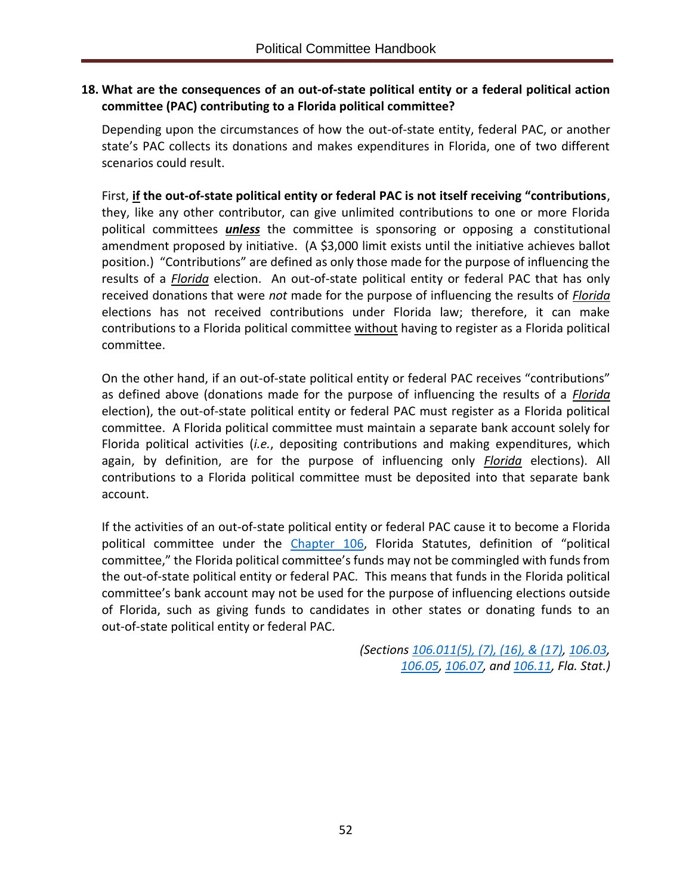**18. What are the consequences of an out-of-state political entity or a federal political action committee (PAC) contributing to a Florida political committee?**

Depending upon the circumstances of how the out-of-state entity, federal PAC, or another state's PAC collects its donations and makes expenditures in Florida, one of two different scenarios could result.

First, **if the out-of-state political entity or federal PAC is not itself receiving "contributions**, they, like any other contributor, can give unlimited contributions to one or more Florida political committees ***unless*** the committee is sponsoring or opposing a constitutional amendment proposed by initiative. (A $3,000 limit exists until the initiative achieves ballot position.) "Contributions" are defined as only those made for the purpose of influencing the results of a *Florida* election. An out-of-state political entity or federal PAC that has only received donations that were *not* made for the purpose of influencing the results of *Florida* elections has not received contributions under Florida law; therefore, it can make contributions to a Florida political committee without having to register as a Florida political committee.

On the other hand, if an out-of-state political entity or federal PAC receives "contributions" as defined above (donations made for the purpose of influencing the results of a *Florida* election), the out-of-state political entity or federal PAC must register as a Florida political committee. A Florida political committee must maintain a separate bank account solely for Florida political activities (*i.e.*, depositing contributions and making expenditures, which again, by definition, are for the purpose of influencing only *Florida* elections). All contributions to a Florida political committee must be deposited into that separate bank account.

If the activities of an out-of-state political entity or federal PAC cause it to become a Florida political committee under the Chapter 106, Florida Statutes, definition of "political committee," the Florida political committee's funds may not be commingled with funds from the out-of-state political entity or federal PAC. This means that funds in the Florida political committee's bank account may not be used for the purpose of influencing elections outside of Florida, such as giving funds to candidates in other states or donating funds to an out-of-state political entity or federal PAC.

*(Sections 106.011(5), (7), (16), & (17), 106.03, 106.05, 106.07, and 106.11, Fla. Stat.)*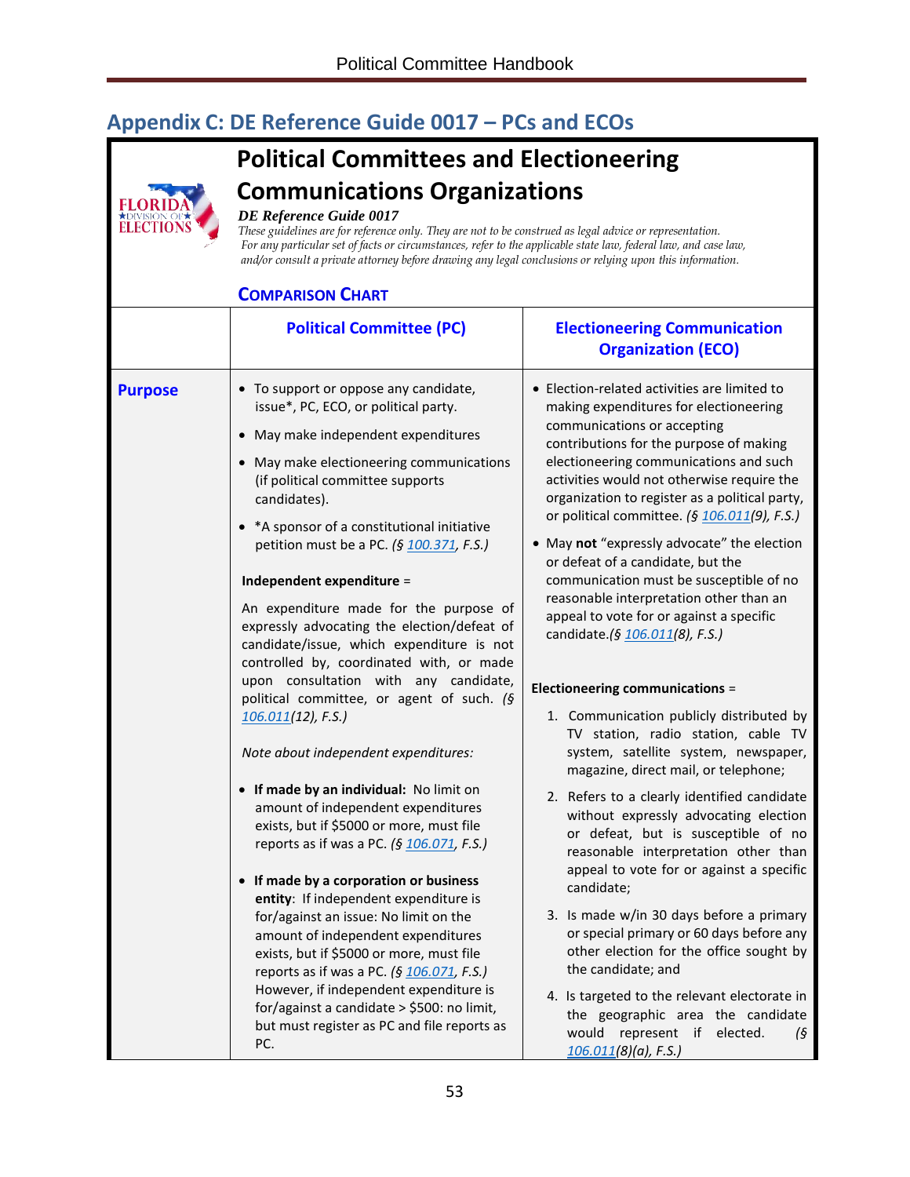## Appendix C: DE Reference Guide 0017 – PCs and ECOs

# Political Committees and Electioneering Communications Organizations

***DE Reference Guide 0017***

*These guidelines are for reference only. They are not to be construed as legal advice or representation. For any particular set of facts or circumstances, refer to the applicable state law, federal law, and case law, and/or consult a private attorney before drawing any legal conclusions or relying upon this information.*

### COMPARISON CHART

| | Political Committee (PC) | Electioneering Communication Organization (ECO) |
|---|---|---|
| **Purpose** | • To support or oppose any candidate, issue*, PC, ECO, or political party.<br>• May make independent expenditures<br>• May make electioneering communications (if political committee supports candidates).<br>• *A sponsor of a constitutional initiative petition must be a PC. *(§ 100.371, F.S.)*<br><br>**Independent expenditure** =<br><br>An expenditure made for the purpose of expressly advocating the election/defeat of candidate/issue, which expenditure is not controlled by, coordinated with, or made upon consultation with any candidate, political committee, or agent of such. *(§ 106.011(12), F.S.)*<br><br>*Note about independent expenditures:*<br><br>• **If made by an individual:** No limit on amount of independent expenditures exists, but if $5000 or more, must file reports as if was a PC. *(§ 106.071, F.S.)*<br><br>• **If made by a corporation or business entity**: If independent expenditure is for/against an issue: No limit on the amount of independent expenditures exists, but if $5000 or more, must file reports as if was a PC. *(§ 106.071, F.S.)* However, if independent expenditure is for/against a candidate > $500: no limit, but must register as PC and file reports as PC. | • Election-related activities are limited to making expenditures for electioneering communications or accepting contributions for the purpose of making electioneering communications and such activities would not otherwise require the organization to register as a political party, or political committee. *(§ 106.011(9), F.S.)*<br>• May **not** "expressly advocate" the election or defeat of a candidate, but the communication must be susceptible of no reasonable interpretation other than an appeal to vote for or against a specific candidate.*(§ 106.011(8), F.S.)*<br><br>**Electioneering communications** =<br><br>1. Communication publicly distributed by TV station, radio station, cable TV system, satellite system, newspaper, magazine, direct mail, or telephone;<br>2. Refers to a clearly identified candidate without expressly advocating election or defeat, but is susceptible of no reasonable interpretation other than appeal to vote for or against a specific candidate;<br>3. Is made w/in 30 days before a primary or special primary or 60 days before any other election for the office sought by the candidate; and<br>4. Is targeted to the relevant electorate in the geographic area the candidate would represent if elected. *(§ 106.011(8)(a), F.S.)* |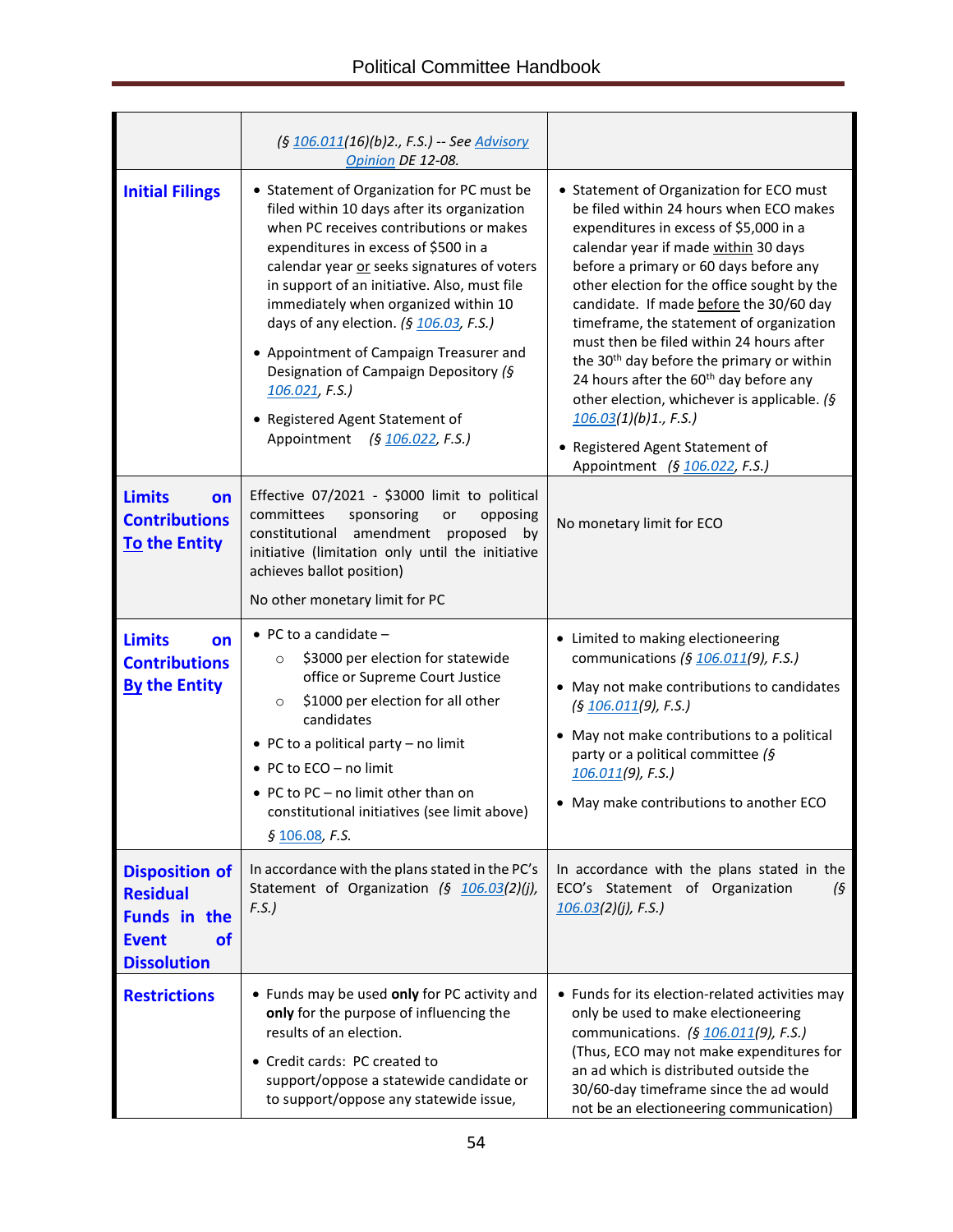| | | |
|---|---|---|
| | *(§ 106.011(16)(b)2., F.S.) -- See Advisory Opinion DE 12-08.* | |
| **Initial Filings** | • Statement of Organization for PC must be filed within 10 days after its organization when PC receives contributions or makes expenditures in excess of $500 in a calendar year or seeks signatures of voters in support of an initiative. Also, must file immediately when organized within 10 days of any election. *(§ 106.03, F.S.)*<br><br>• Appointment of Campaign Treasurer and Designation of Campaign Depository *(§ 106.021, F.S.)*<br><br>• Registered Agent Statement of Appointment *(§ 106.022, F.S.)* | • Statement of Organization for ECO must be filed within 24 hours when ECO makes expenditures in excess of $5,000 in a calendar year if made within 30 days before a primary or 60 days before any other election for the office sought by the candidate. If made before the 30/60 day timeframe, the statement of organization must then be filed within 24 hours after the 30th day before the primary or within 24 hours after the 60th day before any other election, whichever is applicable. *(§ 106.03(1)(b)1., F.S.)*<br><br>• Registered Agent Statement of Appointment *(§ 106.022, F.S.)* |
| **Limits on Contributions To the Entity** | Effective 07/2021 - $3000 limit to political committees sponsoring or opposing constitutional amendment proposed by initiative (limitation only until the initiative achieves ballot position)<br><br>No other monetary limit for PC | No monetary limit for ECO |
| **Limits on Contributions By the Entity** | • PC to a candidate –<br>  ○ $3000 per election for statewide office or Supreme Court Justice<br>  ○ $1000 per election for all other candidates<br>• PC to a political party – no limit<br>• PC to ECO – no limit<br>• PC to PC – no limit other than on constitutional initiatives (see limit above)<br><br>*§ 106.08, F.S.* | • Limited to making electioneering communications *(§ 106.011(9), F.S.)*<br>• May not make contributions to candidates *(§ 106.011(9), F.S.)*<br>• May not make contributions to a political party or a political committee *(§ 106.011(9), F.S.)*<br>• May make contributions to another ECO |
| **Disposition of Residual Funds in the Event of Dissolution** | In accordance with the plans stated in the PC's Statement of Organization *(§ 106.03(2)(j), F.S.)* | In accordance with the plans stated in the ECO's Statement of Organization *(§ 106.03(2)(j), F.S.)* |
| **Restrictions** | • Funds may be used **only** for PC activity and **only** for the purpose of influencing the results of an election.<br><br>• Credit cards: PC created to support/oppose a statewide candidate or to support/oppose any statewide issue, | • Funds for its election-related activities may only be used to make electioneering communications. *(§ 106.011(9), F.S.)* (Thus, ECO may not make expenditures for an ad which is distributed outside the 30/60-day timeframe since the ad would not be an electioneering communication) |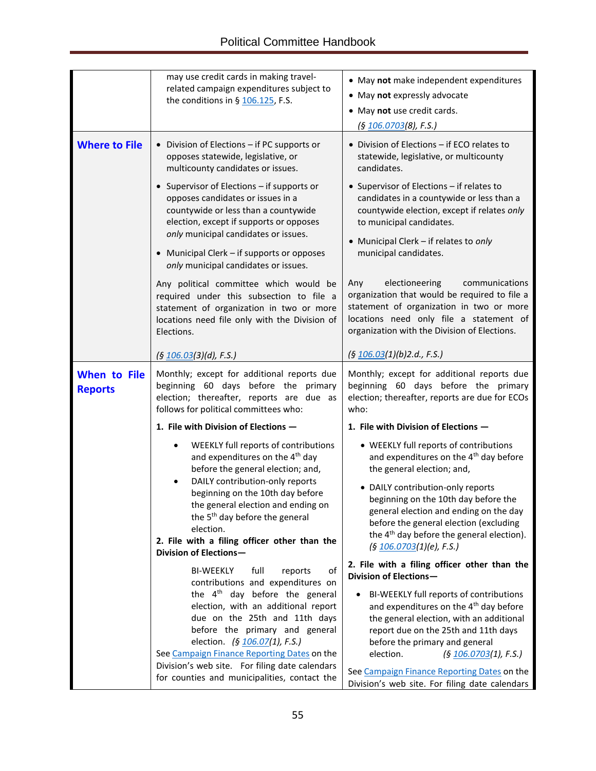| | | |
|---|---|---|
| | may use credit cards in making travel-related campaign expenditures subject to the conditions in § 106.125, F.S. | • May **not** make independent expenditures<br>• May **not** expressly advocate<br>• May **not** use credit cards.<br>*(§ 106.0703(8), F.S.)* |
| **Where to File** | • Division of Elections – if PC supports or opposes statewide, legislative, or multicounty candidates or issues.<br>• Supervisor of Elections – if supports or opposes candidates or issues in a countywide or less than a countywide election, except if supports or opposes *only* municipal candidates or issues.<br>• Municipal Clerk – if supports or opposes *only* municipal candidates or issues.<br><br>Any political committee which would be required under this subsection to file a statement of organization in two or more locations need file only with the Division of Elections.<br><br>*(§ 106.03(3)(d), F.S.)* | • Division of Elections – if ECO relates to statewide, legislative, or multicounty candidates.<br>• Supervisor of Elections – if relates to candidates in a countywide or less than a countywide election, except if relates *only* to municipal candidates.<br>• Municipal Clerk – if relates to *only* municipal candidates.<br><br>Any electioneering communications organization that would be required to file a statement of organization in two or more locations need only file a statement of organization with the Division of Elections.<br><br>*(§ 106.03(1)(b)2.d., F.S.)* |
| **When to File Reports** | Monthly; except for additional reports due beginning 60 days before the primary election; thereafter, reports are due as follows for political committees who:<br><br>**1. File with Division of Elections —**<br>• WEEKLY full reports of contributions and expenditures on the 4th day before the general election; and,<br>• DAILY contribution-only reports beginning on the 10th day before the general election and ending on the 5th day before the general election.<br><br>**2. File with a filing officer other than the Division of Elections—**<br>BI-WEEKLY full reports of contributions and expenditures on the 4th day before the general election, with an additional report due on the 25th and 11th days before the primary and general election. *(§ 106.07(1), F.S.)*<br>See Campaign Finance Reporting Dates on the Division's web site. For filing date calendars for counties and municipalities, contact the | Monthly; except for additional reports due beginning 60 days before the primary election; thereafter, reports are due for ECOs who:<br><br>**1. File with Division of Elections —**<br>• WEEKLY full reports of contributions and expenditures on the 4th day before the general election; and,<br>• DAILY contribution-only reports beginning on the 10th day before the general election and ending on the day before the general election (excluding the 4th day before the general election). *(§ 106.0703(1)(e), F.S.)*<br><br>**2. File with a filing officer other than the Division of Elections—**<br>• BI-WEEKLY full reports of contributions and expenditures on the 4th day before the general election, with an additional report due on the 25th and 11th days before the primary and general election. *(§ 106.0703(1), F.S.)*<br><br>See Campaign Finance Reporting Dates on the Division's web site. For filing date calendars |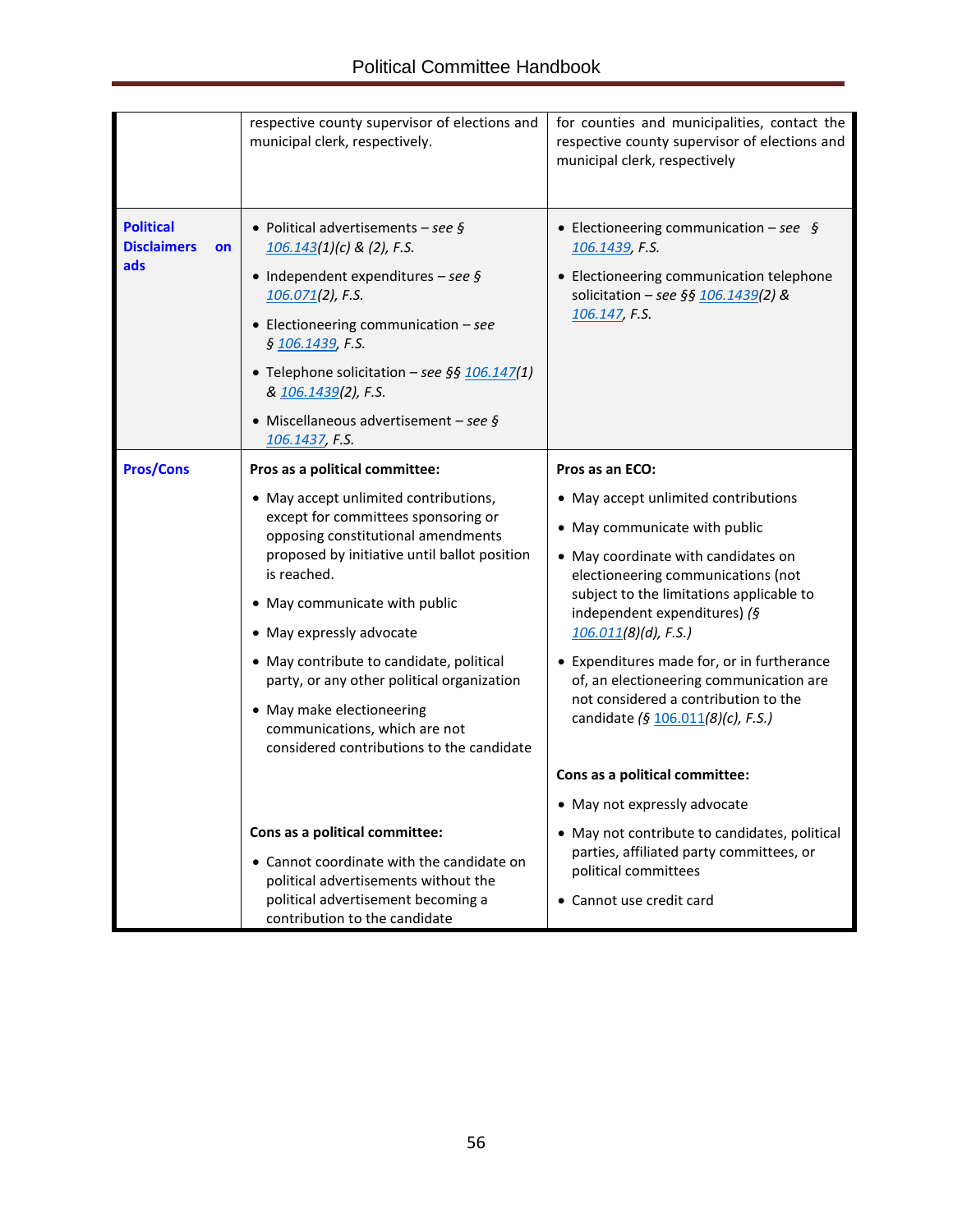| | | |
|---|---|---|
| | respective county supervisor of elections and municipal clerk, respectively. | for counties and municipalities, contact the respective county supervisor of elections and municipal clerk, respectively |
| **Political Disclaimers on ads** | • Political advertisements – *see § 106.143(1)(c) & (2), F.S.*<br>• Independent expenditures – *see § 106.071(2), F.S.*<br>• Electioneering communication – *see § 106.1439, F.S.*<br>• Telephone solicitation – *see §§ 106.147(1) & 106.1439(2), F.S.*<br>• Miscellaneous advertisement – *see § 106.1437, F.S.* | • Electioneering communication – *see § 106.1439, F.S.*<br>• Electioneering communication telephone solicitation – *see §§ 106.1439(2) & 106.147, F.S.* |
| **Pros/Cons** | **Pros as a political committee:**<br>• May accept unlimited contributions, except for committees sponsoring or opposing constitutional amendments proposed by initiative until ballot position is reached.<br>• May communicate with public<br>• May expressly advocate<br>• May contribute to candidate, political party, or any other political organization<br>• May make electioneering communications, which are not considered contributions to the candidate<br><br>**Cons as a political committee:**<br>• Cannot coordinate with the candidate on political advertisements without the political advertisement becoming a contribution to the candidate | **Pros as an ECO:**<br>• May accept unlimited contributions<br>• May communicate with public<br>• May coordinate with candidates on electioneering communications (not subject to the limitations applicable to independent expenditures) *(§ 106.011(8)(d), F.S.)*<br>• Expenditures made for, or in furtherance of, an electioneering communication are not considered a contribution to the candidate *(§ 106.011(8)(c), F.S.)*<br><br>**Cons as a political committee:**<br>• May not expressly advocate<br>• May not contribute to candidates, political parties, affiliated party committees, or political committees<br>• Cannot use credit card |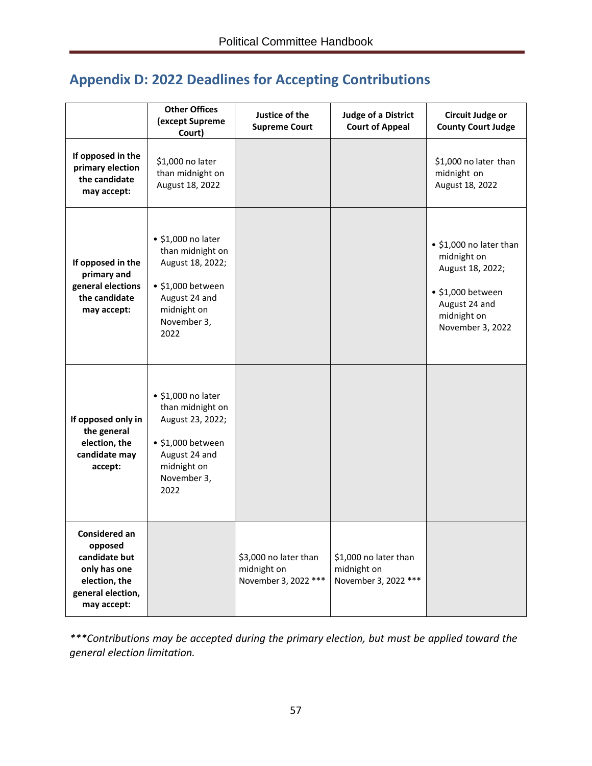## Appendix D: 2022 Deadlines for Accepting Contributions

| | Other Offices (except Supreme Court) | Justice of the Supreme Court | Judge of a District Court of Appeal | Circuit Judge or County Court Judge |
|---|---|---|---|---|
| **If opposed in the primary election the candidate may accept:** | $1,000 no later than midnight on August 18, 2022 | | | $1,000 no later than midnight on August 18, 2022 |
| **If opposed in the primary and general elections the candidate may accept:** | • $1,000 no later than midnight on August 18, 2022; • $1,000 between August 24 and midnight on November 3, 2022 | | | • $1,000 no later than midnight on August 18, 2022; • $1,000 between August 24 and midnight on November 3, 2022 |
| **If opposed only in the general election, the candidate may accept:** | • $1,000 no later than midnight on August 23, 2022; • $1,000 between August 24 and midnight on November 3, 2022 | | | |
| **Considered an opposed candidate but only has one election, the general election, may accept:** | | $3,000 no later than midnight on November 3, 2022 *** | $1,000 no later than midnight on November 3, 2022 *** | |

****Contributions may be accepted during the primary election, but must be applied toward the general election limitation.*